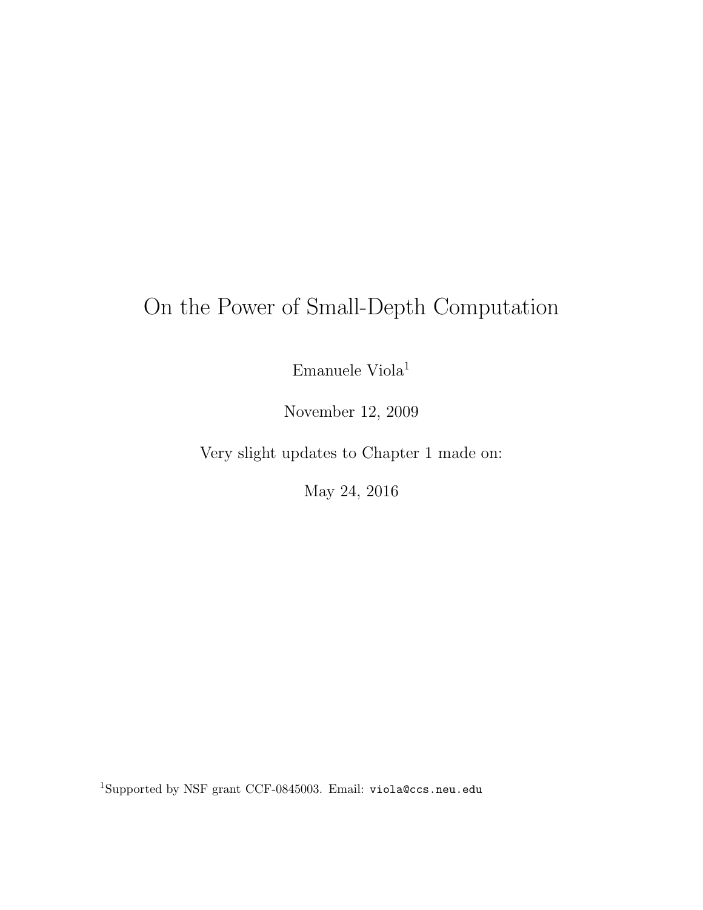# On the Power of Small-Depth Computation

Emanuele Viola[1]

November 12, 2009

Very slight updates to Chapter 1 made on:

May 24, 2016

[1]Supported by NSF grant CCF-0845003. Email: `viola@ccs.neu.edu`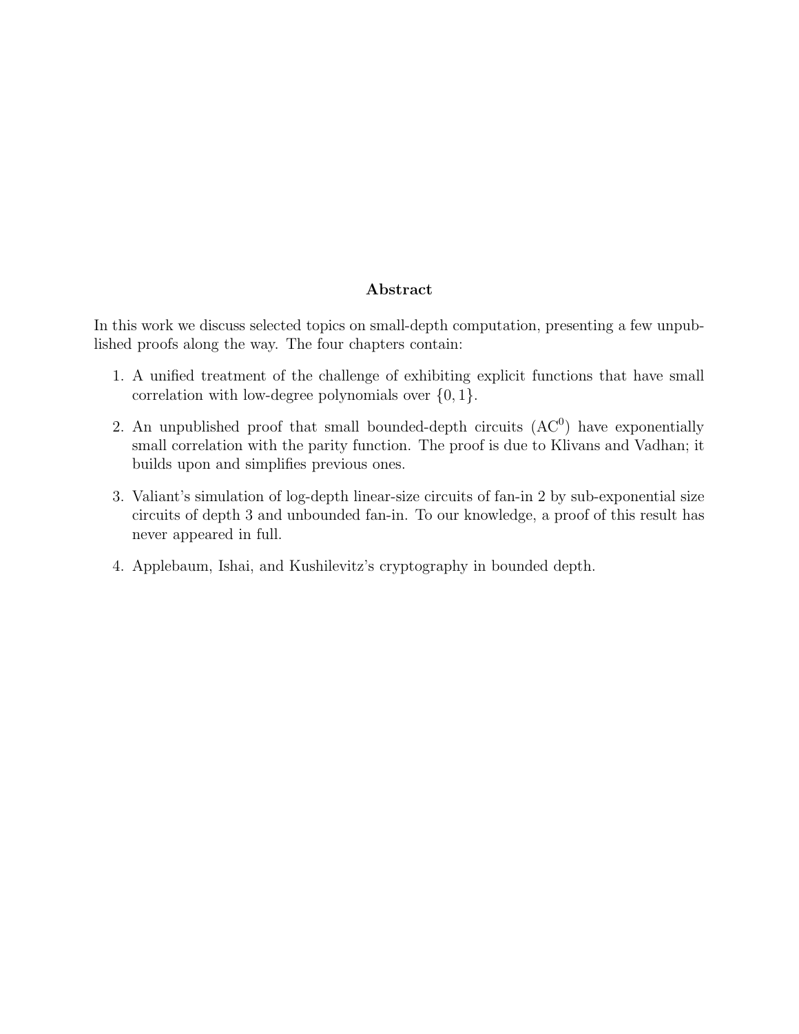## Abstract

In this work we discuss selected topics on small-depth computation, presenting a few unpublished proofs along the way. The four chapters contain:

1. A unified treatment of the challenge of exhibiting explicit functions that have small correlation with low-degree polynomials over $\{0, 1\}$.
2. An unpublished proof that small bounded-depth circuits ($\mathrm{AC}^0$) have exponentially small correlation with the parity function. The proof is due to Klivans and Vadhan; it builds upon and simplifies previous ones.
3. Valiant's simulation of log-depth linear-size circuits of fan-in 2 by sub-exponential size circuits of depth 3 and unbounded fan-in. To our knowledge, a proof of this result has never appeared in full.
4. Applebaum, Ishai, and Kushilevitz's cryptography in bounded depth.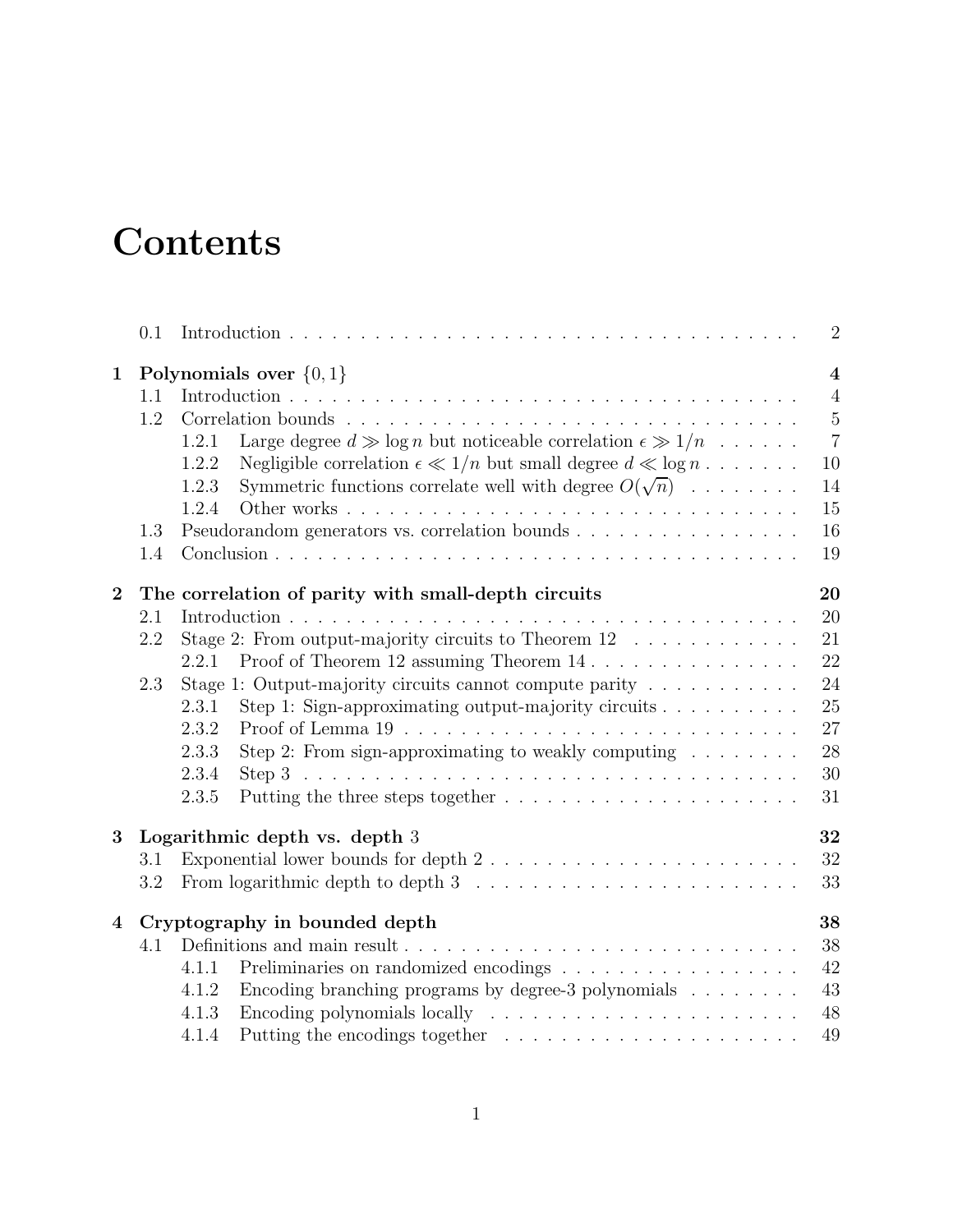# Contents

- 0.1 Introduction . . . 2

**1 Polynomials over $\{0,1\}$** **4**

- 1.1 Introduction . . . 4
- 1.2 Correlation bounds . . . 5
  - 1.2.1 Large degree $d \gg \log n$ but noticeable correlation $\epsilon \gg 1/n$ . . . 7
  - 1.2.2 Negligible correlation $\epsilon \ll 1/n$ but small degree $d \ll \log n$ . . . 10
  - 1.2.3 Symmetric functions correlate well with degree $O(\sqrt{n})$ . . . 14
  - 1.2.4 Other works . . . 15
- 1.3 Pseudorandom generators vs. correlation bounds . . . 16
- 1.4 Conclusion . . . 19

**2 The correlation of parity with small-depth circuits** **20**

- 2.1 Introduction . . . 20
- 2.2 Stage 2: From output-majority circuits to Theorem 12 . . . 21
  - 2.2.1 Proof of Theorem 12 assuming Theorem 14 . . . 22
- 2.3 Stage 1: Output-majority circuits cannot compute parity . . . 24
  - 2.3.1 Step 1: Sign-approximating output-majority circuits . . . 25
  - 2.3.2 Proof of Lemma 19 . . . 27
  - 2.3.3 Step 2: From sign-approximating to weakly computing . . . 28
  - 2.3.4 Step 3 . . . 30
  - 2.3.5 Putting the three steps together . . . 31

**3 Logarithmic depth vs. depth 3** **32**

- 3.1 Exponential lower bounds for depth 2 . . . 32
- 3.2 From logarithmic depth to depth 3 . . . 33

**4 Cryptography in bounded depth** **38**

- 4.1 Definitions and main result . . . 38
  - 4.1.1 Preliminaries on randomized encodings . . . 42
  - 4.1.2 Encoding branching programs by degree-3 polynomials . . . 43
  - 4.1.3 Encoding polynomials locally . . . 48
  - 4.1.4 Putting the encodings together . . . 49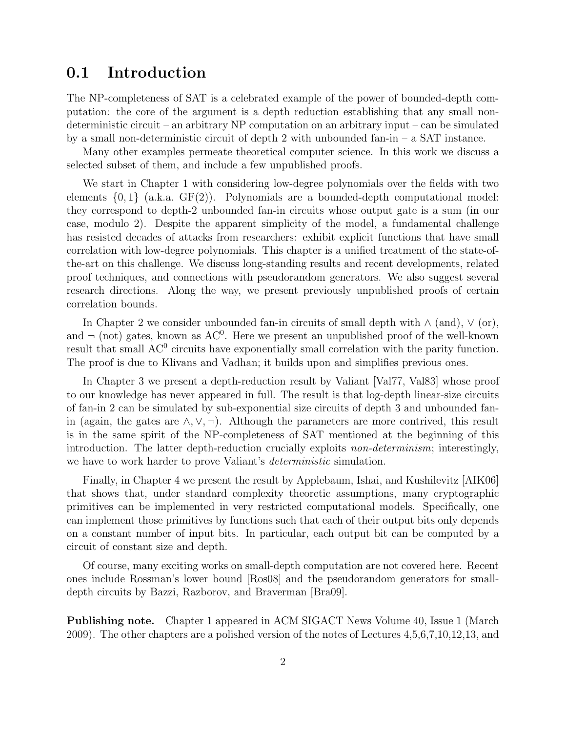## 0.1 Introduction

The NP-completeness of SAT is a celebrated example of the power of bounded-depth computation: the core of the argument is a depth reduction establishing that any small non-deterministic circuit – an arbitrary NP computation on an arbitrary input – can be simulated by a small non-deterministic circuit of depth 2 with unbounded fan-in – a SAT instance.

Many other examples permeate theoretical computer science. In this work we discuss a selected subset of them, and include a few unpublished proofs.

We start in Chapter 1 with considering low-degree polynomials over the fields with two elements $\{0, 1\}$ (a.k.a. GF(2)). Polynomials are a bounded-depth computational model: they correspond to depth-2 unbounded fan-in circuits whose output gate is a sum (in our case, modulo 2). Despite the apparent simplicity of the model, a fundamental challenge has resisted decades of attacks from researchers: exhibit explicit functions that have small correlation with low-degree polynomials. This chapter is a unified treatment of the state-of-the-art on this challenge. We discuss long-standing results and recent developments, related proof techniques, and connections with pseudorandom generators. We also suggest several research directions. Along the way, we present previously unpublished proofs of certain correlation bounds.

In Chapter 2 we consider unbounded fan-in circuits of small depth with $\wedge$ (and), $\vee$ (or), and $\neg$ (not) gates, known as $\mathrm{AC}^0$. Here we present an unpublished proof of the well-known result that small $\mathrm{AC}^0$ circuits have exponentially small correlation with the parity function. The proof is due to Klivans and Vadhan; it builds upon and simplifies previous ones.

In Chapter 3 we present a depth-reduction result by Valiant [Val77, Val83] whose proof to our knowledge has never appeared in full. The result is that log-depth linear-size circuits of fan-in 2 can be simulated by sub-exponential size circuits of depth 3 and unbounded fan-in (again, the gates are $\wedge, \vee, \neg$). Although the parameters are more contrived, this result is in the same spirit of the NP-completeness of SAT mentioned at the beginning of this introduction. The latter depth-reduction crucially exploits *non-determinism*; interestingly, we have to work harder to prove Valiant's *deterministic* simulation.

Finally, in Chapter 4 we present the result by Applebaum, Ishai, and Kushilevitz [AIK06] that shows that, under standard complexity theoretic assumptions, many cryptographic primitives can be implemented in very restricted computational models. Specifically, one can implement those primitives by functions such that each of their output bits only depends on a constant number of input bits. In particular, each output bit can be computed by a circuit of constant size and depth.

Of course, many exciting works on small-depth computation are not covered here. Recent ones include Rossman's lower bound [Ros08] and the pseudorandom generators for small-depth circuits by Bazzi, Razborov, and Braverman [Bra09].

**Publishing note.** Chapter 1 appeared in ACM SIGACT News Volume 40, Issue 1 (March 2009). The other chapters are a polished version of the notes of Lectures 4,5,6,7,10,12,13, and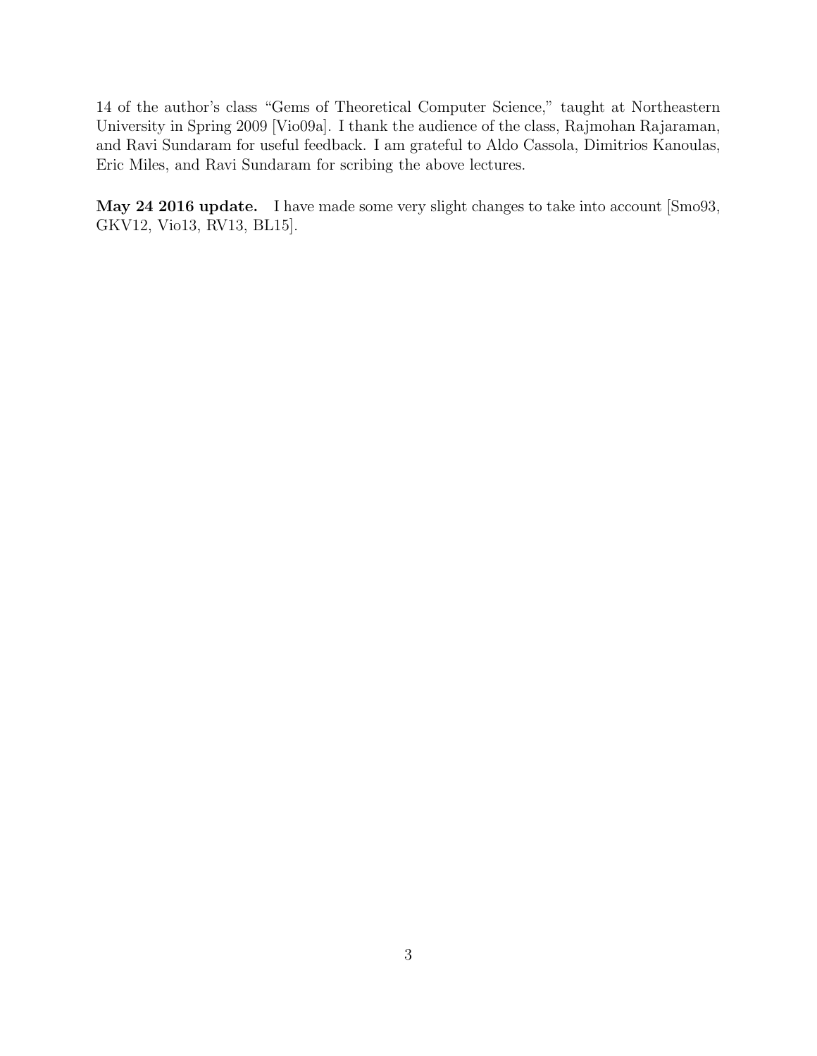14 of the author's class "Gems of Theoretical Computer Science," taught at Northeastern University in Spring 2009 [Vio09a]. I thank the audience of the class, Rajmohan Rajaraman, and Ravi Sundaram for useful feedback. I am grateful to Aldo Cassola, Dimitrios Kanoulas, Eric Miles, and Ravi Sundaram for scribing the above lectures.

**May 24 2016 update.** I have made some very slight changes to take into account [Smo93, GKV12, Vio13, RV13, BL15].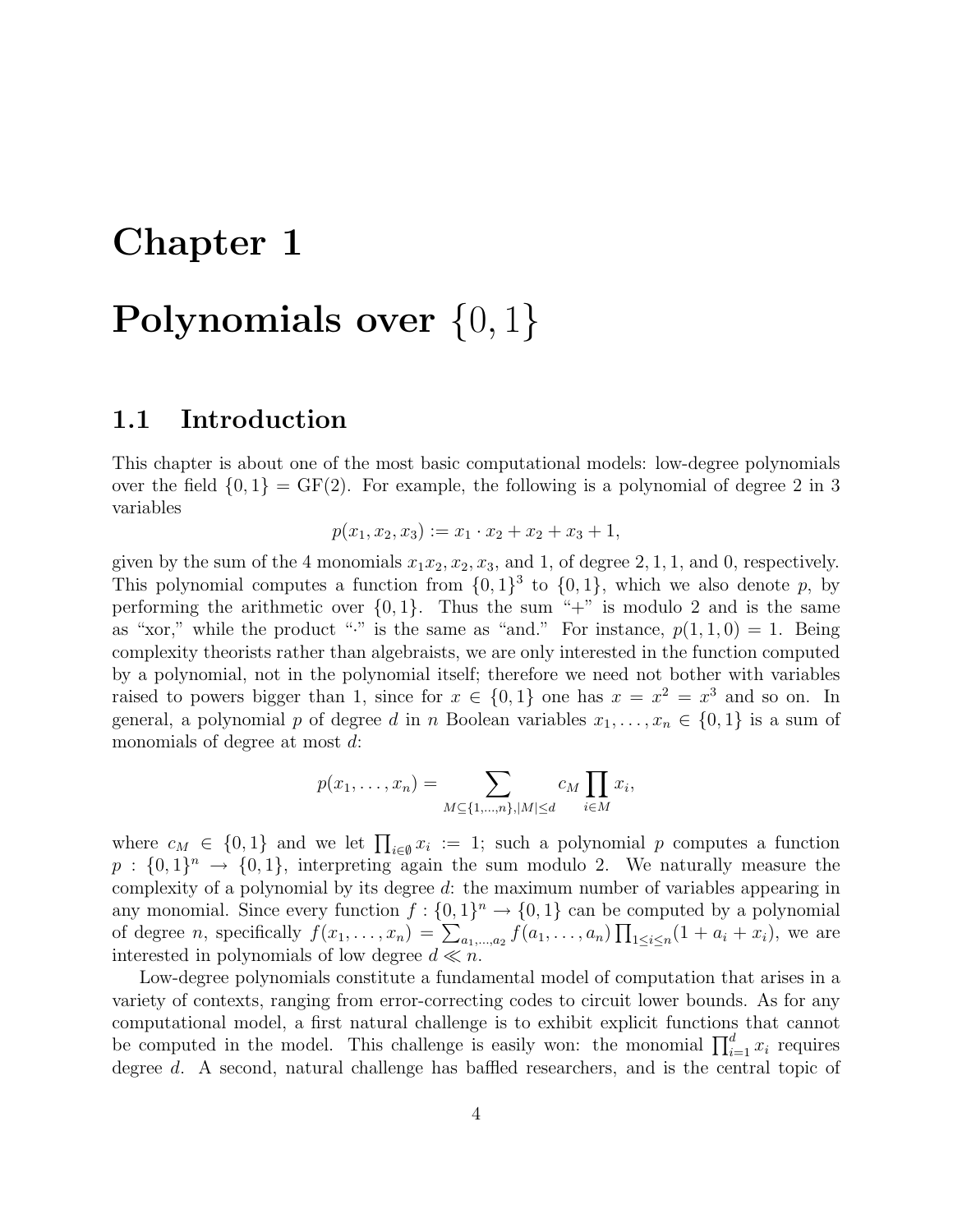# Chapter 1

# Polynomials over $\{0, 1\}$

## 1.1 Introduction

This chapter is about one of the most basic computational models: low-degree polynomials over the field $\{0,1\} = \mathrm{GF}(2)$. For example, the following is a polynomial of degree 2 in 3 variables

$$p(x_1, x_2, x_3) := x_1 \cdot x_2 + x_2 + x_3 + 1,$$

given by the sum of the 4 monomials $x_1 x_2, x_2, x_3$, and 1, of degree $2, 1, 1$, and 0, respectively. This polynomial computes a function from $\{0,1\}^3$ to $\{0,1\}$, which we also denote $p$, by performing the arithmetic over $\{0,1\}$. Thus the sum "+" is modulo 2 and is the same as "xor," while the product "$\cdot$" is the same as "and." For instance, $p(1,1,0) = 1$. Being complexity theorists rather than algebraists, we are only interested in the function computed by a polynomial, not in the polynomial itself; therefore we need not bother with variables raised to powers bigger than 1, since for $x \in \{0,1\}$ one has $x = x^2 = x^3$ and so on. In general, a polynomial $p$ of degree $d$ in $n$ Boolean variables $x_1, \ldots, x_n \in \{0,1\}$ is a sum of monomials of degree at most $d$:

$$p(x_1, \ldots, x_n) = \sum_{M \subseteq \{1,\ldots,n\}, |M| \leq d} c_M \prod_{i \in M} x_i,$$

where $c_M \in \{0,1\}$ and we let $\prod_{i \in \emptyset} x_i := 1$; such a polynomial $p$ computes a function $p : \{0,1\}^n \to \{0,1\}$, interpreting again the sum modulo 2. We naturally measure the complexity of a polynomial by its degree $d$: the maximum number of variables appearing in any monomial. Since every function $f : \{0,1\}^n \to \{0,1\}$ can be computed by a polynomial of degree $n$, specifically $f(x_1, \ldots, x_n) = \sum_{a_1,\ldots,a_2} f(a_1, \ldots, a_n) \prod_{1 \leq i \leq n} (1 + a_i + x_i)$, we are interested in polynomials of low degree $d \ll n$.

Low-degree polynomials constitute a fundamental model of computation that arises in a variety of contexts, ranging from error-correcting codes to circuit lower bounds. As for any computational model, a first natural challenge is to exhibit explicit functions that cannot be computed in the model. This challenge is easily won: the monomial $\prod_{i=1}^{d} x_i$ requires degree $d$. A second, natural challenge has baffled researchers, and is the central topic of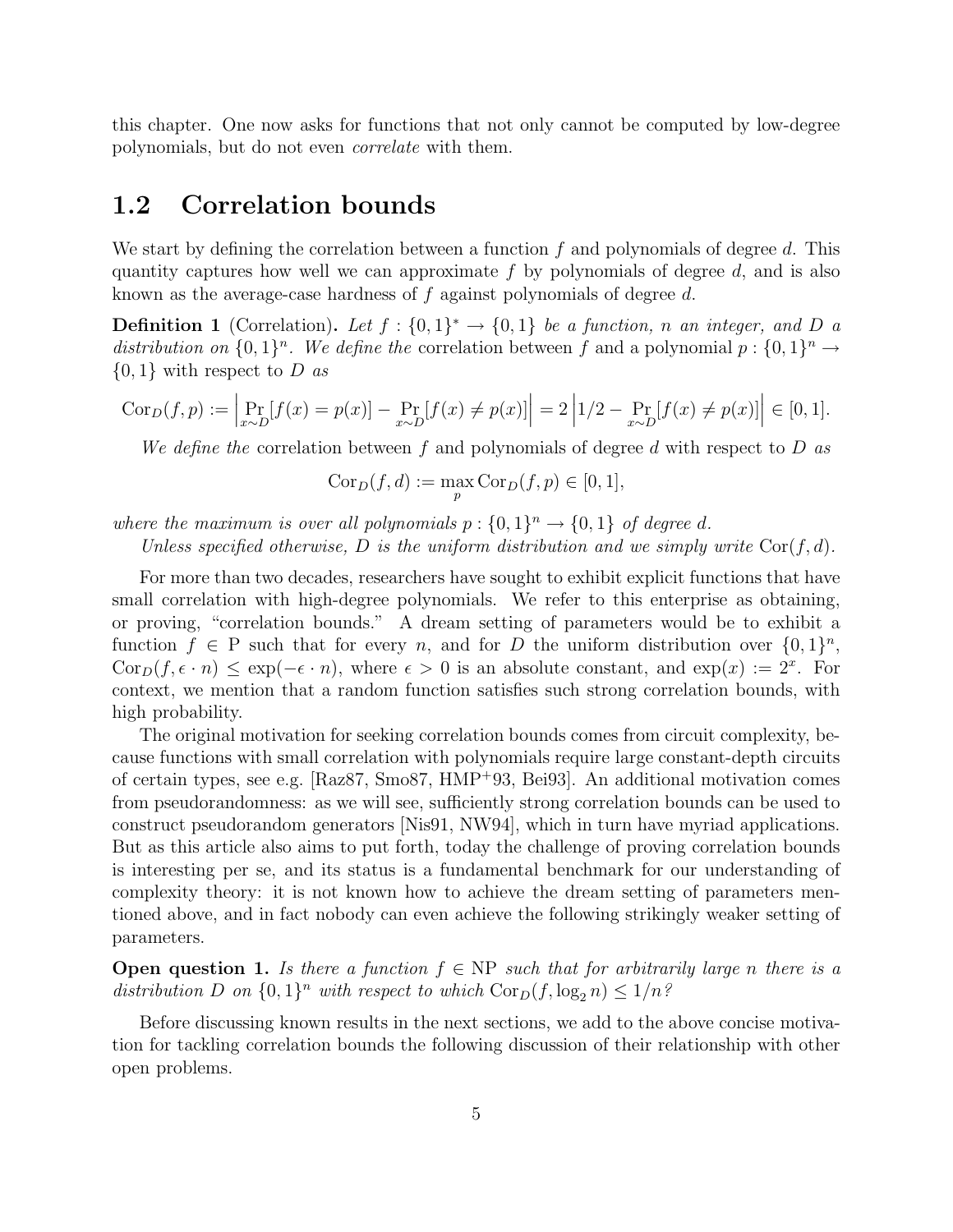this chapter. One now asks for functions that not only cannot be computed by low-degree polynomials, but do not even *correlate* with them.

## 1.2 Correlation bounds

We start by defining the correlation between a function $f$ and polynomials of degree $d$. This quantity captures how well we can approximate $f$ by polynomials of degree $d$, and is also known as the average-case hardness of $f$ against polynomials of degree $d$.

**Definition 1** (Correlation)**.** *Let $f : \{0,1\}^* \to \{0,1\}$ be a function, $n$ an integer, and $D$ a distribution on $\{0,1\}^n$. We define the* correlation between $f$ and a polynomial $p : \{0,1\}^n \to \{0,1\}$ with respect to $D$ *as*

$$\mathrm{Cor}_D(f,p) := \left| \Pr_{x \sim D}[f(x) = p(x)] - \Pr_{x \sim D}[f(x) \neq p(x)] \right| = 2 \left| 1/2 - \Pr_{x \sim D}[f(x) \neq p(x)] \right| \in [0,1].$$

*We define the* correlation between $f$ and polynomials of degree $d$ with respect to $D$ *as*

$$\mathrm{Cor}_D(f,d) := \max_p \mathrm{Cor}_D(f,p) \in [0,1],$$

*where the maximum is over all polynomials $p : \{0,1\}^n \to \{0,1\}$ of degree $d$.*

*Unless specified otherwise, $D$ is the uniform distribution and we simply write $\mathrm{Cor}(f,d)$.*

For more than two decades, researchers have sought to exhibit explicit functions that have small correlation with high-degree polynomials. We refer to this enterprise as obtaining, or proving, "correlation bounds." A dream setting of parameters would be to exhibit a function $f \in \mathrm{P}$ such that for every $n$, and for $D$ the uniform distribution over $\{0,1\}^n$, $\mathrm{Cor}_D(f, \epsilon \cdot n) \leq \exp(-\epsilon \cdot n)$, where $\epsilon > 0$ is an absolute constant, and $\exp(x) := 2^x$. For context, we mention that a random function satisfies such strong correlation bounds, with high probability.

The original motivation for seeking correlation bounds comes from circuit complexity, because functions with small correlation with polynomials require large constant-depth circuits of certain types, see e.g. [Raz87, Smo87, HMP+93, Bei93]. An additional motivation comes from pseudorandomness: as we will see, sufficiently strong correlation bounds can be used to construct pseudorandom generators [Nis91, NW94], which in turn have myriad applications. But as this article also aims to put forth, today the challenge of proving correlation bounds is interesting per se, and its status is a fundamental benchmark for our understanding of complexity theory: it is not known how to achieve the dream setting of parameters mentioned above, and in fact nobody can even achieve the following strikingly weaker setting of parameters.

**Open question 1.** *Is there a function $f \in \mathrm{NP}$ such that for arbitrarily large $n$ there is a distribution $D$ on $\{0,1\}^n$ with respect to which $\mathrm{Cor}_D(f, \log_2 n) \leq 1/n$?*

Before discussing known results in the next sections, we add to the above concise motivation for tackling correlation bounds the following discussion of their relationship with other open problems.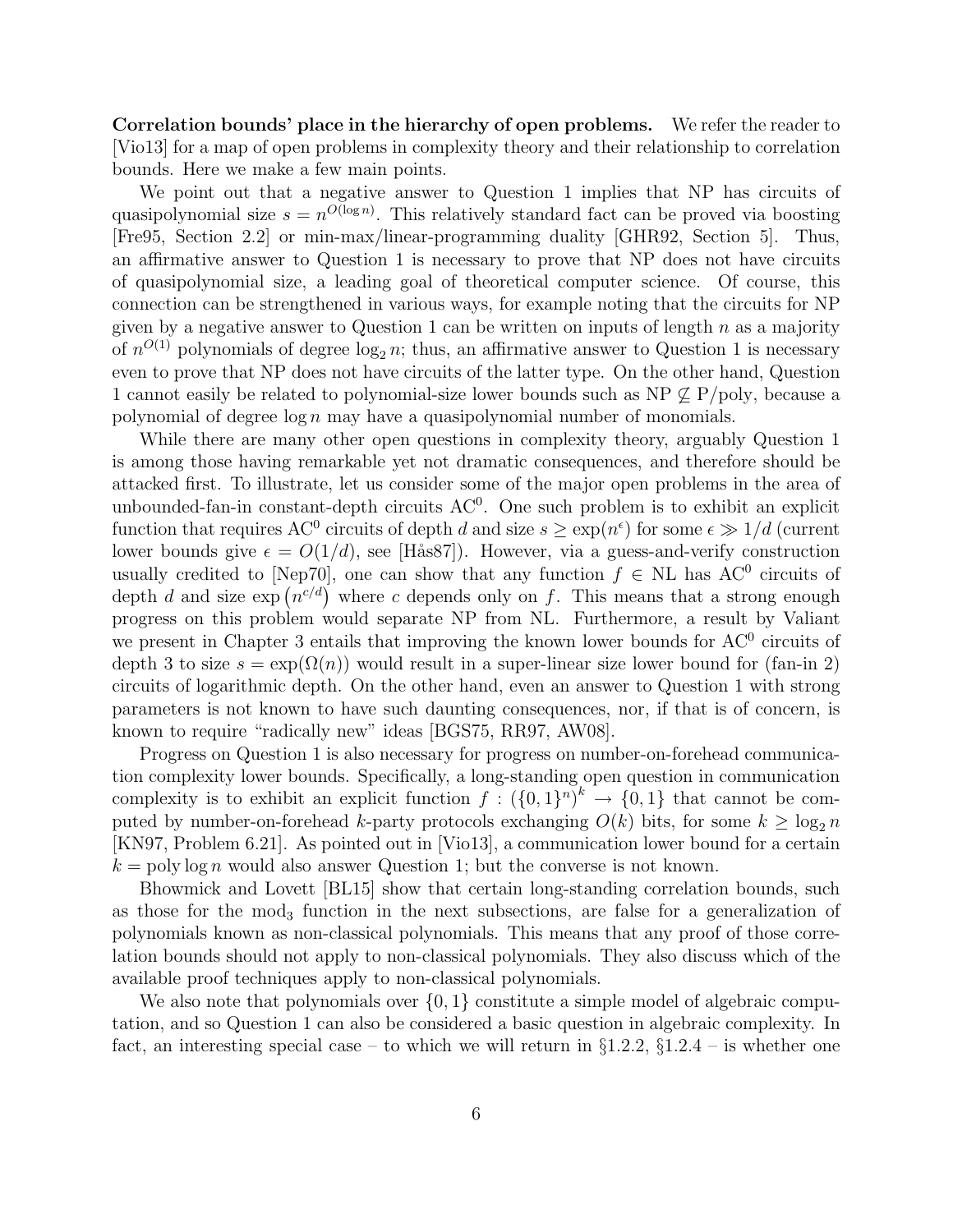**Correlation bounds' place in the hierarchy of open problems.** We refer the reader to [Vio13] for a map of open problems in complexity theory and their relationship to correlation bounds. Here we make a few main points.

We point out that a negative answer to Question 1 implies that NP has circuits of quasipolynomial size $s = n^{O(\log n)}$. This relatively standard fact can be proved via boosting [Fre95, Section 2.2] or min-max/linear-programming duality [GHR92, Section 5]. Thus, an affirmative answer to Question 1 is necessary to prove that NP does not have circuits of quasipolynomial size, a leading goal of theoretical computer science. Of course, this connection can be strengthened in various ways, for example noting that the circuits for NP given by a negative answer to Question 1 can be written on inputs of length $n$ as a majority of $n^{O(1)}$ polynomials of degree $\log_2 n$; thus, an affirmative answer to Question 1 is necessary even to prove that NP does not have circuits of the latter type. On the other hand, Question 1 cannot easily be related to polynomial-size lower bounds such as NP $\not\subseteq$ P/poly, because a polynomial of degree $\log n$ may have a quasipolynomial number of monomials.

While there are many other open questions in complexity theory, arguably Question 1 is among those having remarkable yet not dramatic consequences, and therefore should be attacked first. To illustrate, let us consider some of the major open problems in the area of unbounded-fan-in constant-depth circuits $\mathrm{AC}^0$. One such problem is to exhibit an explicit function that requires $\mathrm{AC}^0$ circuits of depth $d$ and size $s \geq \exp(n^\epsilon)$ for some $\epsilon \gg 1/d$ (current lower bounds give $\epsilon = O(1/d)$, see [Hås87]). However, via a guess-and-verify construction usually credited to [Nep70], one can show that any function $f \in$ NL has $\mathrm{AC}^0$ circuits of depth $d$ and size $\exp\left(n^{c/d}\right)$ where $c$ depends only on $f$. This means that a strong enough progress on this problem would separate NP from NL. Furthermore, a result by Valiant we present in Chapter 3 entails that improving the known lower bounds for $\mathrm{AC}^0$ circuits of depth 3 to size $s = \exp(\Omega(n))$ would result in a super-linear size lower bound for (fan-in 2) circuits of logarithmic depth. On the other hand, even an answer to Question 1 with strong parameters is not known to have such daunting consequences, nor, if that is of concern, is known to require "radically new" ideas [BGS75, RR97, AW08].

Progress on Question 1 is also necessary for progress on number-on-forehead communication complexity lower bounds. Specifically, a long-standing open question in communication complexity is to exhibit an explicit function $f : (\{0,1\}^n)^k \to \{0,1\}$ that cannot be computed by number-on-forehead $k$-party protocols exchanging $O(k)$ bits, for some $k \geq \log_2 n$ [KN97, Problem 6.21]. As pointed out in [Vio13], a communication lower bound for a certain $k = \mathrm{poly}\log n$ would also answer Question 1; but the converse is not known.

Bhowmick and Lovett [BL15] show that certain long-standing correlation bounds, such as those for the $\mathrm{mod}_3$ function in the next subsections, are false for a generalization of polynomials known as non-classical polynomials. This means that any proof of those correlation bounds should not apply to non-classical polynomials. They also discuss which of the available proof techniques apply to non-classical polynomials.

We also note that polynomials over $\{0,1\}$ constitute a simple model of algebraic computation, and so Question 1 can also be considered a basic question in algebraic complexity. In fact, an interesting special case – to which we will return in §1.2.2, §1.2.4 – is whether one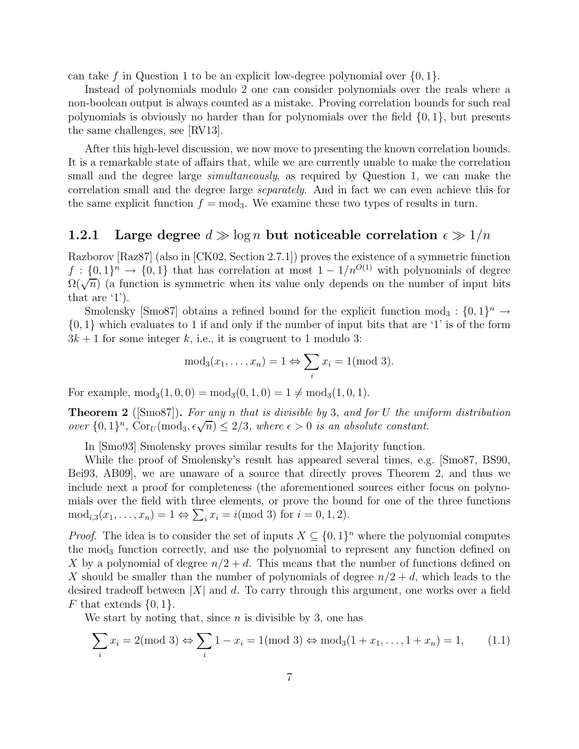can take $f$ in Question 1 to be an explicit low-degree polynomial over $\{0,1\}$.

Instead of polynomials modulo 2 one can consider polynomials over the reals where a non-boolean output is always counted as a mistake. Proving correlation bounds for such real polynomials is obviously no harder than for polynomials over the field $\{0,1\}$, but presents the same challenges, see [RV13].

After this high-level discussion, we now move to presenting the known correlation bounds. It is a remarkable state of affairs that, while we are currently unable to make the correlation small and the degree large *simultaneously*, as required by Question 1, we can make the correlation small and the degree large *separately*. And in fact we can even achieve this for the same explicit function $f = \text{mod}_3$. We examine these two types of results in turn.

### 1.2.1 Large degree $d \gg \log n$ but noticeable correlation $\epsilon \gg 1/n$

Razborov [Raz87] (also in [CK02, Section 2.7.1]) proves the existence of a symmetric function $f : \{0,1\}^n \to \{0,1\}$ that has correlation at most $1 - 1/n^{O(1)}$ with polynomials of degree $\Omega(\sqrt{n})$ (a function is symmetric when its value only depends on the number of input bits that are '1').

Smolensky [Smo87] obtains a refined bound for the explicit function $\text{mod}_3 : \{0,1\}^n \to \{0,1\}$ which evaluates to 1 if and only if the number of input bits that are '1' is of the form $3k+1$ for some integer $k$, i.e., it is congruent to 1 modulo 3:

$$\text{mod}_3(x_1, \ldots, x_n) = 1 \Leftrightarrow \sum_i x_i = 1 (\text{mod } 3).$$

For example, $\text{mod}_3(1,0,0) = \text{mod}_3(0,1,0) = 1 \neq \text{mod}_3(1,0,1)$.

**Theorem 2** ([Smo87])**.** *For any $n$ that is divisible by 3, and for $U$ the uniform distribution over $\{0,1\}^n$, $\text{Cor}_U(\text{mod}_3, \epsilon\sqrt{n}) \leq 2/3$, where $\epsilon > 0$ is an absolute constant.*

In [Smo93] Smolensky proves similar results for the Majority function.

While the proof of Smolensky's result has appeared several times, e.g. [Smo87, BS90, Bei93, AB09], we are unaware of a source that directly proves Theorem 2, and thus we include next a proof for completeness (the aforementioned sources either focus on polynomials over the field with three elements, or prove the bound for one of the three functions $\text{mod}_{i,3}(x_1, \ldots, x_n) = 1 \Leftrightarrow \sum_i x_i = i (\text{mod } 3)$ for $i = 0,1,2$).

*Proof.* The idea is to consider the set of inputs $X \subseteq \{0,1\}^n$ where the polynomial computes the $\text{mod}_3$ function correctly, and use the polynomial to represent any function defined on $X$ by a polynomial of degree $n/2 + d$. This means that the number of functions defined on $X$ should be smaller than the number of polynomials of degree $n/2 + d$, which leads to the desired tradeoff between $|X|$ and $d$. To carry through this argument, one works over a field $F$ that extends $\{0,1\}$.

We start by noting that, since $n$ is divisible by 3, one has

$$\sum_i x_i = 2 (\text{mod } 3) \Leftrightarrow \sum_i 1 - x_i = 1 (\text{mod } 3) \Leftrightarrow \text{mod}_3(1 + x_1, \ldots, 1 + x_n) = 1, \tag{1.1}$$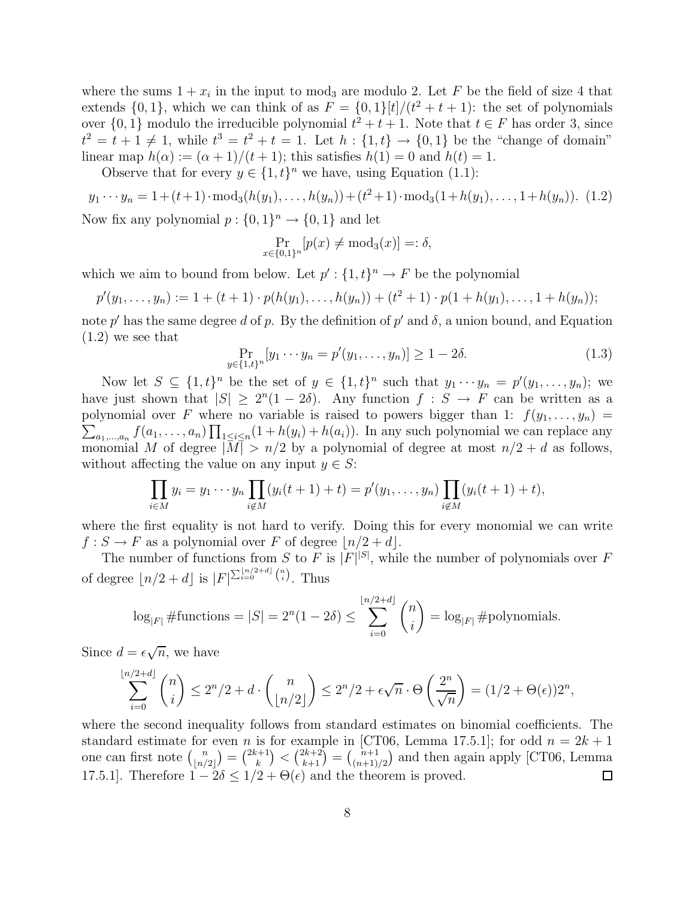where the sums $1 + x_i$ in the input to $\text{mod}_3$ are modulo 2. Let $F$ be the field of size 4 that extends $\{0, 1\}$, which we can think of as $F = \{0, 1\}[t]/(t^2 + t + 1)$: the set of polynomials over $\{0, 1\}$ modulo the irreducible polynomial $t^2 + t + 1$. Note that $t \in F$ has order 3, since $t^2 = t + 1 \neq 1$, while $t^3 = t^2 + t = 1$. Let $h : \{1, t\} \to \{0, 1\}$ be the "change of domain" linear map $h(\alpha) := (\alpha + 1)/(t + 1)$; this satisfies $h(1) = 0$ and $h(t) = 1$.

Observe that for every $y \in \{1, t\}^n$ we have, using Equation (1.1):

$$y_1 \cdots y_n = 1 + (t+1) \cdot \text{mod}_3(h(y_1), \ldots, h(y_n)) + (t^2+1) \cdot \text{mod}_3(1+h(y_1), \ldots, 1+h(y_n)). \quad (1.2)$$

Now fix any polynomial $p : \{0, 1\}^n \to \{0, 1\}$ and let

$$\Pr_{x \in \{0,1\}^n}[p(x) \neq \text{mod}_3(x)] =: \delta,$$

which we aim to bound from below. Let $p' : \{1, t\}^n \to F$ be the polynomial

$$p'(y_1, \ldots, y_n) := 1 + (t+1) \cdot p(h(y_1), \ldots, h(y_n)) + (t^2+1) \cdot p(1 + h(y_1), \ldots, 1 + h(y_n));$$

note $p'$ has the same degree $d$ of $p$. By the definition of $p'$ and $\delta$, a union bound, and Equation (1.2) we see that

$$\Pr_{y \in \{1,t\}^n}[y_1 \cdots y_n = p'(y_1, \ldots, y_n)] \geq 1 - 2\delta. \quad (1.3)$$

Now let $S \subseteq \{1, t\}^n$ be the set of $y \in \{1, t\}^n$ such that $y_1 \cdots y_n = p'(y_1, \ldots, y_n)$; we have just shown that $|S| \geq 2^n(1 - 2\delta)$. Any function $f : S \to F$ can be written as a polynomial over $F$ where no variable is raised to powers bigger than 1: $f(y_1, \ldots, y_n) = \sum_{a_1, \ldots, a_n} f(a_1, \ldots, a_n) \prod_{1 \leq i \leq n}(1 + h(y_i) + h(a_i))$. In any such polynomial we can replace any monomial $M$ of degree $|M| > n/2$ by a polynomial of degree at most $n/2 + d$ as follows, without affecting the value on any input $y \in S$:

$$\prod_{i \in M} y_i = y_1 \cdots y_n \prod_{i \notin M}(y_i(t+1) + t) = p'(y_1, \ldots, y_n) \prod_{i \notin M}(y_i(t+1) + t),$$

where the first equality is not hard to verify. Doing this for every monomial we can write $f : S \to F$ as a polynomial over $F$ of degree $\lfloor n/2 + d \rfloor$.

The number of functions from $S$ to $F$ is $|F|^{|S|}$, while the number of polynomials over $F$ of degree $\lfloor n/2 + d \rfloor$ is $|F|^{\sum_{i=0}^{\lfloor n/2+d \rfloor} \binom{n}{i}}$. Thus

$$\log_{|F|} \#\text{functions} = |S| = 2^n(1 - 2\delta) \leq \sum_{i=0}^{\lfloor n/2+d \rfloor} \binom{n}{i} = \log_{|F|} \#\text{polynomials}.$$

Since $d = \epsilon\sqrt{n}$, we have

$$\sum_{i=0}^{\lfloor n/2+d \rfloor} \binom{n}{i} \leq 2^n/2 + d \cdot \binom{n}{\lfloor n/2 \rfloor} \leq 2^n/2 + \epsilon\sqrt{n} \cdot \Theta\left(\frac{2^n}{\sqrt{n}}\right) = (1/2 + \Theta(\epsilon))2^n,$$

where the second inequality follows from standard estimates on binomial coefficients. The standard estimate for even $n$ is for example in [CT06, Lemma 17.5.1]; for odd $n = 2k + 1$ one can first note $\binom{n}{\lfloor n/2 \rfloor} = \binom{2k+1}{k} < \binom{2k+2}{k+1} = \binom{n+1}{(n+1)/2}$ and then again apply [CT06, Lemma 17.5.1]. Therefore $1 - 2\delta \leq 1/2 + \Theta(\epsilon)$ and the theorem is proved. □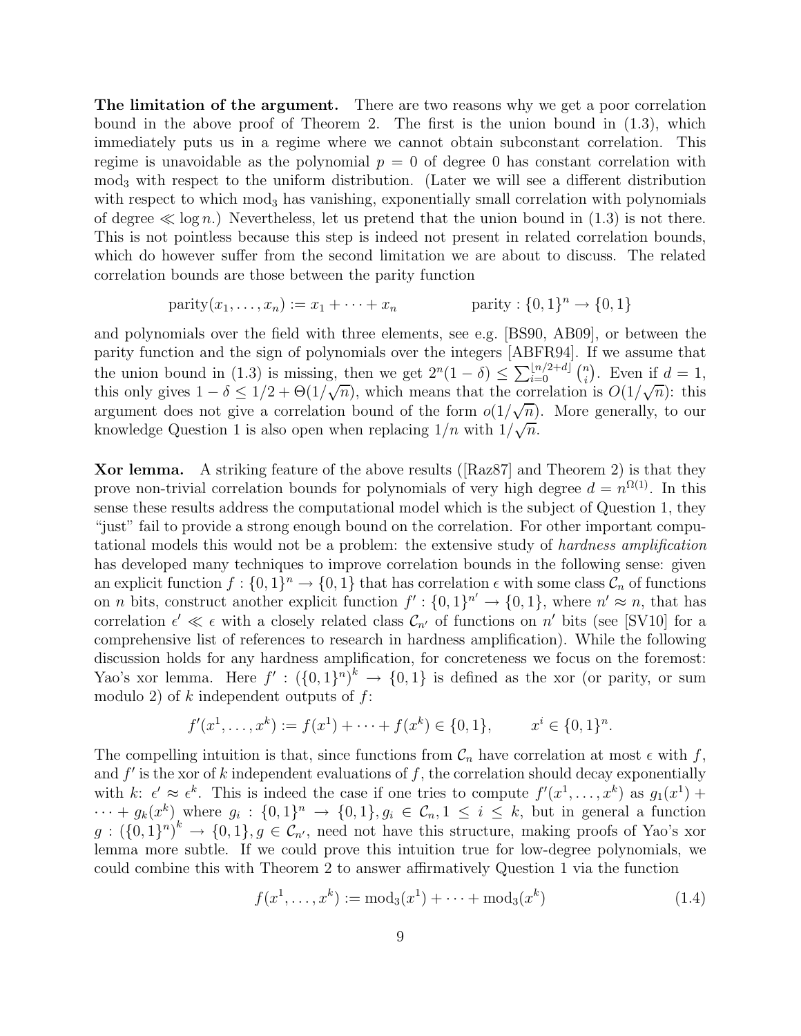**The limitation of the argument.** There are two reasons why we get a poor correlation bound in the above proof of Theorem 2. The first is the union bound in (1.3), which immediately puts us in a regime where we cannot obtain subconstant correlation. This regime is unavoidable as the polynomial $p = 0$ of degree 0 has constant correlation with $\text{mod}_3$ with respect to the uniform distribution. (Later we will see a different distribution with respect to which $\text{mod}_3$ has vanishing, exponentially small correlation with polynomials of degree $\ll \log n$.) Nevertheless, let us pretend that the union bound in (1.3) is not there. This is not pointless because this step is indeed not present in related correlation bounds, which do however suffer from the second limitation we are about to discuss. The related correlation bounds are those between the parity function

$$\text{parity}(x_1, \ldots, x_n) := x_1 + \cdots + x_n \qquad\qquad \text{parity} : \{0,1\}^n \to \{0,1\}$$

and polynomials over the field with three elements, see e.g. [BS90, AB09], or between the parity function and the sign of polynomials over the integers [ABFR94]. If we assume that the union bound in (1.3) is missing, then we get $2^n(1-\delta) \leq \sum_{i=0}^{\lfloor n/2+d \rfloor} \binom{n}{i}$. Even if $d = 1$, this only gives $1 - \delta \leq 1/2 + \Theta(1/\sqrt{n})$, which means that the correlation is $O(1/\sqrt{n})$: this argument does not give a correlation bound of the form $o(1/\sqrt{n})$. More generally, to our knowledge Question 1 is also open when replacing $1/n$ with $1/\sqrt{n}$.

**Xor lemma.** A striking feature of the above results ([Raz87] and Theorem 2) is that they prove non-trivial correlation bounds for polynomials of very high degree $d = n^{\Omega(1)}$. In this sense these results address the computational model which is the subject of Question 1, they "just" fail to provide a strong enough bound on the correlation. For other important computational models this would not be a problem: the extensive study of *hardness amplification* has developed many techniques to improve correlation bounds in the following sense: given an explicit function $f : \{0,1\}^n \to \{0,1\}$ that has correlation $\epsilon$ with some class $\mathcal{C}_n$ of functions on $n$ bits, construct another explicit function $f' : \{0,1\}^{n'} \to \{0,1\}$, where $n' \approx n$, that has correlation $\epsilon' \ll \epsilon$ with a closely related class $\mathcal{C}_{n'}$ of functions on $n'$ bits (see [SV10] for a comprehensive list of references to research in hardness amplification). While the following discussion holds for any hardness amplification, for concreteness we focus on the foremost: Yao's xor lemma. Here $f' : (\{0,1\}^n)^k \to \{0,1\}$ is defined as the xor (or parity, or sum modulo 2) of $k$ independent outputs of $f$:

$$f'(x^1, \ldots, x^k) := f(x^1) + \cdots + f(x^k) \in \{0,1\}, \qquad x^i \in \{0,1\}^n.$$

The compelling intuition is that, since functions from $\mathcal{C}_n$ have correlation at most $\epsilon$ with $f$, and $f'$ is the xor of $k$ independent evaluations of $f$, the correlation should decay exponentially with $k$: $\epsilon' \approx \epsilon^k$. This is indeed the case if one tries to compute $f'(x^1, \ldots, x^k)$ as $g_1(x^1) + \cdots + g_k(x^k)$ where $g_i : \{0,1\}^n \to \{0,1\}, g_i \in \mathcal{C}_n, 1 \leq i \leq k$, but in general a function $g : (\{0,1\}^n)^k \to \{0,1\}, g \in \mathcal{C}_{n'}$, need not have this structure, making proofs of Yao's xor lemma more subtle. If we could prove this intuition true for low-degree polynomials, we could combine this with Theorem 2 to answer affirmatively Question 1 via the function

$$f(x^1, \ldots, x^k) := \text{mod}_3(x^1) + \cdots + \text{mod}_3(x^k) \tag{1.4}$$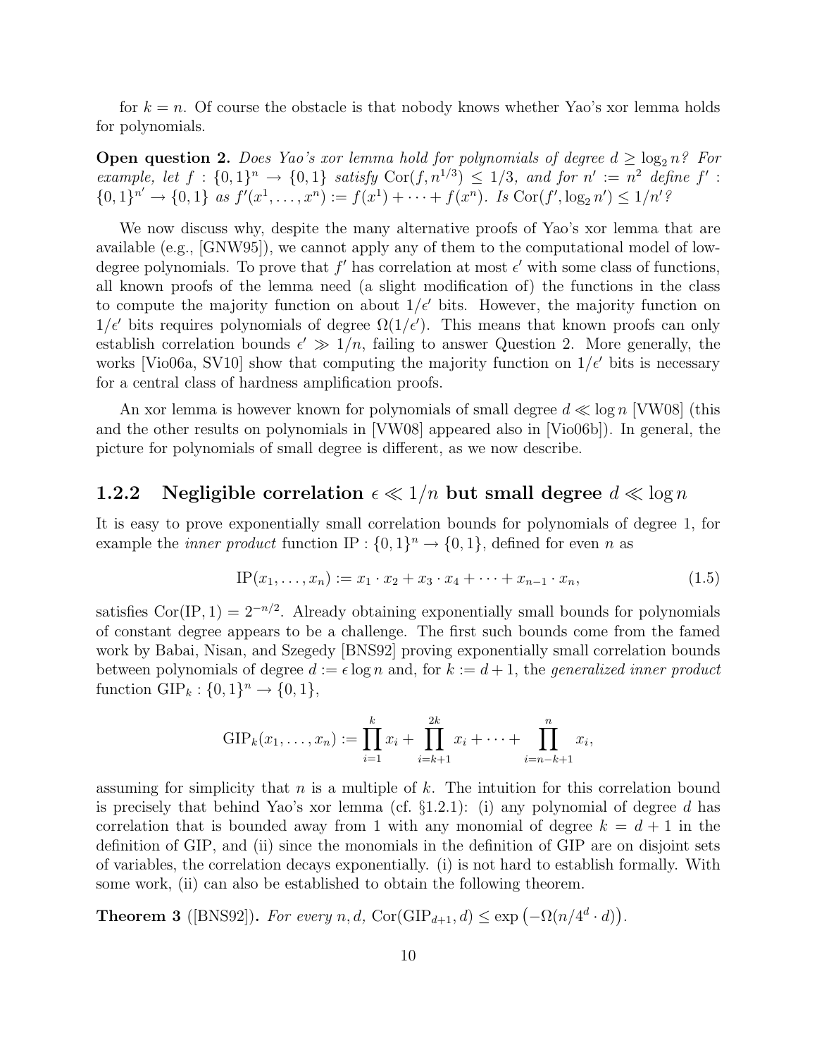for $k = n$. Of course the obstacle is that nobody knows whether Yao's xor lemma holds for polynomials.

**Open question 2.** *Does Yao's xor lemma hold for polynomials of degree $d \geq \log_2 n$? For example, let $f : \{0,1\}^n \to \{0,1\}$ satisfy $\mathrm{Cor}(f, n^{1/3}) \leq 1/3$, and for $n' := n^2$ define $f' : \{0,1\}^{n'} \to \{0,1\}$ as $f'(x^1, \ldots, x^n) := f(x^1) + \cdots + f(x^n)$. Is $\mathrm{Cor}(f', \log_2 n') \leq 1/n'$?*

We now discuss why, despite the many alternative proofs of Yao's xor lemma that are available (e.g., [GNW95]), we cannot apply any of them to the computational model of low-degree polynomials. To prove that $f'$ has correlation at most $\epsilon'$ with some class of functions, all known proofs of the lemma need (a slight modification of) the functions in the class to compute the majority function on about $1/\epsilon'$ bits. However, the majority function on $1/\epsilon'$ bits requires polynomials of degree $\Omega(1/\epsilon')$. This means that known proofs can only establish correlation bounds $\epsilon' \gg 1/n$, failing to answer Question 2. More generally, the works [Vio06a, SV10] show that computing the majority function on $1/\epsilon'$ bits is necessary for a central class of hardness amplification proofs.

An xor lemma is however known for polynomials of small degree $d \ll \log n$ [VW08] (this and the other results on polynomials in [VW08] appeared also in [Vio06b]). In general, the picture for polynomials of small degree is different, as we now describe.

### 1.2.2 Negligible correlation $\epsilon \ll 1/n$ but small degree $d \ll \log n$

It is easy to prove exponentially small correlation bounds for polynomials of degree 1, for example the *inner product* function $\mathrm{IP} : \{0,1\}^n \to \{0,1\}$, defined for even $n$ as

$$\mathrm{IP}(x_1, \ldots, x_n) := x_1 \cdot x_2 + x_3 \cdot x_4 + \cdots + x_{n-1} \cdot x_n, \tag{1.5}$$

satisfies $\mathrm{Cor}(\mathrm{IP}, 1) = 2^{-n/2}$. Already obtaining exponentially small bounds for polynomials of constant degree appears to be a challenge. The first such bounds come from the famed work by Babai, Nisan, and Szegedy [BNS92] proving exponentially small correlation bounds between polynomials of degree $d := \epsilon \log n$ and, for $k := d+1$, the *generalized inner product* function $\mathrm{GIP}_k : \{0,1\}^n \to \{0,1\}$,

$$\mathrm{GIP}_k(x_1, \ldots, x_n) := \prod_{i=1}^{k} x_i + \prod_{i=k+1}^{2k} x_i + \cdots + \prod_{i=n-k+1}^{n} x_i,$$

assuming for simplicity that $n$ is a multiple of $k$. The intuition for this correlation bound is precisely that behind Yao's xor lemma (cf. §1.2.1): (i) any polynomial of degree $d$ has correlation that is bounded away from 1 with any monomial of degree $k = d+1$ in the definition of GIP, and (ii) since the monomials in the definition of GIP are on disjoint sets of variables, the correlation decays exponentially. (i) is not hard to establish formally. With some work, (ii) can also be established to obtain the following theorem.

**Theorem 3** ([BNS92])**.** *For every $n, d$, $\mathrm{Cor}(\mathrm{GIP}_{d+1}, d) \leq \exp\left(-\Omega(n/4^d \cdot d)\right)$.*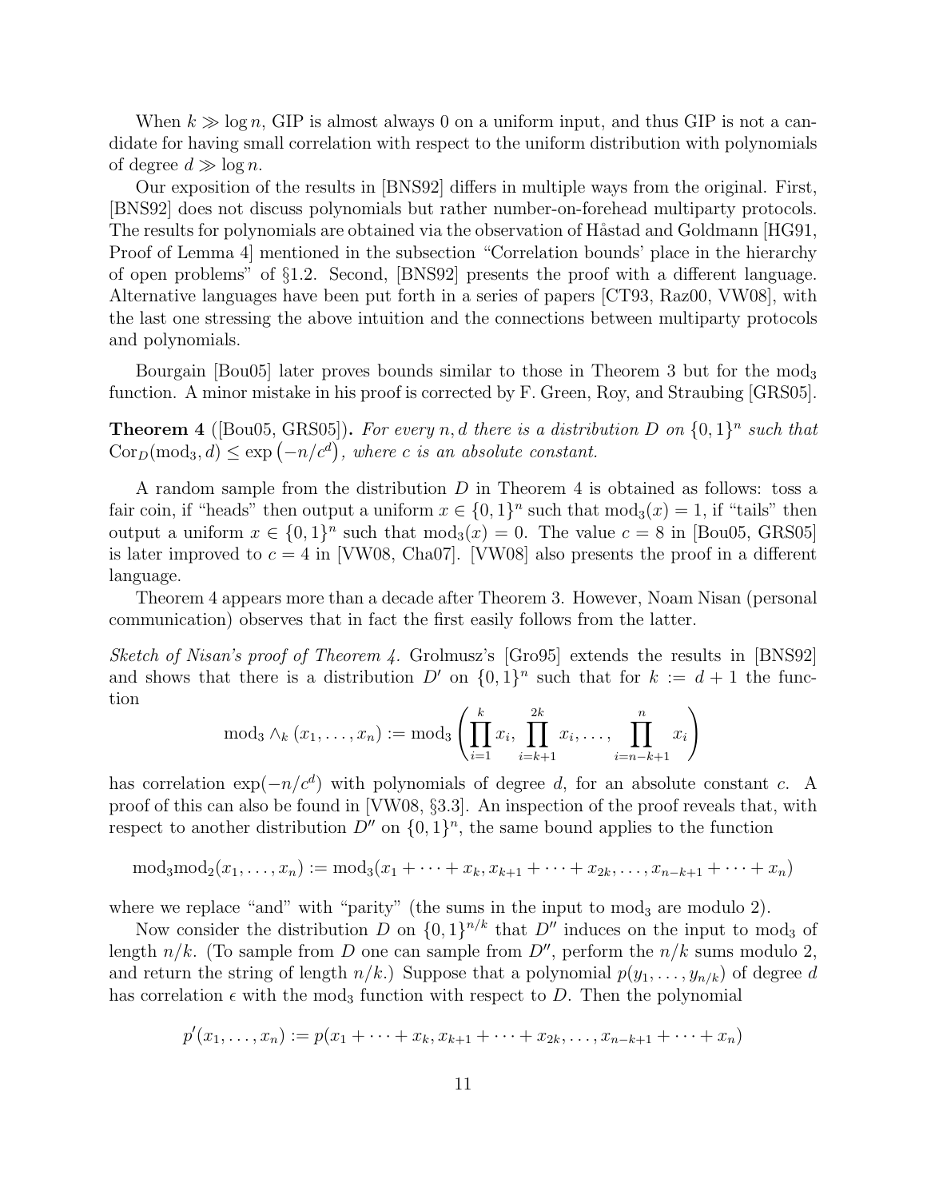When $k \gg \log n$, GIP is almost always 0 on a uniform input, and thus GIP is not a candidate for having small correlation with respect to the uniform distribution with polynomials of degree $d \gg \log n$.

Our exposition of the results in [BNS92] differs in multiple ways from the original. First, [BNS92] does not discuss polynomials but rather number-on-forehead multiparty protocols. The results for polynomials are obtained via the observation of Håstad and Goldmann [HG91, Proof of Lemma 4] mentioned in the subsection "Correlation bounds' place in the hierarchy of open problems" of §1.2. Second, [BNS92] presents the proof with a different language. Alternative languages have been put forth in a series of papers [CT93, Raz00, VW08], with the last one stressing the above intuition and the connections between multiparty protocols and polynomials.

Bourgain [Bou05] later proves bounds similar to those in Theorem 3 but for the $\text{mod}_3$ function. A minor mistake in his proof is corrected by F. Green, Roy, and Straubing [GRS05].

**Theorem 4** ([Bou05, GRS05])**.** *For every $n, d$ there is a distribution $D$ on $\{0,1\}^n$ such that $\text{Cor}_D(\text{mod}_3, d) \leq \exp\left(-n/c^d\right)$, where $c$ is an absolute constant.*

A random sample from the distribution $D$ in Theorem 4 is obtained as follows: toss a fair coin, if "heads" then output a uniform $x \in \{0,1\}^n$ such that $\text{mod}_3(x) = 1$, if "tails" then output a uniform $x \in \{0,1\}^n$ such that $\text{mod}_3(x) = 0$. The value $c = 8$ in [Bou05, GRS05] is later improved to $c = 4$ in [VW08, Cha07]. [VW08] also presents the proof in a different language.

Theorem 4 appears more than a decade after Theorem 3. However, Noam Nisan (personal communication) observes that in fact the first easily follows from the latter.

*Sketch of Nisan's proof of Theorem 4.* Grolmusz's [Gro95] extends the results in [BNS92] and shows that there is a distribution $D'$ on $\{0,1\}^n$ such that for $k := d+1$ the function

$$\text{mod}_3 \wedge_k (x_1, \ldots, x_n) := \text{mod}_3\left(\prod_{i=1}^{k} x_i, \prod_{i=k+1}^{2k} x_i, \ldots, \prod_{i=n-k+1}^{n} x_i\right)$$

has correlation $\exp(-n/c^d)$ with polynomials of degree $d$, for an absolute constant $c$. A proof of this can also be found in [VW08, §3.3]. An inspection of the proof reveals that, with respect to another distribution $D''$ on $\{0,1\}^n$, the same bound applies to the function

$$\text{mod}_3\text{mod}_2(x_1, \ldots, x_n) := \text{mod}_3(x_1 + \cdots + x_k, x_{k+1} + \cdots + x_{2k}, \ldots, x_{n-k+1} + \cdots + x_n)$$

where we replace "and" with "parity" (the sums in the input to $\text{mod}_3$ are modulo 2).

Now consider the distribution $D$ on $\{0,1\}^{n/k}$ that $D''$ induces on the input to $\text{mod}_3$ of length $n/k$. (To sample from $D$ one can sample from $D''$, perform the $n/k$ sums modulo 2, and return the string of length $n/k$.) Suppose that a polynomial $p(y_1, \ldots, y_{n/k})$ of degree $d$ has correlation $\epsilon$ with the $\text{mod}_3$ function with respect to $D$. Then the polynomial

$$p'(x_1, \ldots, x_n) := p(x_1 + \cdots + x_k, x_{k+1} + \cdots + x_{2k}, \ldots, x_{n-k+1} + \cdots + x_n)$$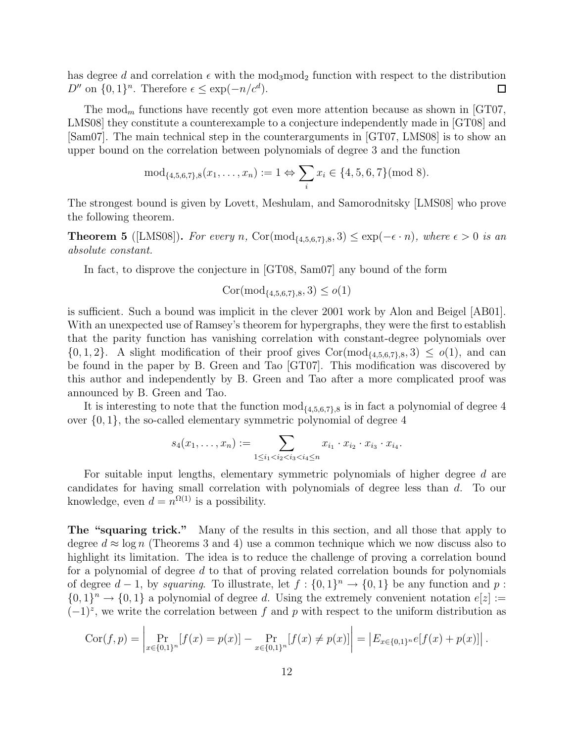has degree $d$ and correlation $\epsilon$ with the $\text{mod}_3\text{mod}_2$ function with respect to the distribution $D''$ on $\{0,1\}^n$. Therefore $\epsilon \leq \exp(-n/c^d)$. $\square$

The $\text{mod}_m$ functions have recently got even more attention because as shown in [GT07, LMS08] they constitute a counterexample to a conjecture independently made in [GT08] and [Sam07]. The main technical step in the counterarguments in [GT07, LMS08] is to show an upper bound on the correlation between polynomials of degree 3 and the function

$$\text{mod}_{\{4,5,6,7\},8}(x_1,\ldots,x_n) := 1 \Leftrightarrow \sum_i x_i \in \{4,5,6,7\} (\text{mod } 8).$$

The strongest bound is given by Lovett, Meshulam, and Samorodnitsky [LMS08] who prove the following theorem.

**Theorem 5** ([LMS08])**.** *For every $n$, $\text{Cor}(\text{mod}_{\{4,5,6,7\},8}, 3) \leq \exp(-\epsilon \cdot n)$, where $\epsilon > 0$ is an absolute constant.*

In fact, to disprove the conjecture in [GT08, Sam07] any bound of the form

$$\text{Cor}(\text{mod}_{\{4,5,6,7\},8}, 3) \leq o(1)$$

is sufficient. Such a bound was implicit in the clever 2001 work by Alon and Beigel [AB01]. With an unexpected use of Ramsey's theorem for hypergraphs, they were the first to establish that the parity function has vanishing correlation with constant-degree polynomials over $\{0,1,2\}$. A slight modification of their proof gives $\text{Cor}(\text{mod}_{\{4,5,6,7\},8}, 3) \leq o(1)$, and can be found in the paper by B. Green and Tao [GT07]. This modification was discovered by this author and independently by B. Green and Tao after a more complicated proof was announced by B. Green and Tao.

It is interesting to note that the function $\text{mod}_{\{4,5,6,7\},8}$ is in fact a polynomial of degree 4 over $\{0,1\}$, the so-called elementary symmetric polynomial of degree 4

$$s_4(x_1,\ldots,x_n) := \sum_{1 \leq i_1 < i_2 < i_3 < i_4 \leq n} x_{i_1} \cdot x_{i_2} \cdot x_{i_3} \cdot x_{i_4}.$$

For suitable input lengths, elementary symmetric polynomials of higher degree $d$ are candidates for having small correlation with polynomials of degree less than $d$. To our knowledge, even $d = n^{\Omega(1)}$ is a possibility.

**The "squaring trick."** Many of the results in this section, and all those that apply to degree $d \approx \log n$ (Theorems 3 and 4) use a common technique which we now discuss also to highlight its limitation. The idea is to reduce the challenge of proving a correlation bound for a polynomial of degree $d$ to that of proving related correlation bounds for polynomials of degree $d-1$, by *squaring*. To illustrate, let $f : \{0,1\}^n \to \{0,1\}$ be any function and $p : \{0,1\}^n \to \{0,1\}$ a polynomial of degree $d$. Using the extremely convenient notation $e[z] := (-1)^z$, we write the correlation between $f$ and $p$ with respect to the uniform distribution as

$$\text{Cor}(f,p) = \left| \Pr_{x \in \{0,1\}^n}[f(x) = p(x)] - \Pr_{x \in \{0,1\}^n}[f(x) \neq p(x)] \right| = \left| E_{x \in \{0,1\}^n} e[f(x) + p(x)] \right|.$$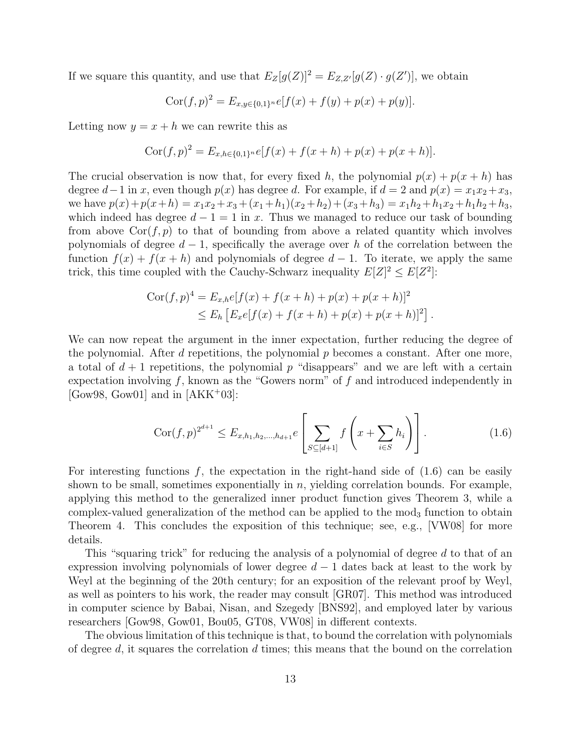If we square this quantity, and use that $E_Z[g(Z)]^2 = E_{Z,Z'}[g(Z) \cdot g(Z')]$, we obtain

$$\mathrm{Cor}(f,p)^2 = E_{x,y \in \{0,1\}^n} e[f(x) + f(y) + p(x) + p(y)].$$

Letting now $y = x + h$ we can rewrite this as

$$\mathrm{Cor}(f,p)^2 = E_{x,h \in \{0,1\}^n} e[f(x) + f(x+h) + p(x) + p(x+h)].$$

The crucial observation is now that, for every fixed $h$, the polynomial $p(x) + p(x+h)$ has degree $d-1$ in $x$, even though $p(x)$ has degree $d$. For example, if $d = 2$ and $p(x) = x_1x_2 + x_3$, we have $p(x)+p(x+h) = x_1x_2+x_3+(x_1+h_1)(x_2+h_2)+(x_3+h_3) = x_1h_2+h_1x_2+h_1h_2+h_3$, which indeed has degree $d-1 = 1$ in $x$. Thus we managed to reduce our task of bounding from above $\mathrm{Cor}(f,p)$ to that of bounding from above a related quantity which involves polynomials of degree $d-1$, specifically the average over $h$ of the correlation between the function $f(x) + f(x+h)$ and polynomials of degree $d-1$. To iterate, we apply the same trick, this time coupled with the Cauchy-Schwarz inequality $E[Z]^2 \le E[Z^2]$:

$$\begin{aligned}
\mathrm{Cor}(f,p)^4 &= E_{x,h} e[f(x) + f(x+h) + p(x) + p(x+h)]^2 \\
&\le E_h \left[ E_x e[f(x) + f(x+h) + p(x) + p(x+h)]^2 \right].
\end{aligned}$$

We can now repeat the argument in the inner expectation, further reducing the degree of the polynomial. After $d$ repetitions, the polynomial $p$ becomes a constant. After one more, a total of $d+1$ repetitions, the polynomial $p$ "disappears" and we are left with a certain expectation involving $f$, known as the "Gowers norm" of $f$ and introduced independently in [Gow98, Gow01] and in [AKK+03]:

$$\mathrm{Cor}(f,p)^{2^{d+1}} \le E_{x,h_1,h_2,\ldots,h_{d+1}} e\left[ \sum_{S \subseteq [d+1]} f\left( x + \sum_{i \in S} h_i \right) \right]. \tag{1.6}$$

For interesting functions $f$, the expectation in the right-hand side of (1.6) can be easily shown to be small, sometimes exponentially in $n$, yielding correlation bounds. For example, applying this method to the generalized inner product function gives Theorem 3, while a complex-valued generalization of the method can be applied to the $\mathrm{mod}_3$ function to obtain Theorem 4. This concludes the exposition of this technique; see, e.g., [VW08] for more details.

This "squaring trick" for reducing the analysis of a polynomial of degree $d$ to that of an expression involving polynomials of lower degree $d-1$ dates back at least to the work by Weyl at the beginning of the 20th century; for an exposition of the relevant proof by Weyl, as well as pointers to his work, the reader may consult [GR07]. This method was introduced in computer science by Babai, Nisan, and Szegedy [BNS92], and employed later by various researchers [Gow98, Gow01, Bou05, GT08, VW08] in different contexts.

The obvious limitation of this technique is that, to bound the correlation with polynomials of degree $d$, it squares the correlation $d$ times; this means that the bound on the correlation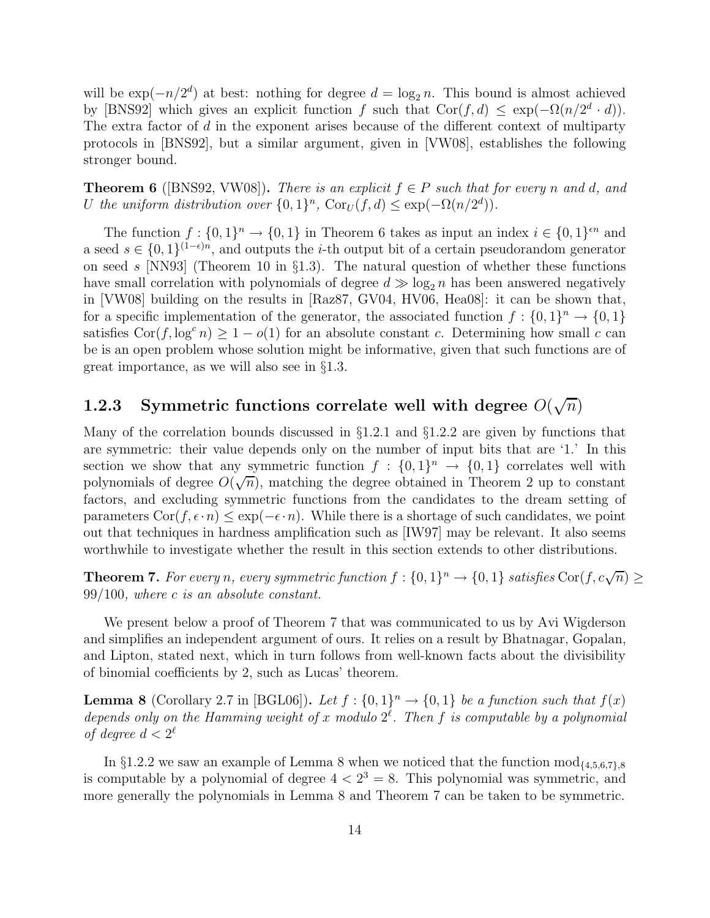will be $\exp(-n/2^d)$ at best: nothing for degree $d = \log_2 n$. This bound is almost achieved by [BNS92] which gives an explicit function $f$ such that $\mathrm{Cor}(f, d) \leq \exp(-\Omega(n/2^d \cdot d))$. The extra factor of $d$ in the exponent arises because of the different context of multiparty protocols in [BNS92], but a similar argument, given in [VW08], establishes the following stronger bound.

**Theorem 6** ([BNS92, VW08])**.** *There is an explicit $f \in P$ such that for every $n$ and $d$, and $U$ the uniform distribution over $\{0,1\}^n$, $\mathrm{Cor}_U(f, d) \leq \exp(-\Omega(n/2^d))$.*

The function $f : \{0,1\}^n \to \{0,1\}$ in Theorem 6 takes as input an index $i \in \{0,1\}^{\epsilon n}$ and a seed $s \in \{0,1\}^{(1-\epsilon)n}$, and outputs the $i$-th output bit of a certain pseudorandom generator on seed $s$ [NN93] (Theorem 10 in §1.3). The natural question of whether these functions have small correlation with polynomials of degree $d \gg \log_2 n$ has been answered negatively in [VW08] building on the results in [Raz87, GV04, HV06, Hea08]: it can be shown that, for a specific implementation of the generator, the associated function $f : \{0,1\}^n \to \{0,1\}$ satisfies $\mathrm{Cor}(f, \log^c n) \geq 1 - o(1)$ for an absolute constant $c$. Determining how small $c$ can be is an open problem whose solution might be informative, given that such functions are of great importance, as we will also see in §1.3.

### 1.2.3 Symmetric functions correlate well with degree $O(\sqrt{n})$

Many of the correlation bounds discussed in §1.2.1 and §1.2.2 are given by functions that are symmetric: their value depends only on the number of input bits that are '1.' In this section we show that any symmetric function $f : \{0,1\}^n \to \{0,1\}$ correlates well with polynomials of degree $O(\sqrt{n})$, matching the degree obtained in Theorem 2 up to constant factors, and excluding symmetric functions from the candidates to the dream setting of parameters $\mathrm{Cor}(f, \epsilon \cdot n) \leq \exp(-\epsilon \cdot n)$. While there is a shortage of such candidates, we point out that techniques in hardness amplification such as [IW97] may be relevant. It also seems worthwhile to investigate whether the result in this section extends to other distributions.

**Theorem 7.** *For every $n$, every symmetric function $f : \{0,1\}^n \to \{0,1\}$ satisfies $\mathrm{Cor}(f, c\sqrt{n}) \geq 99/100$, where $c$ is an absolute constant.*

We present below a proof of Theorem 7 that was communicated to us by Avi Wigderson and simplifies an independent argument of ours. It relies on a result by Bhatnagar, Gopalan, and Lipton, stated next, which in turn follows from well-known facts about the divisibility of binomial coefficients by 2, such as Lucas' theorem.

**Lemma 8** (Corollary 2.7 in [BGL06])**.** *Let $f : \{0,1\}^n \to \{0,1\}$ be a function such that $f(x)$ depends only on the Hamming weight of $x$ modulo $2^\ell$. Then $f$ is computable by a polynomial of degree $d < 2^\ell$*

In §1.2.2 we saw an example of Lemma 8 when we noticed that the function $\mathrm{mod}_{\{4,5,6,7\},8}$ is computable by a polynomial of degree $4 < 2^3 = 8$. This polynomial was symmetric, and more generally the polynomials in Lemma 8 and Theorem 7 can be taken to be symmetric.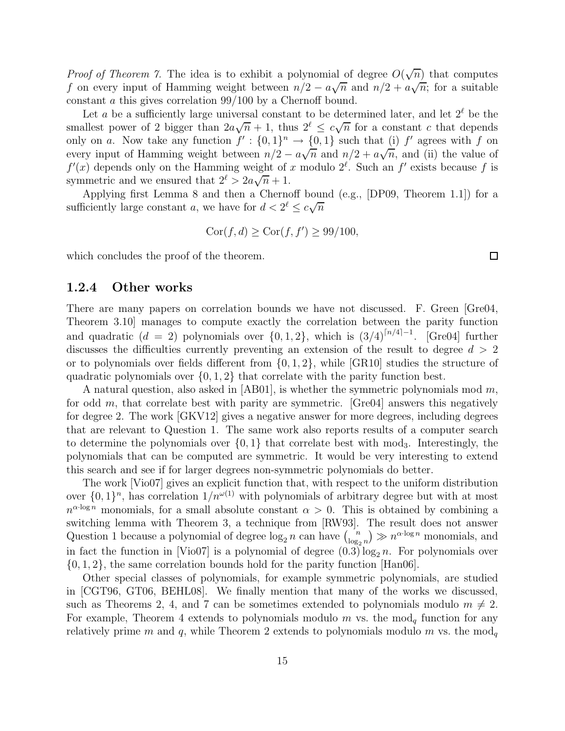*Proof of Theorem 7.* The idea is to exhibit a polynomial of degree $O(\sqrt{n})$ that computes $f$ on every input of Hamming weight between $n/2 - a\sqrt{n}$ and $n/2 + a\sqrt{n}$; for a suitable constant $a$ this gives correlation 99/100 by a Chernoff bound.

Let $a$ be a sufficiently large universal constant to be determined later, and let $2^\ell$ be the smallest power of 2 bigger than $2a\sqrt{n} + 1$, thus $2^\ell \leq c\sqrt{n}$ for a constant $c$ that depends only on $a$. Now take any function $f' : \{0,1\}^n \to \{0,1\}$ such that (i) $f'$ agrees with $f$ on every input of Hamming weight between $n/2 - a\sqrt{n}$ and $n/2 + a\sqrt{n}$, and (ii) the value of $f'(x)$ depends only on the Hamming weight of $x$ modulo $2^\ell$. Such an $f'$ exists because $f$ is symmetric and we ensured that $2^\ell > 2a\sqrt{n} + 1$.

Applying first Lemma 8 and then a Chernoff bound (e.g., [DP09, Theorem 1.1]) for a sufficiently large constant $a$, we have for $d < 2^\ell \leq c\sqrt{n}$

$$\mathrm{Cor}(f, d) \geq \mathrm{Cor}(f, f') \geq 99/100,$$

which concludes the proof of the theorem. □

### 1.2.4 Other works

There are many papers on correlation bounds we have not discussed. F. Green [Gre04, Theorem 3.10] manages to compute exactly the correlation between the parity function and quadratic ($d = 2$) polynomials over $\{0, 1, 2\}$, which is $(3/4)^{\lceil n/4 \rceil - 1}$. [Gre04] further discusses the difficulties currently preventing an extension of the result to degree $d > 2$ or to polynomials over fields different from $\{0, 1, 2\}$, while [GR10] studies the structure of quadratic polynomials over $\{0, 1, 2\}$ that correlate with the parity function best.

A natural question, also asked in [AB01], is whether the symmetric polynomials mod $m$, for odd $m$, that correlate best with parity are symmetric. [Gre04] answers this negatively for degree 2. The work [GKV12] gives a negative answer for more degrees, including degrees that are relevant to Question 1. The same work also reports results of a computer search to determine the polynomials over $\{0, 1\}$ that correlate best with $\mathrm{mod}_3$. Interestingly, the polynomials that can be computed are symmetric. It would be very interesting to extend this search and see if for larger degrees non-symmetric polynomials do better.

The work [Vio07] gives an explicit function that, with respect to the uniform distribution over $\{0, 1\}^n$, has correlation $1/n^{\omega(1)}$ with polynomials of arbitrary degree but with at most $n^{\alpha \cdot \log n}$ monomials, for a small absolute constant $\alpha > 0$. This is obtained by combining a switching lemma with Theorem 3, a technique from [RW93]. The result does not answer Question 1 because a polynomial of degree $\log_2 n$ can have $\binom{n}{\log_2 n} \gg n^{\alpha \cdot \log n}$ monomials, and in fact the function in [Vio07] is a polynomial of degree $(0.3) \log_2 n$. For polynomials over $\{0, 1, 2\}$, the same correlation bounds hold for the parity function [Han06].

Other special classes of polynomials, for example symmetric polynomials, are studied in [CGT96, GT06, BEHL08]. We finally mention that many of the works we discussed, such as Theorems 2, 4, and 7 can be sometimes extended to polynomials modulo $m \neq 2$. For example, Theorem 4 extends to polynomials modulo $m$ vs. the $\mathrm{mod}_q$ function for any relatively prime $m$ and $q$, while Theorem 2 extends to polynomials modulo $m$ vs. the $\mathrm{mod}_q$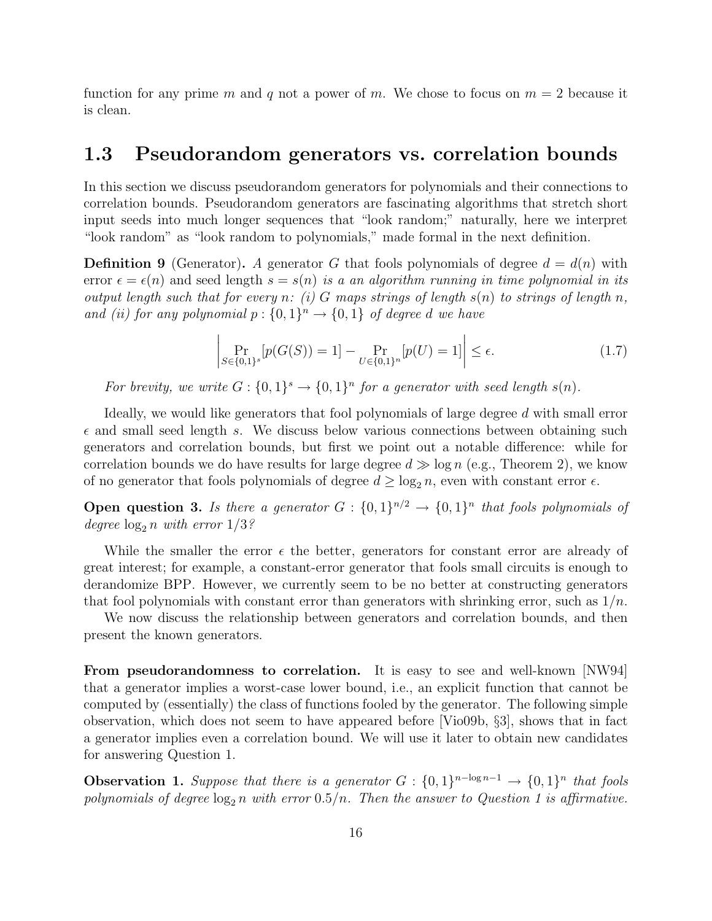function for any prime $m$ and $q$ not a power of $m$. We chose to focus on $m = 2$ because it is clean.

## 1.3 Pseudorandom generators vs. correlation bounds

In this section we discuss pseudorandom generators for polynomials and their connections to correlation bounds. Pseudorandom generators are fascinating algorithms that stretch short input seeds into much longer sequences that "look random;" naturally, here we interpret "look random" as "look random to polynomials," made formal in the next definition.

**Definition 9** (Generator). *A generator $G$ that fools polynomials of degree $d = d(n)$ with error $\epsilon = \epsilon(n)$ and seed length $s = s(n)$ is a an algorithm running in time polynomial in its output length such that for every $n$: (i) $G$ maps strings of length $s(n)$ to strings of length $n$, and (ii) for any polynomial $p : \{0,1\}^n \to \{0,1\}$ of degree $d$ we have*

$$\left| \Pr_{S \in \{0,1\}^s}[p(G(S)) = 1] - \Pr_{U \in \{0,1\}^n}[p(U) = 1] \right| \leq \epsilon. \tag{1.7}$$

*For brevity, we write $G : \{0,1\}^s \to \{0,1\}^n$ for a generator with seed length $s(n)$.*

Ideally, we would like generators that fool polynomials of large degree $d$ with small error $\epsilon$ and small seed length $s$. We discuss below various connections between obtaining such generators and correlation bounds, but first we point out a notable difference: while for correlation bounds we do have results for large degree $d \gg \log n$ (e.g., Theorem 2), we know of no generator that fools polynomials of degree $d \geq \log_2 n$, even with constant error $\epsilon$.

**Open question 3.** *Is there a generator $G : \{0,1\}^{n/2} \to \{0,1\}^n$ that fools polynomials of degree $\log_2 n$ with error $1/3$?*

While the smaller the error $\epsilon$ the better, generators for constant error are already of great interest; for example, a constant-error generator that fools small circuits is enough to derandomize BPP. However, we currently seem to be no better at constructing generators that fool polynomials with constant error than generators with shrinking error, such as $1/n$.

We now discuss the relationship between generators and correlation bounds, and then present the known generators.

**From pseudorandomness to correlation.** It is easy to see and well-known [NW94] that a generator implies a worst-case lower bound, i.e., an explicit function that cannot be computed by (essentially) the class of functions fooled by the generator. The following simple observation, which does not seem to have appeared before [Vio09b, §3], shows that in fact a generator implies even a correlation bound. We will use it later to obtain new candidates for answering Question 1.

**Observation 1.** *Suppose that there is a generator $G : \{0,1\}^{n-\log n-1} \to \{0,1\}^n$ that fools polynomials of degree $\log_2 n$ with error $0.5/n$. Then the answer to Question 1 is affirmative.*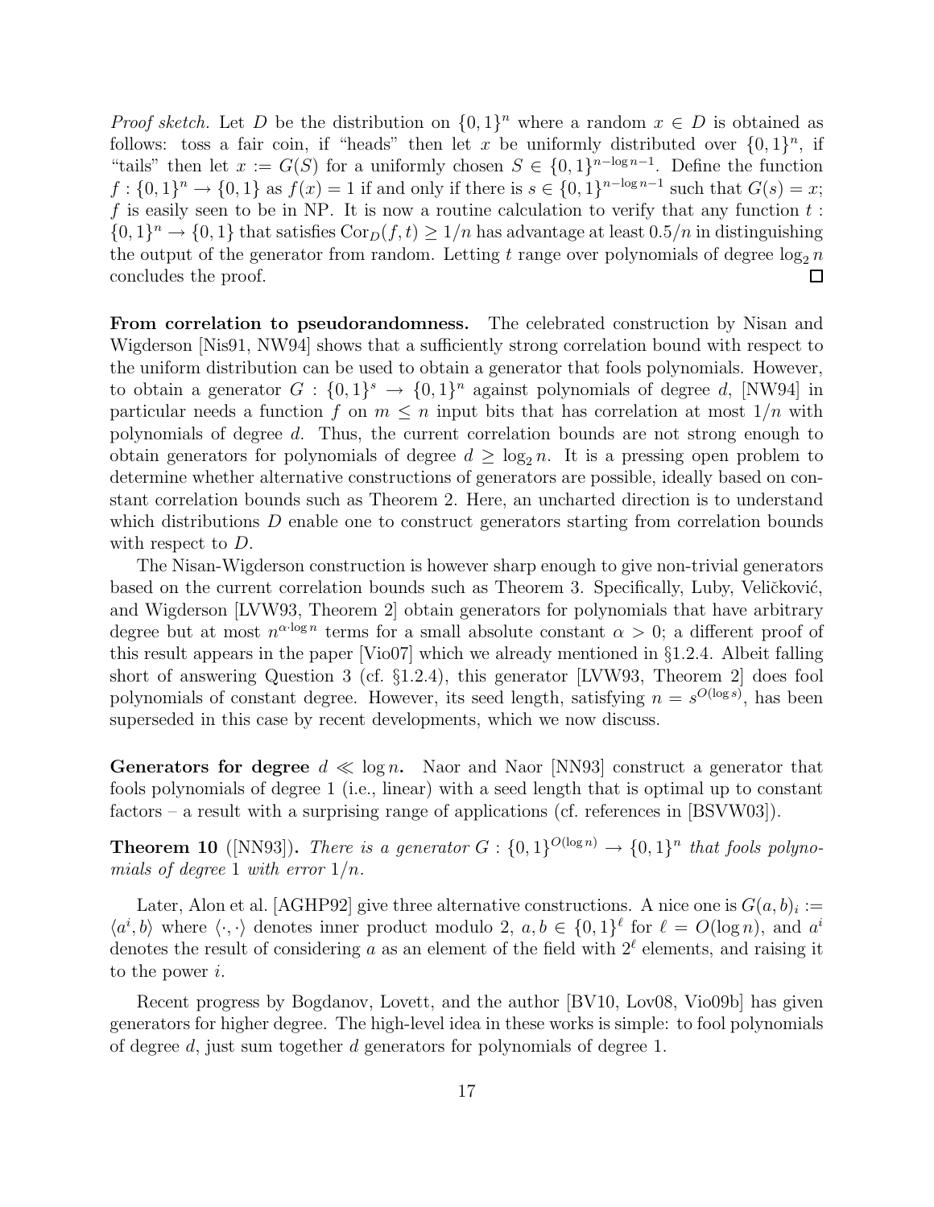*Proof sketch.* Let $D$ be the distribution on $\{0,1\}^n$ where a random $x \in D$ is obtained as follows: toss a fair coin, if "heads" then let $x$ be uniformly distributed over $\{0,1\}^n$, if "tails" then let $x := G(S)$ for a uniformly chosen $S \in \{0,1\}^{n-\log n-1}$. Define the function $f : \{0,1\}^n \to \{0,1\}$ as $f(x) = 1$ if and only if there is $s \in \{0,1\}^{n-\log n-1}$ such that $G(s) = x$; $f$ is easily seen to be in NP. It is now a routine calculation to verify that any function $t : \{0,1\}^n \to \{0,1\}$ that satisfies $\mathrm{Cor}_D(f,t) \geq 1/n$ has advantage at least $0.5/n$ in distinguishing the output of the generator from random. Letting $t$ range over polynomials of degree $\log_2 n$ concludes the proof. □

**From correlation to pseudorandomness.** The celebrated construction by Nisan and Wigderson [Nis91, NW94] shows that a sufficiently strong correlation bound with respect to the uniform distribution can be used to obtain a generator that fools polynomials. However, to obtain a generator $G : \{0,1\}^s \to \{0,1\}^n$ against polynomials of degree $d$, [NW94] in particular needs a function $f$ on $m \leq n$ input bits that has correlation at most $1/n$ with polynomials of degree $d$. Thus, the current correlation bounds are not strong enough to obtain generators for polynomials of degree $d \geq \log_2 n$. It is a pressing open problem to determine whether alternative constructions of generators are possible, ideally based on constant correlation bounds such as Theorem 2. Here, an uncharted direction is to understand which distributions $D$ enable one to construct generators starting from correlation bounds with respect to $D$.

The Nisan-Wigderson construction is however sharp enough to give non-trivial generators based on the current correlation bounds such as Theorem 3. Specifically, Luby, Veličković, and Wigderson [LVW93, Theorem 2] obtain generators for polynomials that have arbitrary degree but at most $n^{\alpha \cdot \log n}$ terms for a small absolute constant $\alpha > 0$; a different proof of this result appears in the paper [Vio07] which we already mentioned in §1.2.4. Albeit falling short of answering Question 3 (cf. §1.2.4), this generator [LVW93, Theorem 2] does fool polynomials of constant degree. However, its seed length, satisfying $n = s^{O(\log s)}$, has been superseded in this case by recent developments, which we now discuss.

**Generators for degree $d \ll \log n$.** Naor and Naor [NN93] construct a generator that fools polynomials of degree 1 (i.e., linear) with a seed length that is optimal up to constant factors – a result with a surprising range of applications (cf. references in [BSVW03]).

**Theorem 10** ([NN93])**.** *There is a generator $G : \{0,1\}^{O(\log n)} \to \{0,1\}^n$ that fools polynomials of degree 1 with error $1/n$.*

Later, Alon et al. [AGHP92] give three alternative constructions. A nice one is $G(a,b)_i := \langle a^i, b \rangle$ where $\langle \cdot, \cdot \rangle$ denotes inner product modulo 2, $a, b \in \{0,1\}^\ell$ for $\ell = O(\log n)$, and $a^i$ denotes the result of considering $a$ as an element of the field with $2^\ell$ elements, and raising it to the power $i$.

Recent progress by Bogdanov, Lovett, and the author [BV10, Lov08, Vio09b] has given generators for higher degree. The high-level idea in these works is simple: to fool polynomials of degree $d$, just sum together $d$ generators for polynomials of degree 1.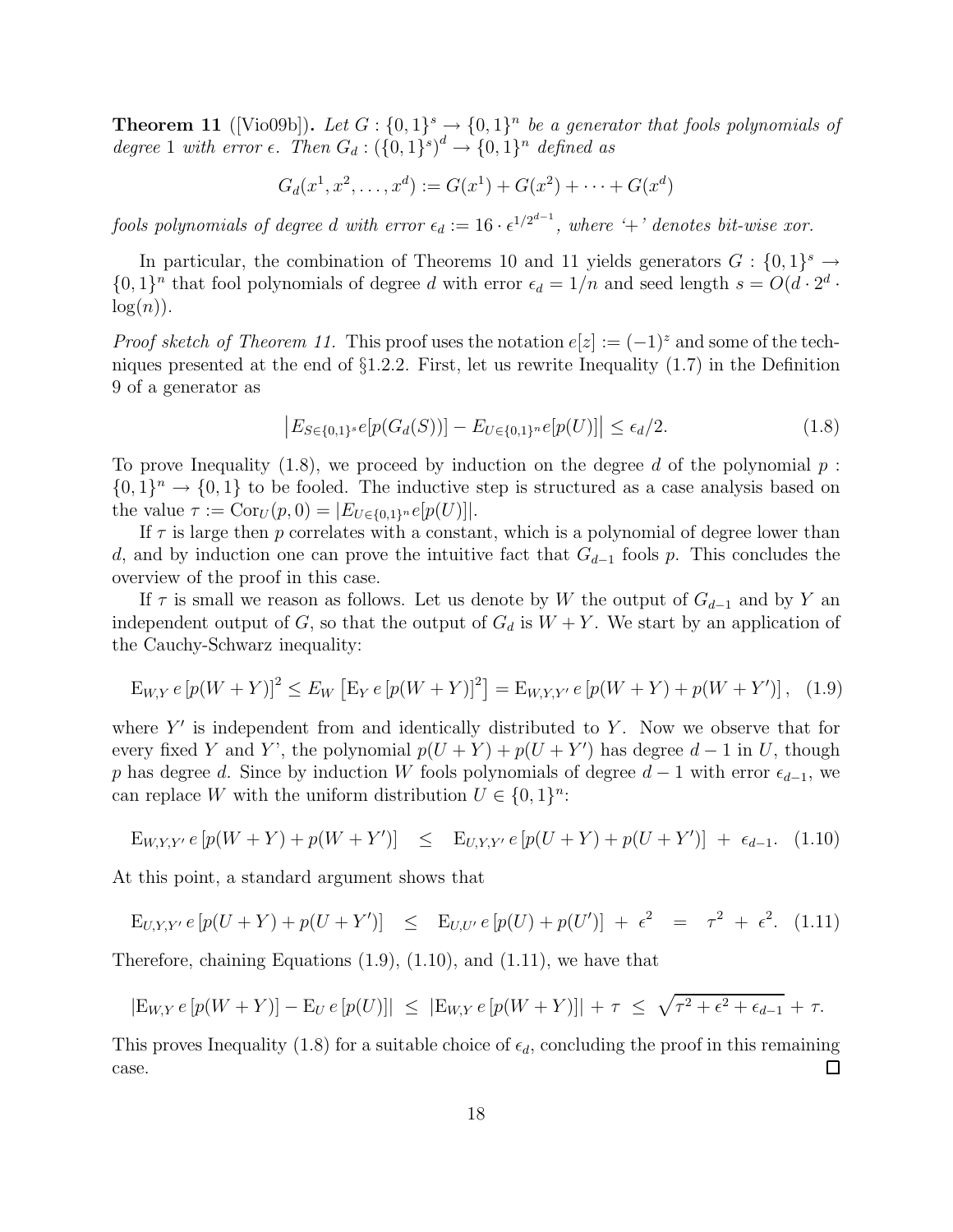**Theorem 11** ([Vio09b]). *Let $G : \{0,1\}^s \to \{0,1\}^n$ be a generator that fools polynomials of degree 1 with error $\epsilon$. Then $G_d : (\{0,1\}^s)^d \to \{0,1\}^n$ defined as*

$$G_d(x^1, x^2, \ldots, x^d) := G(x^1) + G(x^2) + \cdots + G(x^d)$$

*fools polynomials of degree $d$ with error $\epsilon_d := 16 \cdot \epsilon^{1/2^{d-1}}$, where '+' denotes bit-wise xor.*

In particular, the combination of Theorems 10 and 11 yields generators $G : \{0,1\}^s \to \{0,1\}^n$ that fool polynomials of degree $d$ with error $\epsilon_d = 1/n$ and seed length $s = O(d \cdot 2^d \cdot \log(n))$.

*Proof sketch of Theorem 11.* This proof uses the notation $e[z] := (-1)^z$ and some of the techniques presented at the end of §1.2.2. First, let us rewrite Inequality (1.7) in the Definition 9 of a generator as

$$\left|E_{S\in\{0,1\}^s} e[p(G_d(S))] - E_{U\in\{0,1\}^n} e[p(U)]\right| \leq \epsilon_d/2. \tag{1.8}$$

To prove Inequality (1.8), we proceed by induction on the degree $d$ of the polynomial $p : \{0,1\}^n \to \{0,1\}$ to be fooled. The inductive step is structured as a case analysis based on the value $\tau := \mathrm{Cor}_U(p, 0) = |E_{U\in\{0,1\}^n} e[p(U)]|$.

If $\tau$ is large then $p$ correlates with a constant, which is a polynomial of degree lower than $d$, and by induction one can prove the intuitive fact that $G_{d-1}$ fools $p$. This concludes the overview of the proof in this case.

If $\tau$ is small we reason as follows. Let us denote by $W$ the output of $G_{d-1}$ and by $Y$ an independent output of $G$, so that the output of $G_d$ is $W + Y$. We start by an application of the Cauchy-Schwarz inequality:

$$\mathrm{E}_{W,Y}\, e\left[p(W+Y)\right]^2 \leq E_W\left[\mathrm{E}_Y\, e\left[p(W+Y)\right]^2\right] = \mathrm{E}_{W,Y,Y'}\, e\left[p(W+Y) + p(W+Y')\right], \tag{1.9}$$

where $Y'$ is independent from and identically distributed to $Y$. Now we observe that for every fixed $Y$ and $Y'$, the polynomial $p(U+Y) + p(U+Y')$ has degree $d-1$ in $U$, though $p$ has degree $d$. Since by induction $W$ fools polynomials of degree $d-1$ with error $\epsilon_{d-1}$, we can replace $W$ with the uniform distribution $U \in \{0,1\}^n$:

$$\mathrm{E}_{W,Y,Y'}\, e\left[p(W+Y) + p(W+Y')\right] \quad \leq \quad \mathrm{E}_{U,Y,Y'}\, e\left[p(U+Y) + p(U+Y')\right] \;+\; \epsilon_{d-1}. \tag{1.10}$$

At this point, a standard argument shows that

$$\mathrm{E}_{U,Y,Y'}\, e\left[p(U+Y) + p(U+Y')\right] \quad \leq \quad \mathrm{E}_{U,U'}\, e\left[p(U) + p(U')\right] \;+\; \epsilon^2 \quad = \quad \tau^2 \;+\; \epsilon^2. \tag{1.11}$$

Therefore, chaining Equations (1.9), (1.10), and (1.11), we have that

$$\left|\mathrm{E}_{W,Y}\, e\left[p(W+Y)\right] - \mathrm{E}_U\, e\left[p(U)\right]\right| \;\leq\; \left|\mathrm{E}_{W,Y}\, e\left[p(W+Y)\right]\right| \;+\; \tau \;\leq\; \sqrt{\tau^2 + \epsilon^2 + \epsilon_{d-1}} \;+\; \tau.$$

This proves Inequality (1.8) for a suitable choice of $\epsilon_d$, concluding the proof in this remaining case. □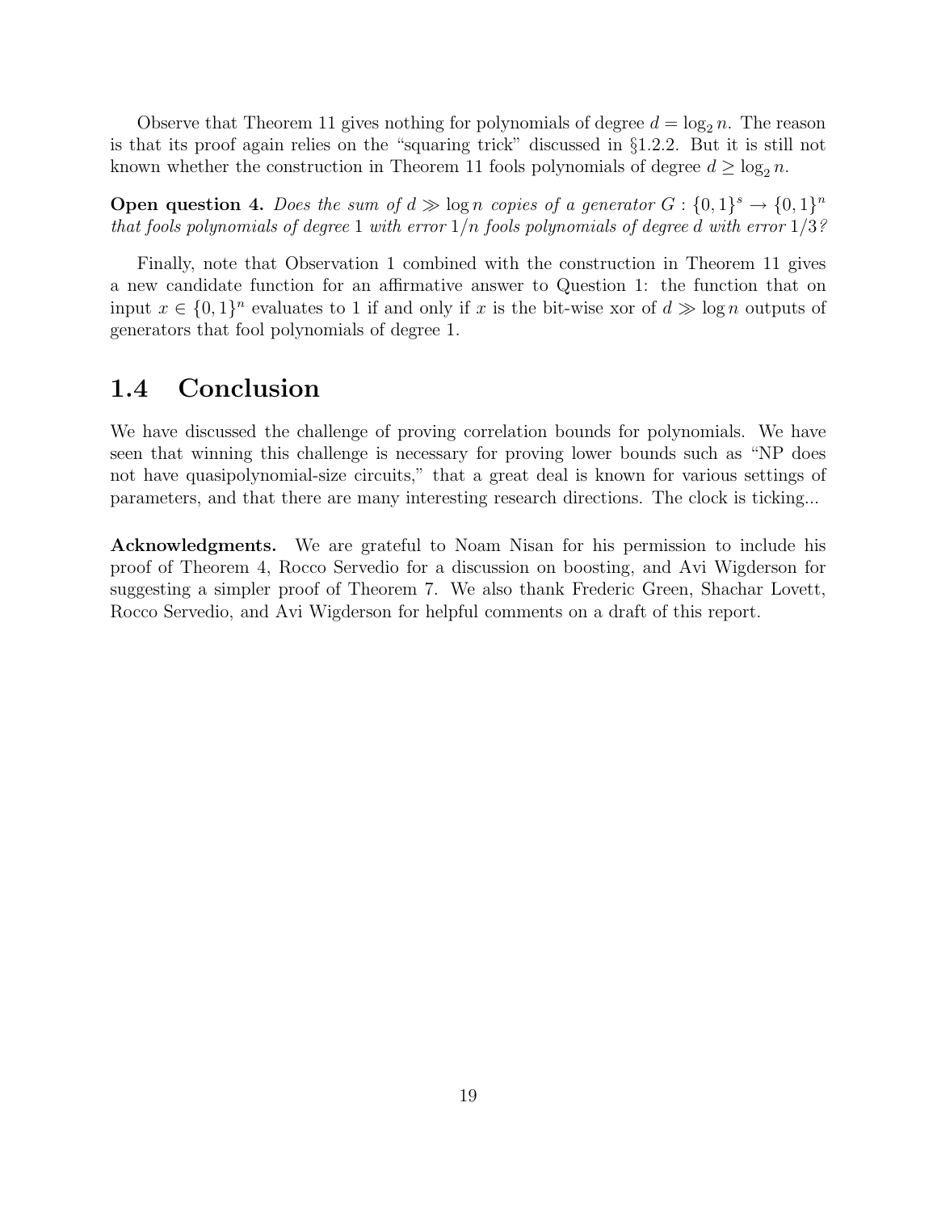Observe that Theorem 11 gives nothing for polynomials of degree $d = \log_2 n$. The reason is that its proof again relies on the "squaring trick" discussed in §1.2.2. But it is still not known whether the construction in Theorem 11 fools polynomials of degree $d \geq \log_2 n$.

**Open question 4.** *Does the sum of $d \gg \log n$ copies of a generator $G : \{0,1\}^s \to \{0,1\}^n$ that fools polynomials of degree 1 with error $1/n$ fool polynomials of degree $d$ with error $1/3$?*

Finally, note that Observation 1 combined with the construction in Theorem 11 gives a new candidate function for an affirmative answer to Question 1: the function that on input $x \in \{0,1\}^n$ evaluates to 1 if and only if $x$ is the bit-wise xor of $d \gg \log n$ outputs of generators that fool polynomials of degree 1.

## 1.4 Conclusion

We have discussed the challenge of proving correlation bounds for polynomials. We have seen that winning this challenge is necessary for proving lower bounds such as "NP does not have quasipolynomial-size circuits," that a great deal is known for various settings of parameters, and that there are many interesting research directions. The clock is ticking...

**Acknowledgments.** We are grateful to Noam Nisan for his permission to include his proof of Theorem 4, Rocco Servedio for a discussion on boosting, and Avi Wigderson for suggesting a simpler proof of Theorem 7. We also thank Frederic Green, Shachar Lovett, Rocco Servedio, and Avi Wigderson for helpful comments on a draft of this report.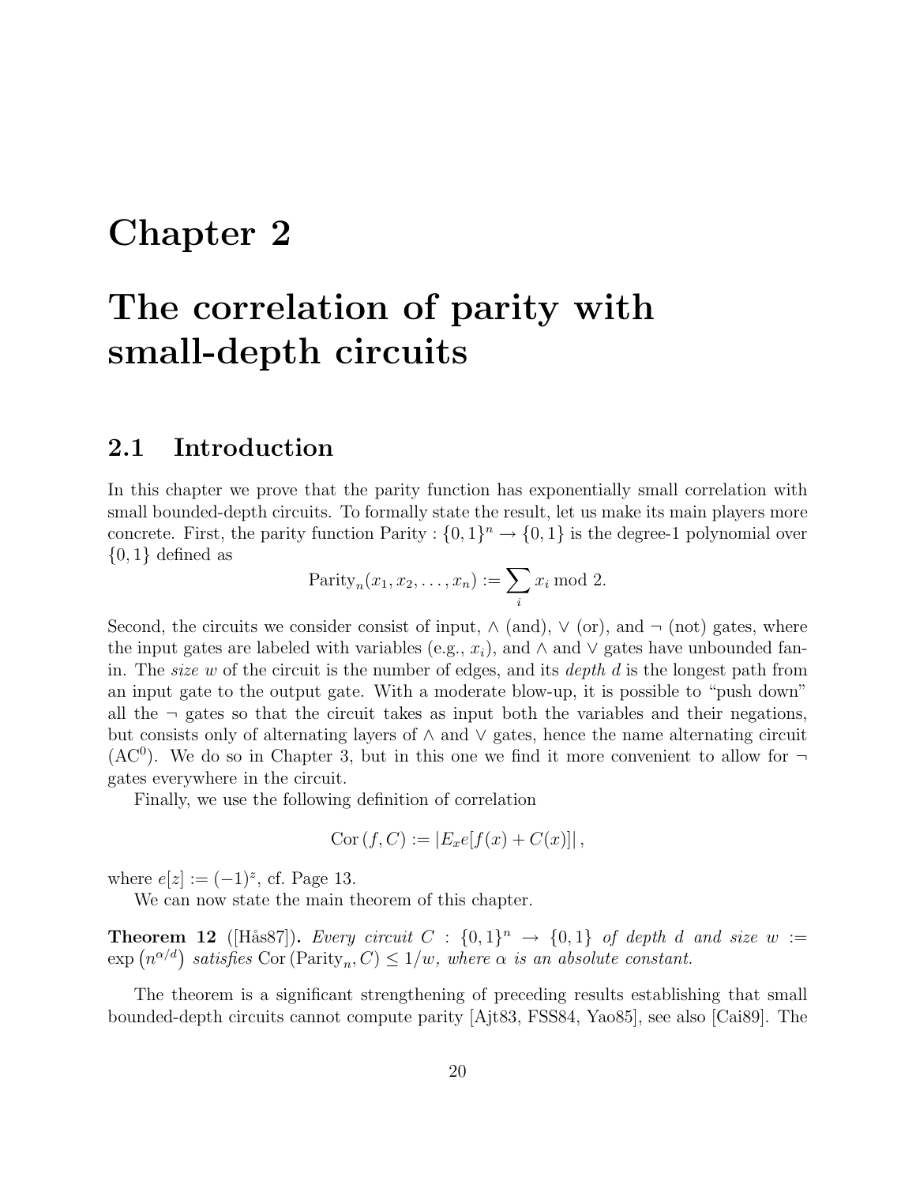# Chapter 2

# The correlation of parity with small-depth circuits

## 2.1 Introduction

In this chapter we prove that the parity function has exponentially small correlation with small bounded-depth circuits. To formally state the result, let us make its main players more concrete. First, the parity function $\text{Parity} : \{0,1\}^n \to \{0,1\}$ is the degree-1 polynomial over $\{0,1\}$ defined as

$$\text{Parity}_n(x_1, x_2, \ldots, x_n) := \sum_i x_i \bmod 2.$$

Second, the circuits we consider consist of input, $\wedge$ (and), $\vee$ (or), and $\neg$ (not) gates, where the input gates are labeled with variables (e.g., $x_i$), and $\wedge$ and $\vee$ gates have unbounded fan-in. The *size* $w$ of the circuit is the number of edges, and its *depth* $d$ is the longest path from an input gate to the output gate. With a moderate blow-up, it is possible to "push down" all the $\neg$ gates so that the circuit takes as input both the variables and their negations, but consists only of alternating layers of $\wedge$ and $\vee$ gates, hence the name alternating circuit ($\text{AC}^0$). We do so in Chapter 3, but in this one we find it more convenient to allow for $\neg$ gates everywhere in the circuit.

Finally, we use the following definition of correlation

$$\text{Cor}(f, C) := |E_x e[f(x) + C(x)]|,$$

where $e[z] := (-1)^z$, cf. Page 13.

We can now state the main theorem of this chapter.

**Theorem 12** ([Hås87]). *Every circuit $C : \{0,1\}^n \to \{0,1\}$ of depth $d$ and size $w := \exp\left(n^{\alpha/d}\right)$ satisfies $\text{Cor}(\text{Parity}_n, C) \le 1/w$, where $\alpha$ is an absolute constant.*

The theorem is a significant strengthening of preceding results establishing that small bounded-depth circuits cannot compute parity [Ajt83, FSS84, Yao85], see also [Cai89]. The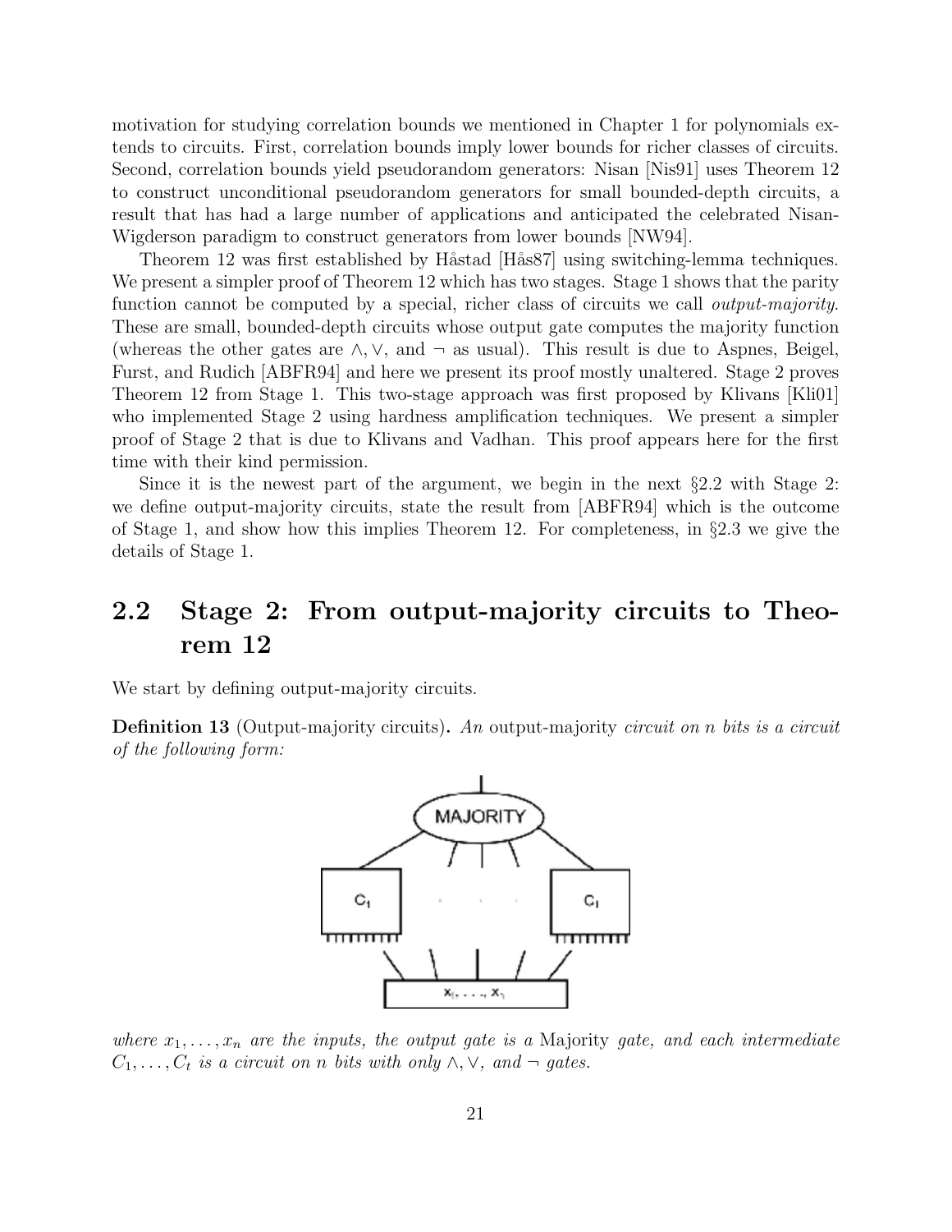motivation for studying correlation bounds we mentioned in Chapter 1 for polynomials extends to circuits. First, correlation bounds imply lower bounds for richer classes of circuits. Second, correlation bounds yield pseudorandom generators: Nisan [Nis91] uses Theorem 12 to construct unconditional pseudorandom generators for small bounded-depth circuits, a result that has had a large number of applications and anticipated the celebrated Nisan-Wigderson paradigm to construct generators from lower bounds [NW94].

Theorem 12 was first established by Håstad [Hås87] using switching-lemma techniques. We present a simpler proof of Theorem 12 which has two stages. Stage 1 shows that the parity function cannot be computed by a special, richer class of circuits we call *output-majority*. These are small, bounded-depth circuits whose output gate computes the majority function (whereas the other gates are $\wedge, \vee$, and $\neg$ as usual). This result is due to Aspnes, Beigel, Furst, and Rudich [ABFR94] and here we present its proof mostly unaltered. Stage 2 proves Theorem 12 from Stage 1. This two-stage approach was first proposed by Klivans [Kli01] who implemented Stage 2 using hardness amplification techniques. We present a simpler proof of Stage 2 that is due to Klivans and Vadhan. This proof appears here for the first time with their kind permission.

Since it is the newest part of the argument, we begin in the next §2.2 with Stage 2: we define output-majority circuits, state the result from [ABFR94] which is the outcome of Stage 1, and show how this implies Theorem 12. For completeness, in §2.3 we give the details of Stage 1.

## 2.2 Stage 2: From output-majority circuits to Theorem 12

We start by defining output-majority circuits.

**Definition 13** (Output-majority circuits)**.** *An* output-majority *circuit on $n$ bits is a circuit of the following form:*

MAJORITY

$C_1$ . . . $C_t$

$x_1, \ldots, x_n$

*where $x_1, \ldots, x_n$ are the inputs, the output gate is a* Majority *gate, and each intermediate $C_1, \ldots, C_t$ is a circuit on $n$ bits with only $\wedge, \vee$, and $\neg$ gates.*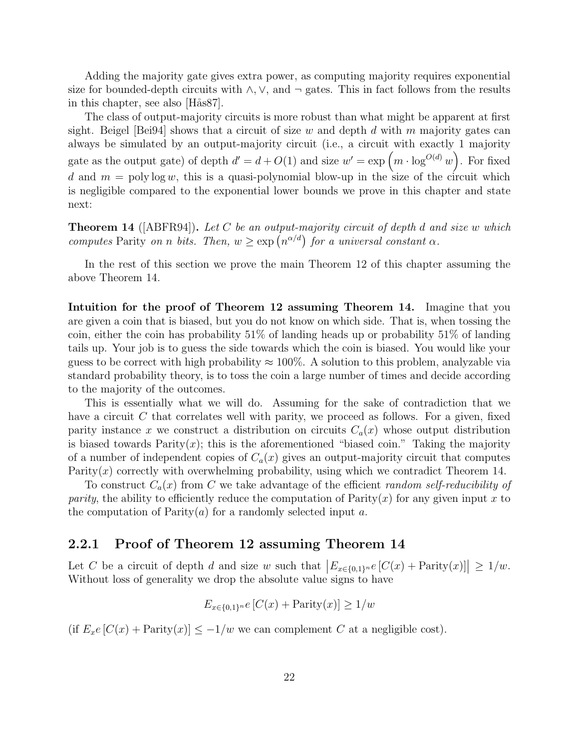Adding the majority gate gives extra power, as computing majority requires exponential size for bounded-depth circuits with $\wedge, \vee$, and $\neg$ gates. This in fact follows from the results in this chapter, see also [Hås87].

The class of output-majority circuits is more robust than what might be apparent at first sight. Beigel [Bei94] shows that a circuit of size $w$ and depth $d$ with $m$ majority gates can always be simulated by an output-majority circuit (i.e., a circuit with exactly 1 majority gate as the output gate) of depth $d' = d + O(1)$ and size $w' = \exp\left(m \cdot \log^{O(d)} w\right)$. For fixed $d$ and $m = \operatorname{poly}\log w$, this is a quasi-polynomial blow-up in the size of the circuit which is negligible compared to the exponential lower bounds we prove in this chapter and state next:

**Theorem 14** ([ABFR94])**.** *Let $C$ be an output-majority circuit of depth $d$ and size $w$ which computes* Parity *on $n$ bits. Then, $w \geq \exp\left(n^{\alpha/d}\right)$ for a universal constant $\alpha$.*

In the rest of this section we prove the main Theorem 12 of this chapter assuming the above Theorem 14.

**Intuition for the proof of Theorem 12 assuming Theorem 14.** Imagine that you are given a coin that is biased, but you do not know on which side. That is, when tossing the coin, either the coin has probability 51% of landing heads up or probability 51% of landing tails up. Your job is to guess the side towards which the coin is biased. You would like your guess to be correct with high probability $\approx 100\%$. A solution to this problem, analyzable via standard probability theory, is to toss the coin a large number of times and decide according to the majority of the outcomes.

This is essentially what we will do. Assuming for the sake of contradiction that we have a circuit $C$ that correlates well with parity, we proceed as follows. For a given, fixed parity instance $x$ we construct a distribution on circuits $C_a(x)$ whose output distribution is biased towards $\text{Parity}(x)$; this is the aforementioned "biased coin." Taking the majority of a number of independent copies of $C_a(x)$ gives an output-majority circuit that computes $\text{Parity}(x)$ correctly with overwhelming probability, using which we contradict Theorem 14.

To construct $C_a(x)$ from $C$ we take advantage of the efficient *random self-reducibility of parity*, the ability to efficiently reduce the computation of $\text{Parity}(x)$ for any given input $x$ to the computation of $\text{Parity}(a)$ for a randomly selected input $a$.

### 2.2.1 Proof of Theorem 12 assuming Theorem 14

Let $C$ be a circuit of depth $d$ and size $w$ such that $\left|E_{x\in\{0,1\}^n} e\left[C(x) + \text{Parity}(x)\right]\right| \geq 1/w$. Without loss of generality we drop the absolute value signs to have

$$E_{x\in\{0,1\}^n} e\left[C(x) + \text{Parity}(x)\right] \geq 1/w$$

(if $E_x e\left[C(x) + \text{Parity}(x)\right] \leq -1/w$ we can complement $C$ at a negligible cost).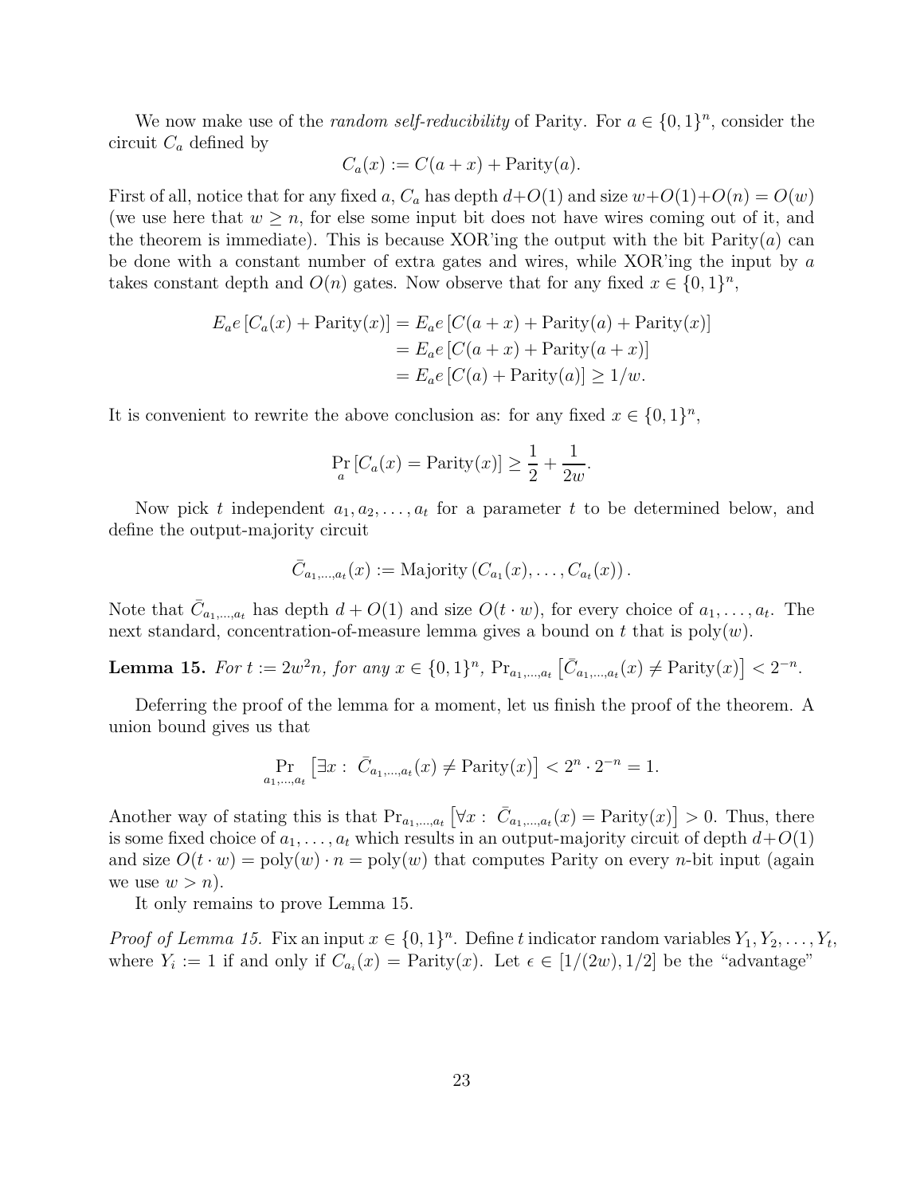We now make use of the *random self-reducibility* of Parity. For $a \in \{0,1\}^n$, consider the circuit $C_a$ defined by

$$C_a(x) := C(a + x) + \text{Parity}(a).$$

First of all, notice that for any fixed $a$, $C_a$ has depth $d+O(1)$ and size $w+O(1)+O(n) = O(w)$ (we use here that $w \geq n$, for else some input bit does not have wires coming out of it, and the theorem is immediate). This is because XOR'ing the output with the bit Parity($a$) can be done with a constant number of extra gates and wires, while XOR'ing the input by $a$ takes constant depth and $O(n)$ gates. Now observe that for any fixed $x \in \{0,1\}^n$,

$$\begin{aligned}
E_a e\left[C_a(x) + \text{Parity}(x)\right] &= E_a e\left[C(a+x) + \text{Parity}(a) + \text{Parity}(x)\right] \\
&= E_a e\left[C(a+x) + \text{Parity}(a+x)\right] \\
&= E_a e\left[C(a) + \text{Parity}(a)\right] \geq 1/w.
\end{aligned}$$

It is convenient to rewrite the above conclusion as: for any fixed $x \in \{0,1\}^n$,

$$\Pr_a\left[C_a(x) = \text{Parity}(x)\right] \geq \frac{1}{2} + \frac{1}{2w}.$$

Now pick $t$ independent $a_1, a_2, \ldots, a_t$ for a parameter $t$ to be determined below, and define the output-majority circuit

$$\bar{C}_{a_1,\ldots,a_t}(x) := \text{Majority}\left(C_{a_1}(x), \ldots, C_{a_t}(x)\right).$$

Note that $\bar{C}_{a_1,\ldots,a_t}$ has depth $d + O(1)$ and size $O(t \cdot w)$, for every choice of $a_1, \ldots, a_t$. The next standard, concentration-of-measure lemma gives a bound on $t$ that is poly($w$).

**Lemma 15.** *For $t := 2w^2 n$, for any $x \in \{0,1\}^n$, $\Pr_{a_1,\ldots,a_t}\left[\bar{C}_{a_1,\ldots,a_t}(x) \neq \text{Parity}(x)\right] < 2^{-n}$.*

Deferring the proof of the lemma for a moment, let us finish the proof of the theorem. A union bound gives us that

$$\Pr_{a_1,\ldots,a_t}\left[\exists x : \ \bar{C}_{a_1,\ldots,a_t}(x) \neq \text{Parity}(x)\right] < 2^n \cdot 2^{-n} = 1.$$

Another way of stating this is that $\Pr_{a_1,\ldots,a_t}\left[\forall x : \ \bar{C}_{a_1,\ldots,a_t}(x) = \text{Parity}(x)\right] > 0$. Thus, there is some fixed choice of $a_1, \ldots, a_t$ which results in an output-majority circuit of depth $d+O(1)$ and size $O(t \cdot w) = \text{poly}(w) \cdot n = \text{poly}(w)$ that computes Parity on every $n$-bit input (again we use $w > n$).

It only remains to prove Lemma 15.

*Proof of Lemma 15.* Fix an input $x \in \{0,1\}^n$. Define $t$ indicator random variables $Y_1, Y_2, \ldots, Y_t$, where $Y_i := 1$ if and only if $C_{a_i}(x) = \text{Parity}(x)$. Let $\epsilon \in [1/(2w), 1/2]$ be the "advantage"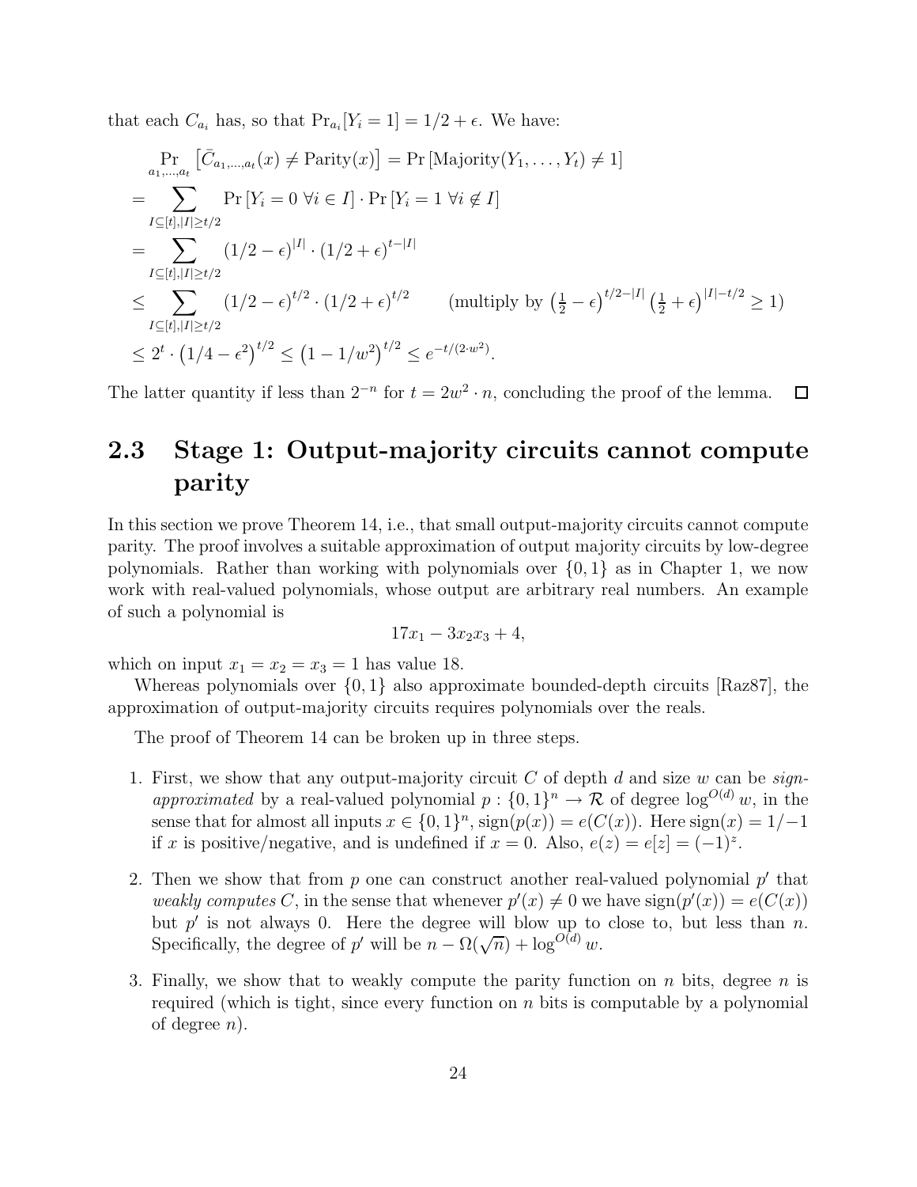that each $C_{a_i}$ has, so that $\Pr_{a_i}[Y_i = 1] = 1/2 + \epsilon$. We have:

$$
\begin{aligned}
&\Pr_{a_1,\ldots,a_t}\left[\bar{C}_{a_1,\ldots,a_t}(x) \neq \text{Parity}(x)\right] = \Pr\left[\text{Majority}(Y_1,\ldots,Y_t) \neq 1\right] \\
&= \sum_{I \subseteq [t], |I| \geq t/2} \Pr\left[Y_i = 0 \ \forall i \in I\right] \cdot \Pr\left[Y_i = 1 \ \forall i \notin I\right] \\
&= \sum_{I \subseteq [t], |I| \geq t/2} (1/2 - \epsilon)^{|I|} \cdot (1/2 + \epsilon)^{t-|I|} \\
&\leq \sum_{I \subseteq [t], |I| \geq t/2} (1/2 - \epsilon)^{t/2} \cdot (1/2 + \epsilon)^{t/2} \qquad \left(\text{multiply by } \left(\tfrac{1}{2} - \epsilon\right)^{t/2 - |I|} \left(\tfrac{1}{2} + \epsilon\right)^{|I| - t/2} \geq 1\right) \\
&\leq 2^t \cdot \left(1/4 - \epsilon^2\right)^{t/2} \leq \left(1 - 1/w^2\right)^{t/2} \leq e^{-t/(2 \cdot w^2)}.
\end{aligned}
$$

The latter quantity if less than $2^{-n}$ for $t = 2w^2 \cdot n$, concluding the proof of the lemma. □

## 2.3 Stage 1: Output-majority circuits cannot compute parity

In this section we prove Theorem 14, i.e., that small output-majority circuits cannot compute parity. The proof involves a suitable approximation of output majority circuits by low-degree polynomials. Rather than working with polynomials over $\{0,1\}$ as in Chapter 1, we now work with real-valued polynomials, whose output are arbitrary real numbers. An example of such a polynomial is

$$17x_1 - 3x_2x_3 + 4,$$

which on input $x_1 = x_2 = x_3 = 1$ has value 18.

Whereas polynomials over $\{0,1\}$ also approximate bounded-depth circuits [Raz87], the approximation of output-majority circuits requires polynomials over the reals.

The proof of Theorem 14 can be broken up in three steps.

1. First, we show that any output-majority circuit $C$ of depth $d$ and size $w$ can be *sign-approximated* by a real-valued polynomial $p : \{0,1\}^n \to \mathcal{R}$ of degree $\log^{O(d)} w$, in the sense that for almost all inputs $x \in \{0,1\}^n$, $\text{sign}(p(x)) = e(C(x))$. Here $\text{sign}(x) = 1/-1$ if $x$ is positive/negative, and is undefined if $x = 0$. Also, $e(z) = e[z] = (-1)^z$.

2. Then we show that from $p$ one can construct another real-valued polynomial $p'$ that *weakly computes* $C$, in the sense that whenever $p'(x) \neq 0$ we have $\text{sign}(p'(x)) = e(C(x))$ but $p'$ is not always 0. Here the degree will blow up to close to, but less than $n$. Specifically, the degree of $p'$ will be $n - \Omega(\sqrt{n}) + \log^{O(d)} w$.

3. Finally, we show that to weakly compute the parity function on $n$ bits, degree $n$ is required (which is tight, since every function on $n$ bits is computable by a polynomial of degree $n$).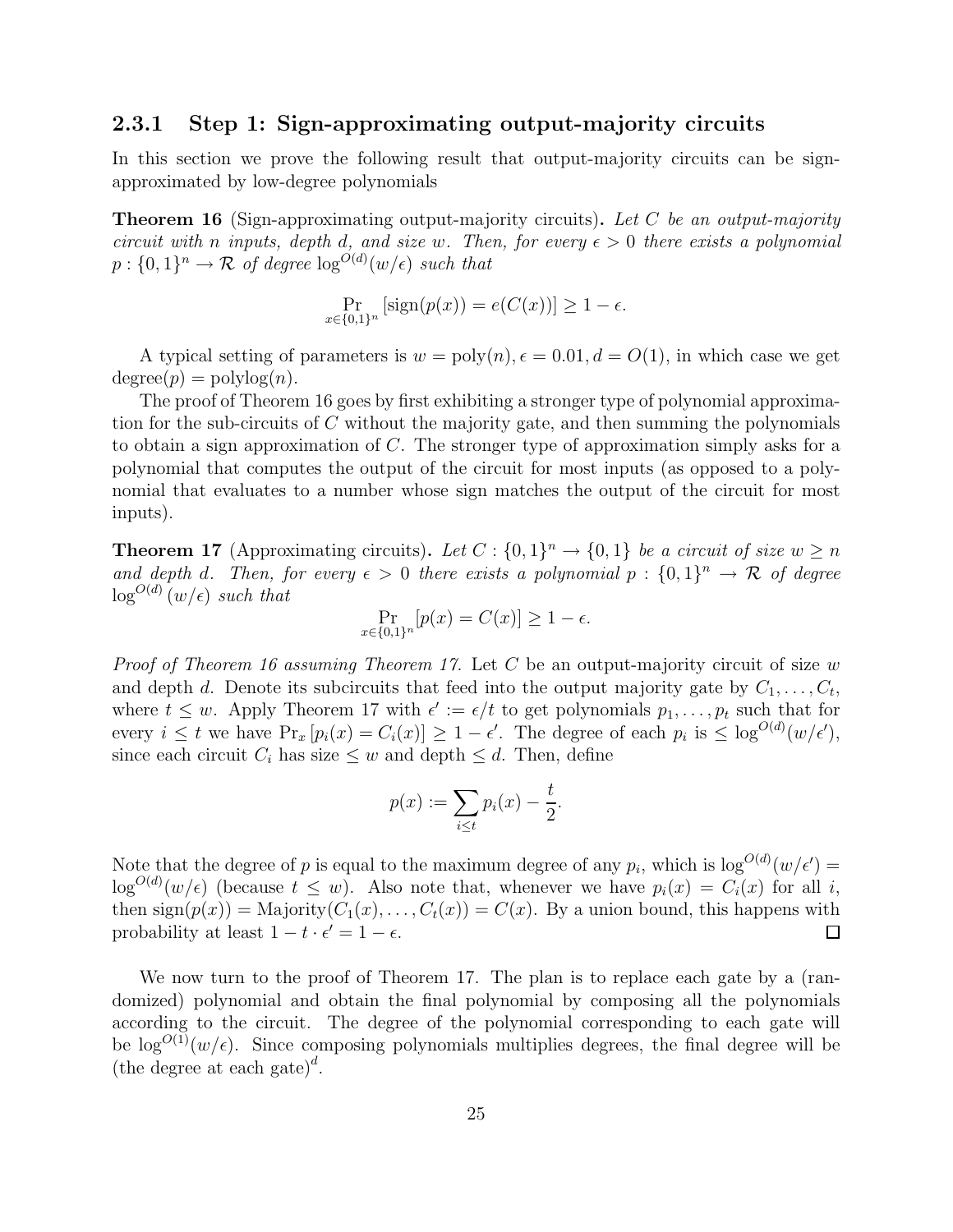### 2.3.1 Step 1: Sign-approximating output-majority circuits

In this section we prove the following result that output-majority circuits can be sign-approximated by low-degree polynomials

**Theorem 16** (Sign-approximating output-majority circuits)**.** *Let $C$ be an output-majority circuit with $n$ inputs, depth $d$, and size $w$. Then, for every $\epsilon > 0$ there exists a polynomial $p : \{0,1\}^n \to \mathcal{R}$ of degree $\log^{O(d)}(w/\epsilon)$ such that*

$$\Pr_{x \in \{0,1\}^n} [\text{sign}(p(x)) = e(C(x))] \geq 1 - \epsilon.$$

A typical setting of parameters is $w = \text{poly}(n), \epsilon = 0.01, d = O(1)$, in which case we get $\text{degree}(p) = \text{polylog}(n)$.

The proof of Theorem 16 goes by first exhibiting a stronger type of polynomial approximation for the sub-circuits of $C$ without the majority gate, and then summing the polynomials to obtain a sign approximation of $C$. The stronger type of approximation simply asks for a polynomial that computes the output of the circuit for most inputs (as opposed to a polynomial that evaluates to a number whose sign matches the output of the circuit for most inputs).

**Theorem 17** (Approximating circuits)**.** *Let $C : \{0,1\}^n \to \{0,1\}$ be a circuit of size $w \geq n$ and depth $d$. Then, for every $\epsilon > 0$ there exists a polynomial $p : \{0,1\}^n \to \mathcal{R}$ of degree $\log^{O(d)}(w/\epsilon)$ such that*

$$\Pr_{x \in \{0,1\}^n} [p(x) = C(x)] \geq 1 - \epsilon.$$

*Proof of Theorem 16 assuming Theorem 17.* Let $C$ be an output-majority circuit of size $w$ and depth $d$. Denote its subcircuits that feed into the output majority gate by $C_1, \ldots, C_t$, where $t \leq w$. Apply Theorem 17 with $\epsilon' := \epsilon/t$ to get polynomials $p_1, \ldots, p_t$ such that for every $i \leq t$ we have $\Pr_x [p_i(x) = C_i(x)] \geq 1 - \epsilon'$. The degree of each $p_i$ is $\leq \log^{O(d)}(w/\epsilon')$, since each circuit $C_i$ has size $\leq w$ and depth $\leq d$. Then, define

$$p(x) := \sum_{i \leq t} p_i(x) - \frac{t}{2}.$$

Note that the degree of $p$ is equal to the maximum degree of any $p_i$, which is $\log^{O(d)}(w/\epsilon') = \log^{O(d)}(w/\epsilon)$ (because $t \leq w$). Also note that, whenever we have $p_i(x) = C_i(x)$ for all $i$, then $\text{sign}(p(x)) = \text{Majority}(C_1(x), \ldots, C_t(x)) = C(x)$. By a union bound, this happens with probability at least $1 - t \cdot \epsilon' = 1 - \epsilon$. □

We now turn to the proof of Theorem 17. The plan is to replace each gate by a (randomized) polynomial and obtain the final polynomial by composing all the polynomials according to the circuit. The degree of the polynomial corresponding to each gate will be $\log^{O(1)}(w/\epsilon)$. Since composing polynomials multiplies degrees, the final degree will be $(\text{the degree at each gate})^d$.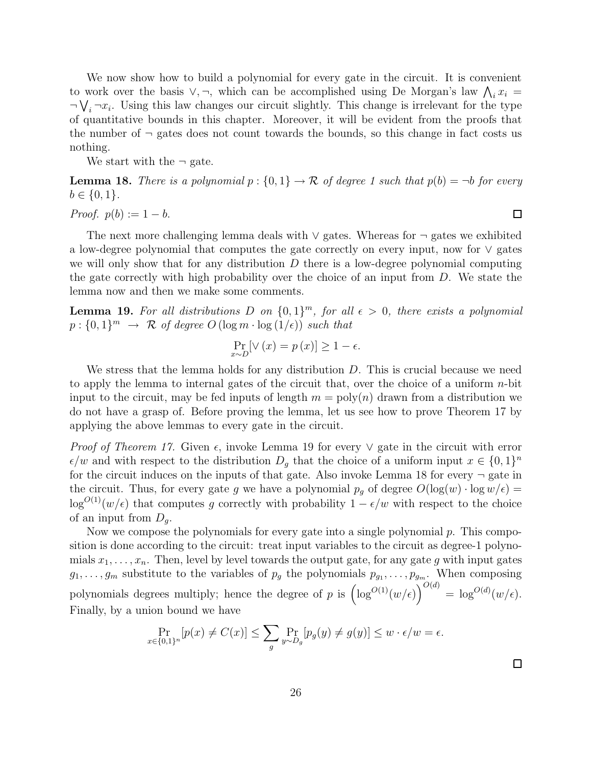We now show how to build a polynomial for every gate in the circuit. It is convenient to work over the basis $\vee, \neg$, which can be accomplished using De Morgan's law $\bigwedge_i x_i = \neg \bigvee_i \neg x_i$. Using this law changes our circuit slightly. This change is irrelevant for the type of quantitative bounds in this chapter. Moreover, it will be evident from the proofs that the number of $\neg$ gates does not count towards the bounds, so this change in fact costs us nothing.

We start with the $\neg$ gate.

**Lemma 18.** *There is a polynomial $p : \{0,1\} \to \mathcal{R}$ of degree 1 such that $p(b) = \neg b$ for every $b \in \{0,1\}$.*

*Proof.* $p(b) := 1 - b$. □

The next more challenging lemma deals with $\vee$ gates. Whereas for $\neg$ gates we exhibited a low-degree polynomial that computes the gate correctly on every input, now for $\vee$ gates we will only show that for any distribution $D$ there is a low-degree polynomial computing the gate correctly with high probability over the choice of an input from $D$. We state the lemma now and then we make some comments.

**Lemma 19.** *For all distributions $D$ on $\{0,1\}^m$, for all $\epsilon > 0$, there exists a polynomial $p : \{0,1\}^m \to \mathcal{R}$ of degree $O(\log m \cdot \log(1/\epsilon))$ such that*

$$\Pr_{x \sim D}[\vee(x) = p(x)] \geq 1 - \epsilon.$$

We stress that the lemma holds for any distribution $D$. This is crucial because we need to apply the lemma to internal gates of the circuit that, over the choice of a uniform $n$-bit input to the circuit, may be fed inputs of length $m = \text{poly}(n)$ drawn from a distribution we do not have a grasp of. Before proving the lemma, let us see how to prove Theorem 17 by applying the above lemmas to every gate in the circuit.

*Proof of Theorem 17.* Given $\epsilon$, invoke Lemma 19 for every $\vee$ gate in the circuit with error $\epsilon/w$ and with respect to the distribution $D_g$ that the choice of a uniform input $x \in \{0,1\}^n$ for the circuit induces on the inputs of that gate. Also invoke Lemma 18 for every $\neg$ gate in the circuit. Thus, for every gate $g$ we have a polynomial $p_g$ of degree $O(\log(w) \cdot \log w/\epsilon) = \log^{O(1)}(w/\epsilon)$ that computes $g$ correctly with probability $1 - \epsilon/w$ with respect to the choice of an input from $D_g$.

Now we compose the polynomials for every gate into a single polynomial $p$. This composition is done according to the circuit: treat input variables to the circuit as degree-1 polynomials $x_1, \ldots, x_n$. Then, level by level towards the output gate, for any gate $g$ with input gates $g_1, \ldots, g_m$ substitute to the variables of $p_g$ the polynomials $p_{g_1}, \ldots, p_{g_m}$. When composing polynomials degrees multiply; hence the degree of $p$ is $\left(\log^{O(1)}(w/\epsilon)\right)^{O(d)} = \log^{O(d)}(w/\epsilon)$. Finally, by a union bound we have

$$\Pr_{x \in \{0,1\}^n}[p(x) \neq C(x)] \leq \sum_g \Pr_{y \sim D_g}[p_g(y) \neq g(y)] \leq w \cdot \epsilon/w = \epsilon.$$

□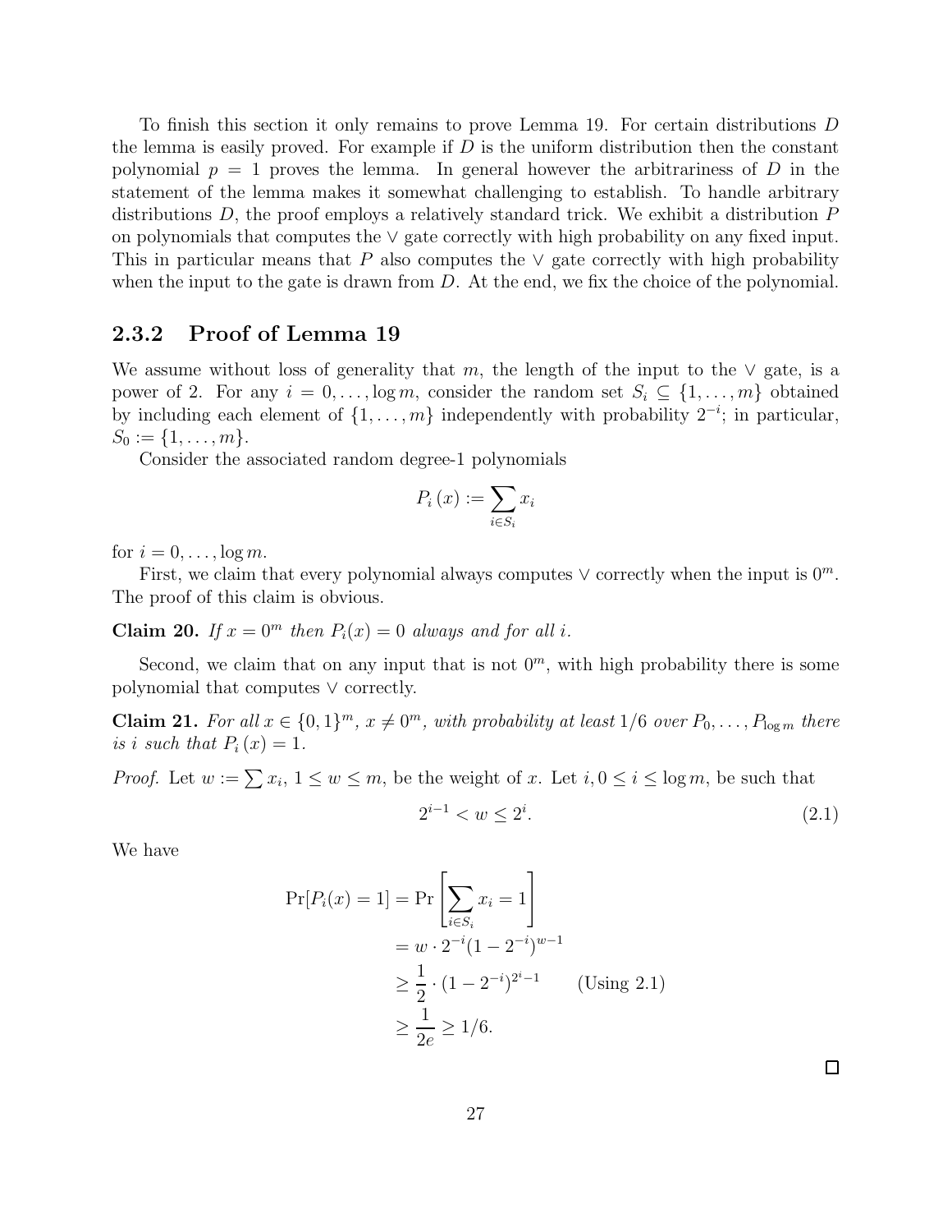To finish this section it only remains to prove Lemma 19. For certain distributions $D$ the lemma is easily proved. For example if $D$ is the uniform distribution then the constant polynomial $p = 1$ proves the lemma. In general however the arbitrariness of $D$ in the statement of the lemma makes it somewhat challenging to establish. To handle arbitrary distributions $D$, the proof employs a relatively standard trick. We exhibit a distribution $P$ on polynomials that computes the $\vee$ gate correctly with high probability on any fixed input. This in particular means that $P$ also computes the $\vee$ gate correctly with high probability when the input to the gate is drawn from $D$. At the end, we fix the choice of the polynomial.

### 2.3.2 Proof of Lemma 19

We assume without loss of generality that $m$, the length of the input to the $\vee$ gate, is a power of 2. For any $i = 0, \ldots, \log m$, consider the random set $S_i \subseteq \{1, \ldots, m\}$ obtained by including each element of $\{1, \ldots, m\}$ independently with probability $2^{-i}$; in particular, $S_0 := \{1, \ldots, m\}$.

Consider the associated random degree-1 polynomials

$$P_i(x) := \sum_{i \in S_i} x_i$$

for $i = 0, \ldots, \log m$.

First, we claim that every polynomial always computes $\vee$ correctly when the input is $0^m$. The proof of this claim is obvious.

**Claim 20.** *If $x = 0^m$ then $P_i(x) = 0$ always and for all $i$.*

Second, we claim that on any input that is not $0^m$, with high probability there is some polynomial that computes $\vee$ correctly.

**Claim 21.** *For all $x \in \{0,1\}^m$, $x \neq 0^m$, with probability at least $1/6$ over $P_0, \ldots, P_{\log m}$ there is $i$ such that $P_i(x) = 1$.*

*Proof.* Let $w := \sum x_i$, $1 \leq w \leq m$, be the weight of $x$. Let $i, 0 \leq i \leq \log m$, be such that

$$2^{i-1} < w \leq 2^i. \tag{2.1}$$

We have

$$\begin{aligned}
\Pr[P_i(x) = 1] &= \Pr\left[\sum_{i \in S_i} x_i = 1\right] \\
&= w \cdot 2^{-i}(1 - 2^{-i})^{w-1} \\
&\geq \frac{1}{2} \cdot (1 - 2^{-i})^{2^i - 1} \qquad \text{(Using 2.1)} \\
&\geq \frac{1}{2e} \geq 1/6.
\end{aligned}$$

$\square$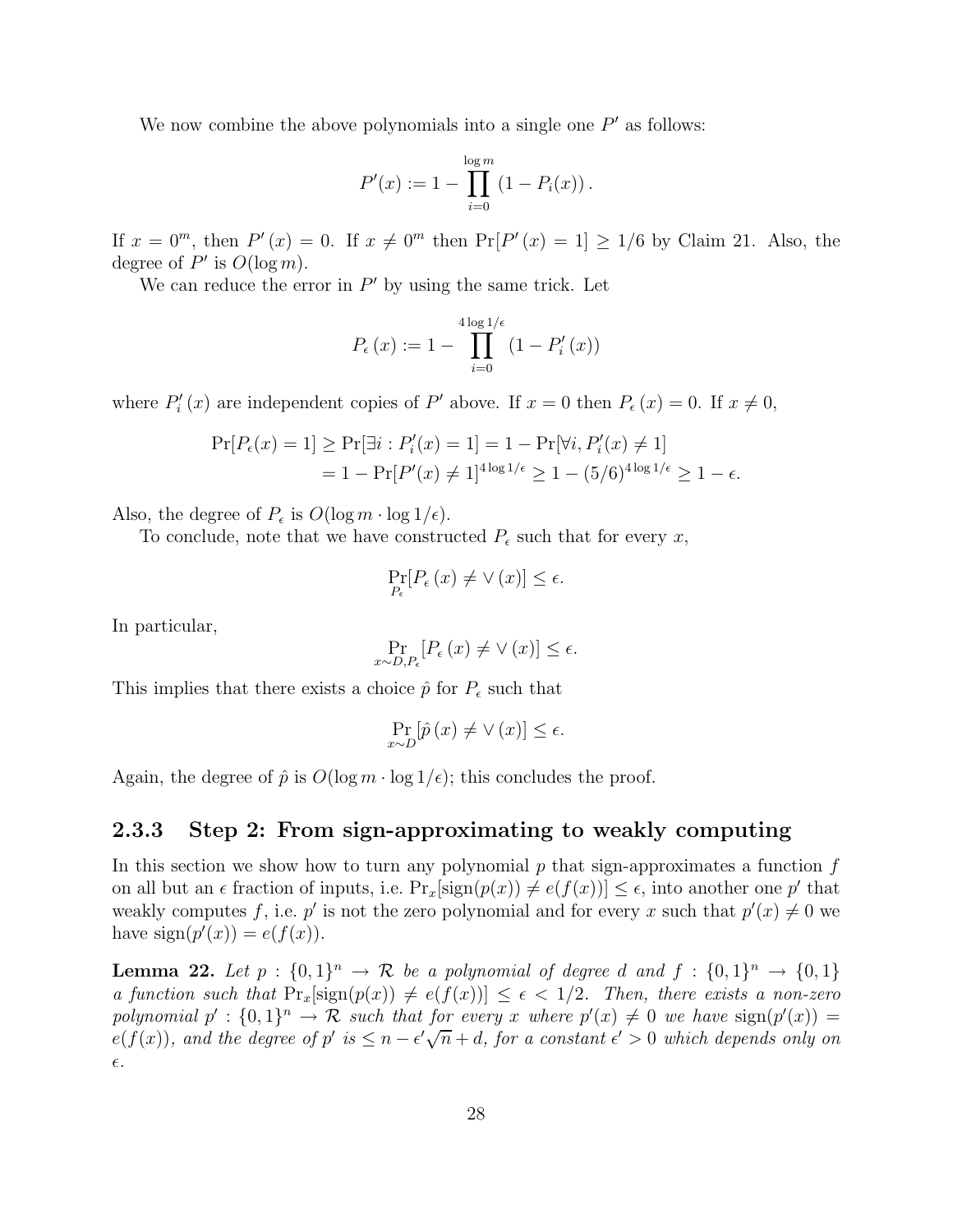We now combine the above polynomials into a single one $P'$ as follows:

$$P'(x) := 1 - \prod_{i=0}^{\log m} (1 - P_i(x)).$$

If $x = 0^m$, then $P'(x) = 0$. If $x \neq 0^m$ then $\Pr[P'(x) = 1] \geq 1/6$ by Claim 21. Also, the degree of $P'$ is $O(\log m)$.

We can reduce the error in $P'$ by using the same trick. Let

$$P_\epsilon(x) := 1 - \prod_{i=0}^{4 \log 1/\epsilon} (1 - P'_i(x))$$

where $P'_i(x)$ are independent copies of $P'$ above. If $x = 0$ then $P_\epsilon(x) = 0$. If $x \neq 0$,

$$\begin{aligned}
\Pr[P_\epsilon(x) = 1] &\geq \Pr[\exists i : P'_i(x) = 1] = 1 - \Pr[\forall i, P'_i(x) \neq 1] \\
&= 1 - \Pr[P'(x) \neq 1]^{4 \log 1/\epsilon} \geq 1 - (5/6)^{4 \log 1/\epsilon} \geq 1 - \epsilon.
\end{aligned}$$

Also, the degree of $P_\epsilon$ is $O(\log m \cdot \log 1/\epsilon)$.

To conclude, note that we have constructed $P_\epsilon$ such that for every $x$,

$$\Pr_{P_\epsilon}[P_\epsilon(x) \neq \vee(x)] \leq \epsilon.$$

In particular,

$$\Pr_{x \sim D, P_\epsilon}[P_\epsilon(x) \neq \vee(x)] \leq \epsilon.$$

This implies that there exists a choice $\hat{p}$ for $P_\epsilon$ such that

$$\Pr_{x \sim D}[\hat{p}(x) \neq \vee(x)] \leq \epsilon.$$

Again, the degree of $\hat{p}$ is $O(\log m \cdot \log 1/\epsilon)$; this concludes the proof.

### 2.3.3 Step 2: From sign-approximating to weakly computing

In this section we show how to turn any polynomial $p$ that sign-approximates a function $f$ on all but an $\epsilon$ fraction of inputs, i.e. $\Pr_x[\text{sign}(p(x)) \neq e(f(x))] \leq \epsilon$, into another one $p'$ that weakly computes $f$, i.e. $p'$ is not the zero polynomial and for every $x$ such that $p'(x) \neq 0$ we have $\text{sign}(p'(x)) = e(f(x))$.

**Lemma 22.** *Let $p : \{0,1\}^n \to \mathcal{R}$ be a polynomial of degree $d$ and $f : \{0,1\}^n \to \{0,1\}$ a function such that $\Pr_x[\text{sign}(p(x)) \neq e(f(x))] \leq \epsilon < 1/2$. Then, there exists a non-zero polynomial $p' : \{0,1\}^n \to \mathcal{R}$ such that for every $x$ where $p'(x) \neq 0$ we have $\text{sign}(p'(x)) = e(f(x))$, and the degree of $p'$ is $\leq n - \epsilon'\sqrt{n} + d$, for a constant $\epsilon' > 0$ which depends only on $\epsilon$.*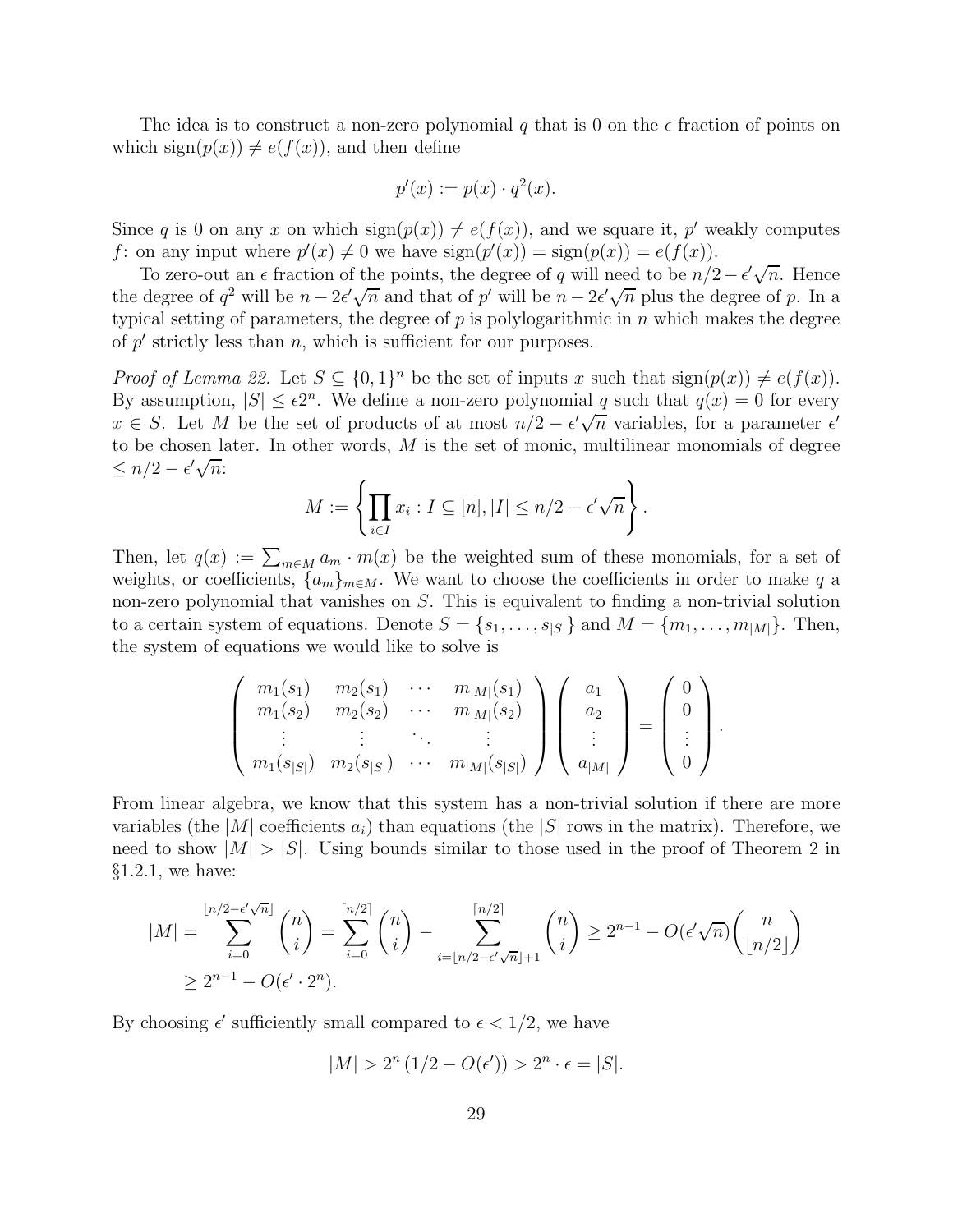The idea is to construct a non-zero polynomial $q$ that is 0 on the $\epsilon$ fraction of points on which $\text{sign}(p(x)) \neq e(f(x))$, and then define

$$p'(x) := p(x) \cdot q^2(x).$$

Since $q$ is 0 on any $x$ on which $\text{sign}(p(x)) \neq e(f(x))$, and we square it, $p'$ weakly computes $f$: on any input where $p'(x) \neq 0$ we have $\text{sign}(p'(x)) = \text{sign}(p(x)) = e(f(x))$.

To zero-out an $\epsilon$ fraction of the points, the degree of $q$ will need to be $n/2 - \epsilon'\sqrt{n}$. Hence the degree of $q^2$ will be $n - 2\epsilon'\sqrt{n}$ and that of $p'$ will be $n - 2\epsilon'\sqrt{n}$ plus the degree of $p$. In a typical setting of parameters, the degree of $p$ is polylogarithmic in $n$ which makes the degree of $p'$ strictly less than $n$, which is sufficient for our purposes.

*Proof of Lemma 22.* Let $S \subseteq \{0,1\}^n$ be the set of inputs $x$ such that $\text{sign}(p(x)) \neq e(f(x))$. By assumption, $|S| \leq \epsilon 2^n$. We define a non-zero polynomial $q$ such that $q(x) = 0$ for every $x \in S$. Let $M$ be the set of products of at most $n/2 - \epsilon'\sqrt{n}$ variables, for a parameter $\epsilon'$ to be chosen later. In other words, $M$ is the set of monic, multilinear monomials of degree $\leq n/2 - \epsilon'\sqrt{n}$:

$$M := \left\{ \prod_{i \in I} x_i : I \subseteq [n], |I| \leq n/2 - \epsilon'\sqrt{n} \right\}.$$

Then, let $q(x) := \sum_{m \in M} a_m \cdot m(x)$ be the weighted sum of these monomials, for a set of weights, or coefficients, $\{a_m\}_{m \in M}$. We want to choose the coefficients in order to make $q$ a non-zero polynomial that vanishes on $S$. This is equivalent to finding a non-trivial solution to a certain system of equations. Denote $S = \{s_1, \ldots, s_{|S|}\}$ and $M = \{m_1, \ldots, m_{|M|}\}$. Then, the system of equations we would like to solve is

$$\begin{pmatrix} m_1(s_1) & m_2(s_1) & \cdots & m_{|M|}(s_1) \\ m_1(s_2) & m_2(s_2) & \cdots & m_{|M|}(s_2) \\ \vdots & \vdots & \ddots & \vdots \\ m_1(s_{|S|}) & m_2(s_{|S|}) & \cdots & m_{|M|}(s_{|S|}) \end{pmatrix} \begin{pmatrix} a_1 \\ a_2 \\ \vdots \\ a_{|M|} \end{pmatrix} = \begin{pmatrix} 0 \\ 0 \\ \vdots \\ 0 \end{pmatrix}.$$

From linear algebra, we know that this system has a non-trivial solution if there are more variables (the $|M|$ coefficients $a_i$) than equations (the $|S|$ rows in the matrix). Therefore, we need to show $|M| > |S|$. Using bounds similar to those used in the proof of Theorem 2 in §1.2.1, we have:

$$\begin{aligned} |M| &= \sum_{i=0}^{\lfloor n/2 - \epsilon'\sqrt{n} \rfloor} \binom{n}{i} = \sum_{i=0}^{\lceil n/2 \rceil} \binom{n}{i} - \sum_{i=\lfloor n/2 - \epsilon'\sqrt{n} \rfloor + 1}^{\lceil n/2 \rceil} \binom{n}{i} \geq 2^{n-1} - O(\epsilon'\sqrt{n}) \binom{n}{\lfloor n/2 \rfloor} \\ &\geq 2^{n-1} - O(\epsilon' \cdot 2^n). \end{aligned}$$

By choosing $\epsilon'$ sufficiently small compared to $\epsilon < 1/2$, we have

$$|M| > 2^n \left(1/2 - O(\epsilon')\right) > 2^n \cdot \epsilon = |S|.$$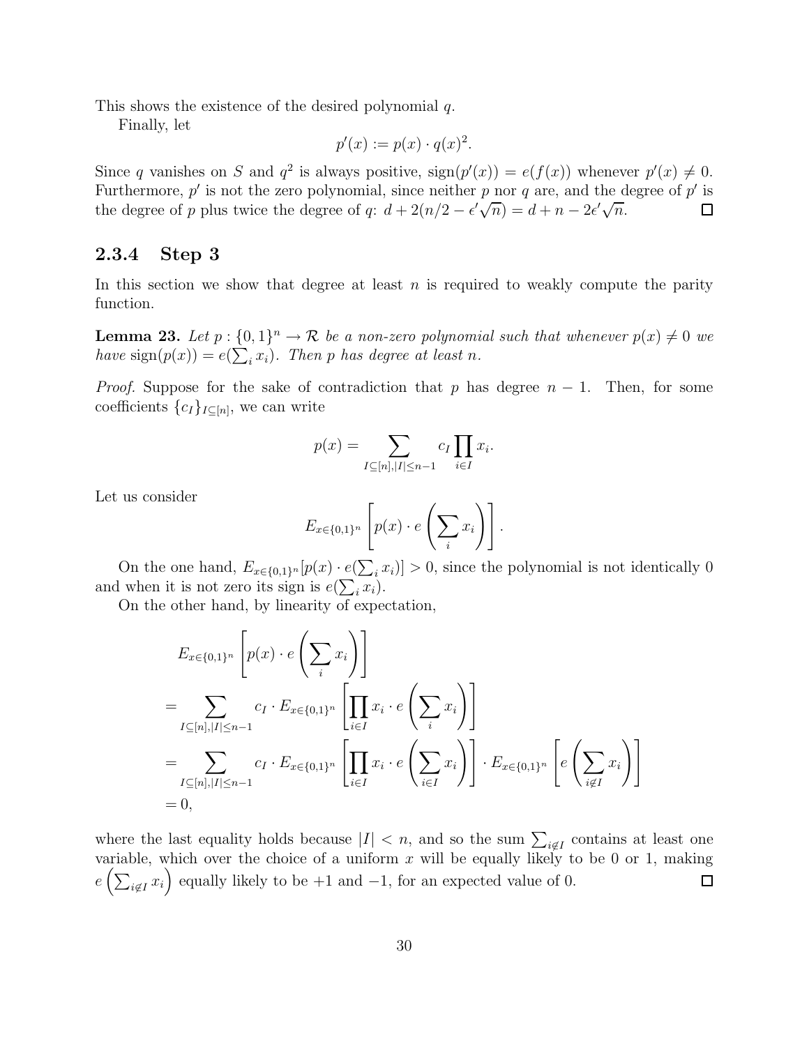This shows the existence of the desired polynomial $q$.

Finally, let

$$p'(x) := p(x) \cdot q(x)^2.$$

Since $q$ vanishes on $S$ and $q^2$ is always positive, $\text{sign}(p'(x)) = e(f(x))$ whenever $p'(x) \neq 0$. Furthermore, $p'$ is not the zero polynomial, since neither $p$ nor $q$ are, and the degree of $p'$ is the degree of $p$ plus twice the degree of $q$: $d + 2(n/2 - \epsilon'\sqrt{n}) = d + n - 2\epsilon'\sqrt{n}$. ☐

### 2.3.4 Step 3

In this section we show that degree at least $n$ is required to weakly compute the parity function.

**Lemma 23.** *Let $p : \{0,1\}^n \to \mathcal{R}$ be a non-zero polynomial such that whenever $p(x) \neq 0$ we have $\text{sign}(p(x)) = e(\sum_i x_i)$. Then $p$ has degree at least $n$.*

*Proof.* Suppose for the sake of contradiction that $p$ has degree $n-1$. Then, for some coefficients $\{c_I\}_{I \subseteq [n]}$, we can write

$$p(x) = \sum_{I \subseteq [n], |I| \leq n-1} c_I \prod_{i \in I} x_i.$$

Let us consider

$$E_{x \in \{0,1\}^n} \left[ p(x) \cdot e\left( \sum_i x_i \right) \right].$$

On the one hand, $E_{x \in \{0,1\}^n}[p(x) \cdot e(\sum_i x_i)] > 0$, since the polynomial is not identically 0 and when it is not zero its sign is $e(\sum_i x_i)$.

On the other hand, by linearity of expectation,

$$\begin{aligned}
&E_{x \in \{0,1\}^n} \left[ p(x) \cdot e\left( \sum_i x_i \right) \right] \\
&= \sum_{I \subseteq [n], |I| \leq n-1} c_I \cdot E_{x \in \{0,1\}^n} \left[ \prod_{i \in I} x_i \cdot e\left( \sum_i x_i \right) \right] \\
&= \sum_{I \subseteq [n], |I| \leq n-1} c_I \cdot E_{x \in \{0,1\}^n} \left[ \prod_{i \in I} x_i \cdot e\left( \sum_{i \in I} x_i \right) \right] \cdot E_{x \in \{0,1\}^n} \left[ e\left( \sum_{i \notin I} x_i \right) \right] \\
&= 0,
\end{aligned}$$

where the last equality holds because $|I| < n$, and so the sum $\sum_{i \notin I}$ contains at least one variable, which over the choice of a uniform $x$ will be equally likely to be 0 or 1, making $e\left(\sum_{i \notin I} x_i\right)$ equally likely to be $+1$ and $-1$, for an expected value of 0. ☐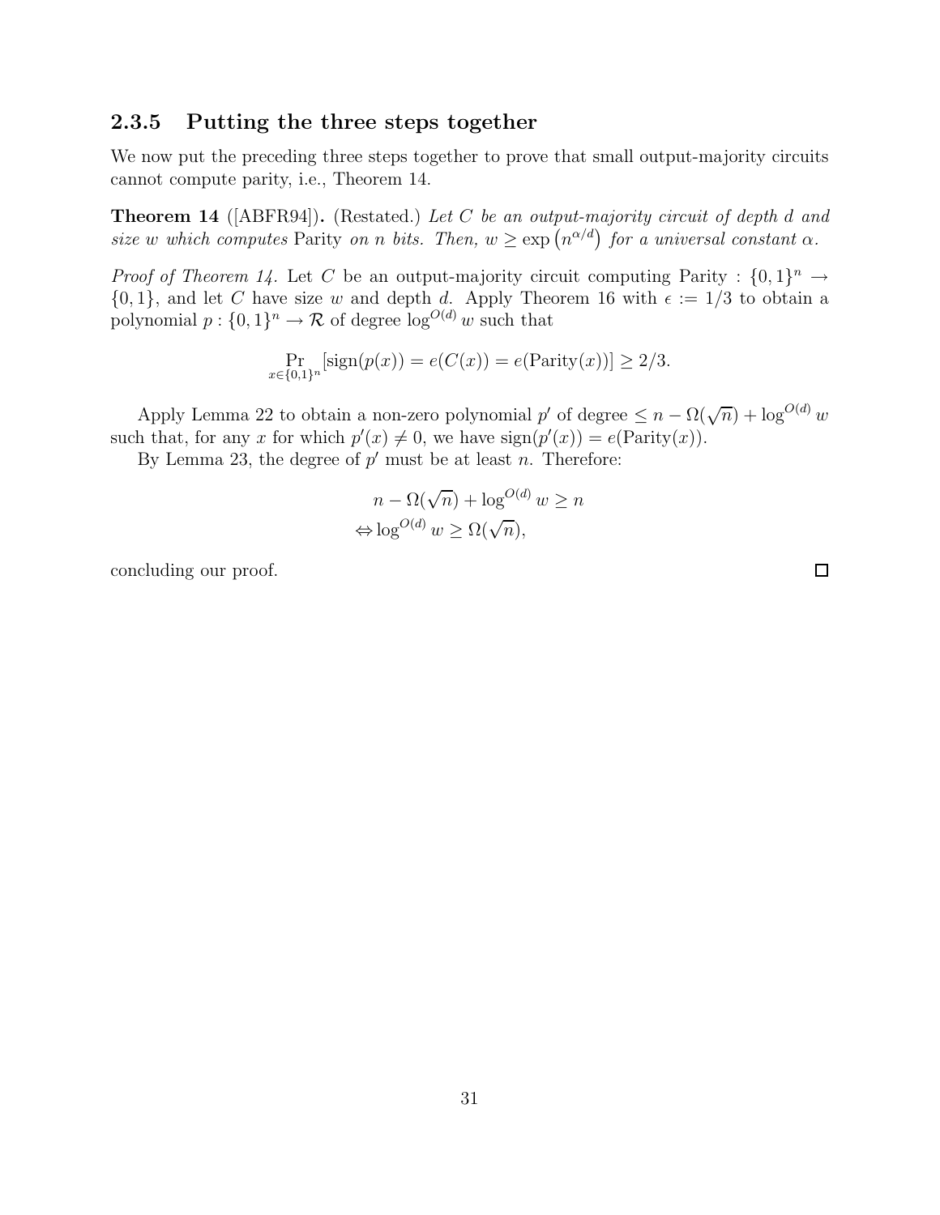### 2.3.5 Putting the three steps together

We now put the preceding three steps together to prove that small output-majority circuits cannot compute parity, i.e., Theorem 14.

**Theorem 14** ([ABFR94])**.** (Restated.) *Let $C$ be an output-majority circuit of depth $d$ and size $w$ which computes* Parity *on $n$ bits. Then, $w \geq \exp\left(n^{\alpha/d}\right)$ for a universal constant $\alpha$.*

*Proof of Theorem 14.* Let $C$ be an output-majority circuit computing $\text{Parity} : \{0,1\}^n \to \{0,1\}$, and let $C$ have size $w$ and depth $d$. Apply Theorem 16 with $\epsilon := 1/3$ to obtain a polynomial $p : \{0,1\}^n \to \mathcal{R}$ of degree $\log^{O(d)} w$ such that

$$\Pr_{x \in \{0,1\}^n}[\text{sign}(p(x)) = e(C(x)) = e(\text{Parity}(x))] \geq 2/3.$$

Apply Lemma 22 to obtain a non-zero polynomial $p'$ of degree $\leq n - \Omega(\sqrt{n}) + \log^{O(d)} w$ such that, for any $x$ for which $p'(x) \neq 0$, we have $\text{sign}(p'(x)) = e(\text{Parity}(x))$.

By Lemma 23, the degree of $p'$ must be at least $n$. Therefore:

$$n - \Omega(\sqrt{n}) + \log^{O(d)} w \geq n$$
$$\Leftrightarrow \log^{O(d)} w \geq \Omega(\sqrt{n}),$$

concluding our proof. □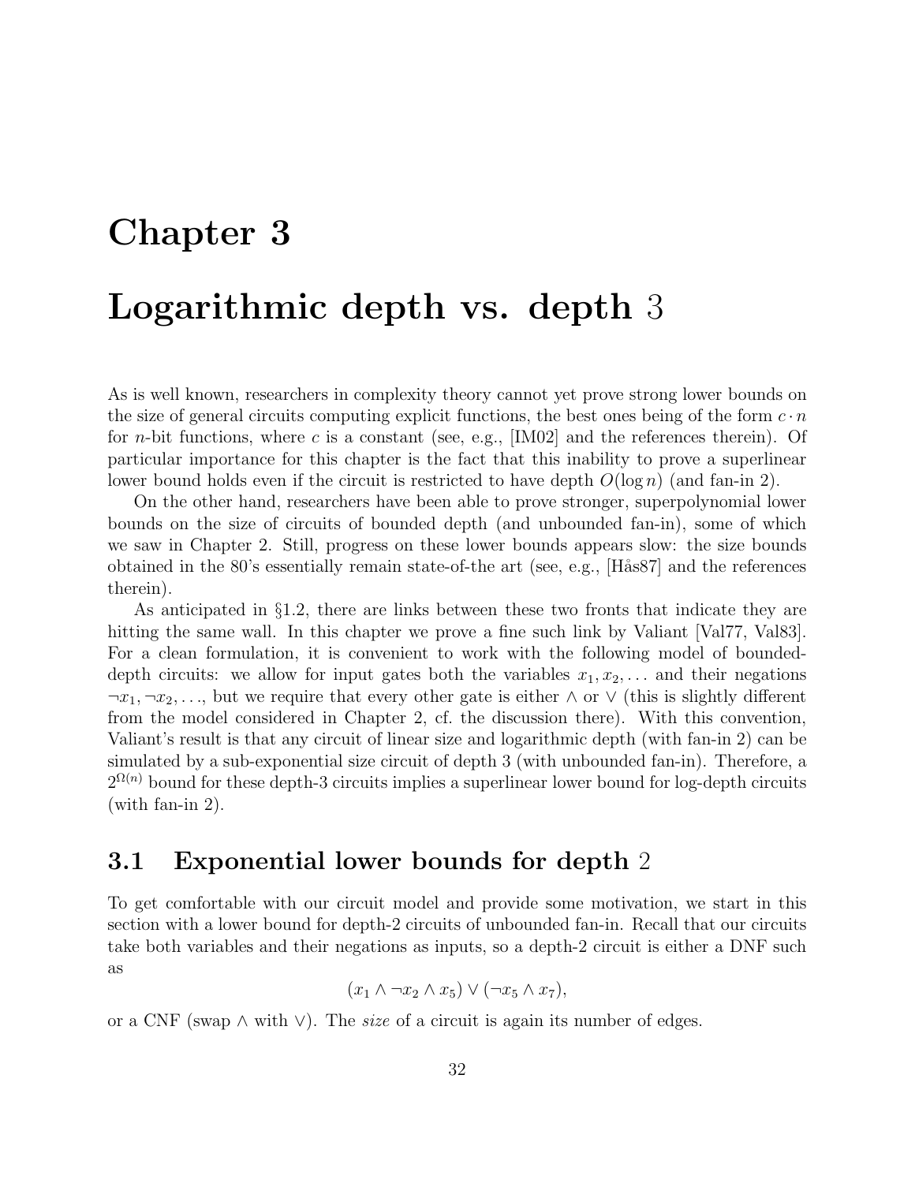# Chapter 3

# Logarithmic depth vs. depth 3

As is well known, researchers in complexity theory cannot yet prove strong lower bounds on the size of general circuits computing explicit functions, the best ones being of the form $c \cdot n$ for $n$-bit functions, where $c$ is a constant (see, e.g., [IM02] and the references therein). Of particular importance for this chapter is the fact that this inability to prove a superlinear lower bound holds even if the circuit is restricted to have depth $O(\log n)$ (and fan-in 2).

On the other hand, researchers have been able to prove stronger, superpolynomial lower bounds on the size of circuits of bounded depth (and unbounded fan-in), some of which we saw in Chapter 2. Still, progress on these lower bounds appears slow: the size bounds obtained in the 80's essentially remain state-of-the art (see, e.g., [Hås87] and the references therein).

As anticipated in §1.2, there are links between these two fronts that indicate they are hitting the same wall. In this chapter we prove a fine such link by Valiant [Val77, Val83]. For a clean formulation, it is convenient to work with the following model of bounded-depth circuits: we allow for input gates both the variables $x_1, x_2, \ldots$ and their negations $\neg x_1, \neg x_2, \ldots$, but we require that every other gate is either $\wedge$ or $\vee$ (this is slightly different from the model considered in Chapter 2, cf. the discussion there). With this convention, Valiant's result is that any circuit of linear size and logarithmic depth (with fan-in 2) can be simulated by a sub-exponential size circuit of depth 3 (with unbounded fan-in). Therefore, a $2^{\Omega(n)}$ bound for these depth-3 circuits implies a superlinear lower bound for log-depth circuits (with fan-in 2).

## 3.1 Exponential lower bounds for depth 2

To get comfortable with our circuit model and provide some motivation, we start in this section with a lower bound for depth-2 circuits of unbounded fan-in. Recall that our circuits take both variables and their negations as inputs, so a depth-2 circuit is either a DNF such as

$$(x_1 \wedge \neg x_2 \wedge x_5) \vee (\neg x_5 \wedge x_7),$$

or a CNF (swap $\wedge$ with $\vee$). The *size* of a circuit is again its number of edges.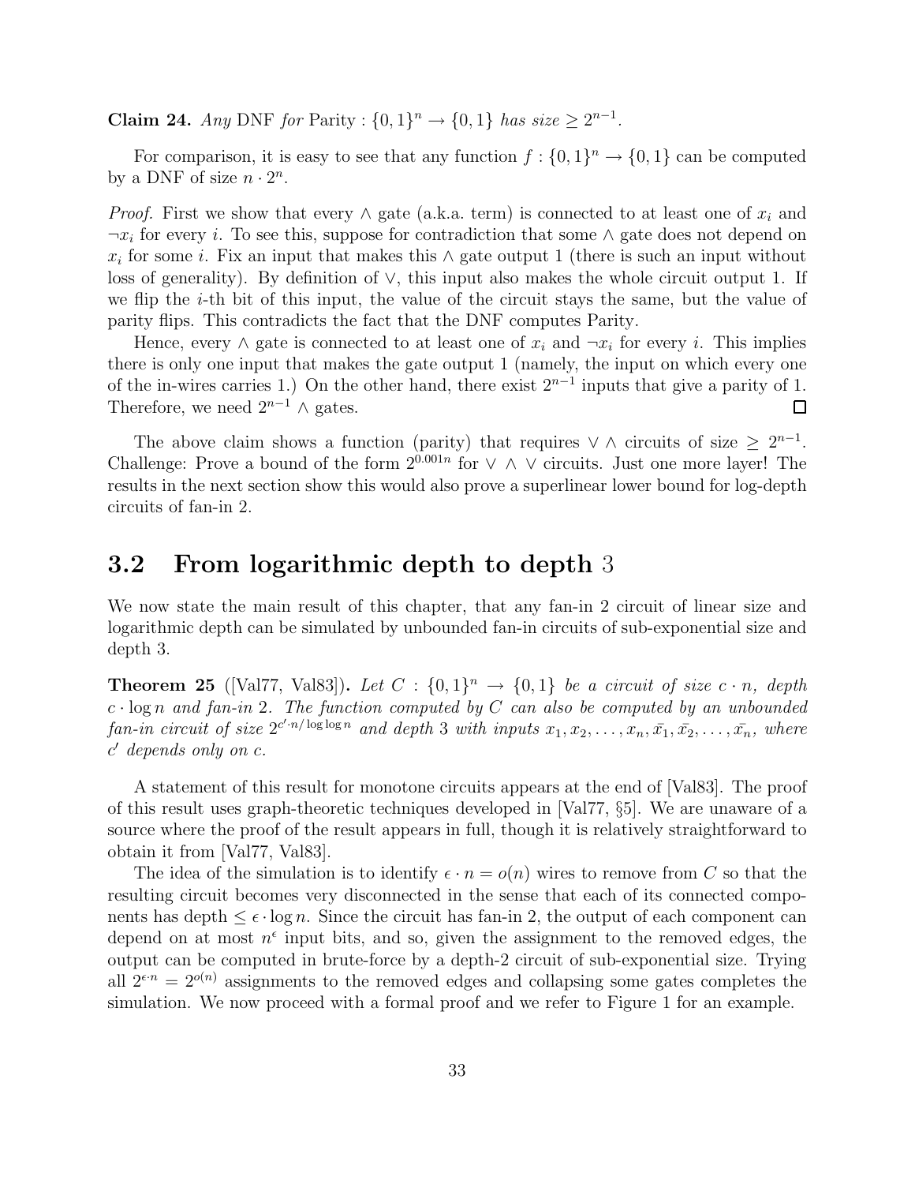**Claim 24.** *Any* DNF *for* Parity : $\{0,1\}^n \to \{0,1\}$ *has size* $\geq 2^{n-1}$.

For comparison, it is easy to see that any function $f : \{0,1\}^n \to \{0,1\}$ can be computed by a DNF of size $n \cdot 2^n$.

*Proof.* First we show that every $\wedge$ gate (a.k.a. term) is connected to at least one of $x_i$ and $\neg x_i$ for every $i$. To see this, suppose for contradiction that some $\wedge$ gate does not depend on $x_i$ for some $i$. Fix an input that makes this $\wedge$ gate output 1 (there is such an input without loss of generality). By definition of $\vee$, this input also makes the whole circuit output 1. If we flip the $i$-th bit of this input, the value of the circuit stays the same, but the value of parity flips. This contradicts the fact that the DNF computes Parity.

Hence, every $\wedge$ gate is connected to at least one of $x_i$ and $\neg x_i$ for every $i$. This implies there is only one input that makes the gate output 1 (namely, the input on which every one of the in-wires carries 1.) On the other hand, there exist $2^{n-1}$ inputs that give a parity of 1. Therefore, we need $2^{n-1}$ $\wedge$ gates. □

The above claim shows a function (parity) that requires $\vee \wedge$ circuits of size $\geq 2^{n-1}$. Challenge: Prove a bound of the form $2^{0.001n}$ for $\vee \wedge \vee$ circuits. Just one more layer! The results in the next section show this would also prove a superlinear lower bound for log-depth circuits of fan-in 2.

## 3.2 From logarithmic depth to depth 3

We now state the main result of this chapter, that any fan-in 2 circuit of linear size and logarithmic depth can be simulated by unbounded fan-in circuits of sub-exponential size and depth 3.

**Theorem 25** ([Val77, Val83])**.** *Let* $C : \{0,1\}^n \to \{0,1\}$ *be a circuit of size* $c \cdot n$*, depth* $c \cdot \log n$ *and fan-in* 2*. The function computed by* $C$ *can also be computed by an unbounded fan-in circuit of size* $2^{c' \cdot n / \log \log n}$ *and depth* 3 *with inputs* $x_1, x_2, \ldots, x_n, \bar{x_1}, \bar{x_2}, \ldots, \bar{x_n}$*, where* $c'$ *depends only on* $c$*.*

A statement of this result for monotone circuits appears at the end of [Val83]. The proof of this result uses graph-theoretic techniques developed in [Val77, §5]. We are unaware of a source where the proof of the result appears in full, though it is relatively straightforward to obtain it from [Val77, Val83].

The idea of the simulation is to identify $\epsilon \cdot n = o(n)$ wires to remove from $C$ so that the resulting circuit becomes very disconnected in the sense that each of its connected components has depth $\leq \epsilon \cdot \log n$. Since the circuit has fan-in 2, the output of each component can depend on at most $n^\epsilon$ input bits, and so, given the assignment to the removed edges, the output can be computed in brute-force by a depth-2 circuit of sub-exponential size. Trying all $2^{\epsilon \cdot n} = 2^{o(n)}$ assignments to the removed edges and collapsing some gates completes the simulation. We now proceed with a formal proof and we refer to Figure 1 for an example.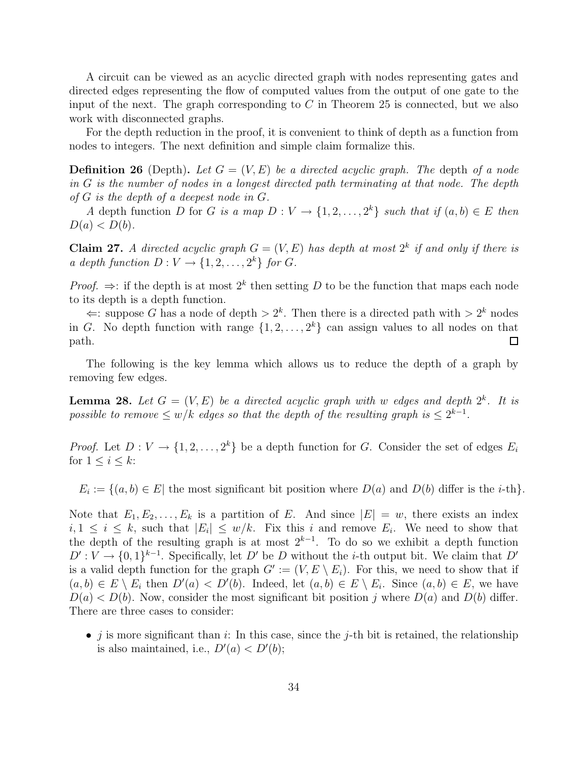A circuit can be viewed as an acyclic directed graph with nodes representing gates and directed edges representing the flow of computed values from the output of one gate to the input of the next. The graph corresponding to $C$ in Theorem 25 is connected, but we also work with disconnected graphs.

For the depth reduction in the proof, it is convenient to think of depth as a function from nodes to integers. The next definition and simple claim formalize this.

**Definition 26** (Depth)**.** *Let $G = (V, E)$ be a directed acyclic graph. The* depth *of a node in $G$ is the number of nodes in a longest directed path terminating at that node. The depth of $G$ is the depth of a deepest node in $G$.*

*A* depth function *$D$* for *$G$ is a map $D : V \to \{1, 2, \ldots, 2^k\}$ such that if $(a, b) \in E$ then $D(a) < D(b)$.*

**Claim 27.** *A directed acyclic graph $G = (V, E)$ has depth at most $2^k$ if and only if there is a depth function $D : V \to \{1, 2, \ldots, 2^k\}$ for $G$.*

*Proof.* $\Rightarrow$: if the depth is at most $2^k$ then setting $D$ to be the function that maps each node to its depth is a depth function.

$\Leftarrow$: suppose $G$ has a node of depth $> 2^k$. Then there is a directed path with $> 2^k$ nodes in $G$. No depth function with range $\{1, 2, \ldots, 2^k\}$ can assign values to all nodes on that path. $\square$

The following is the key lemma which allows us to reduce the depth of a graph by removing few edges.

**Lemma 28.** *Let $G = (V, E)$ be a directed acyclic graph with $w$ edges and depth $2^k$. It is possible to remove $\leq w/k$ edges so that the depth of the resulting graph is $\leq 2^{k-1}$.*

*Proof.* Let $D : V \to \{1, 2, \ldots, 2^k\}$ be a depth function for $G$. Consider the set of edges $E_i$ for $1 \leq i \leq k$:

$$E_i := \{(a, b) \in E | \text{ the most significant bit position where } D(a) \text{ and } D(b) \text{ differ is the } i\text{-th}\}.$$

Note that $E_1, E_2, \ldots, E_k$ is a partition of $E$. And since $|E| = w$, there exists an index $i, 1 \leq i \leq k$, such that $|E_i| \leq w/k$. Fix this $i$ and remove $E_i$. We need to show that the depth of the resulting graph is at most $2^{k-1}$. To do so we exhibit a depth function $D' : V \to \{0, 1\}^{k-1}$. Specifically, let $D'$ be $D$ without the $i$-th output bit. We claim that $D'$ is a valid depth function for the graph $G' := (V, E \setminus E_i)$. For this, we need to show that if $(a, b) \in E \setminus E_i$ then $D'(a) < D'(b)$. Indeed, let $(a, b) \in E \setminus E_i$. Since $(a, b) \in E$, we have $D(a) < D(b)$. Now, consider the most significant bit position $j$ where $D(a)$ and $D(b)$ differ. There are three cases to consider:

- $j$ is more significant than $i$: In this case, since the $j$-th bit is retained, the relationship is also maintained, i.e., $D'(a) < D'(b)$;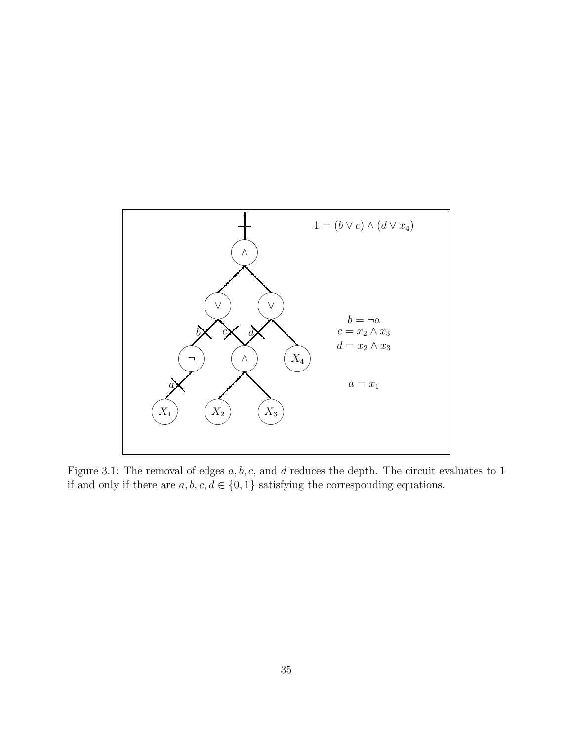$1 = (b \vee c) \wedge (d \vee x_4)$

$b = \neg a$
$c = x_2 \wedge x_3$
$d = x_2 \wedge x_3$

$a = x_1$

Figure 3.1: The removal of edges $a, b, c$, and $d$ reduces the depth. The circuit evaluates to 1 if and only if there are $a, b, c, d \in \{0, 1\}$ satisfying the corresponding equations.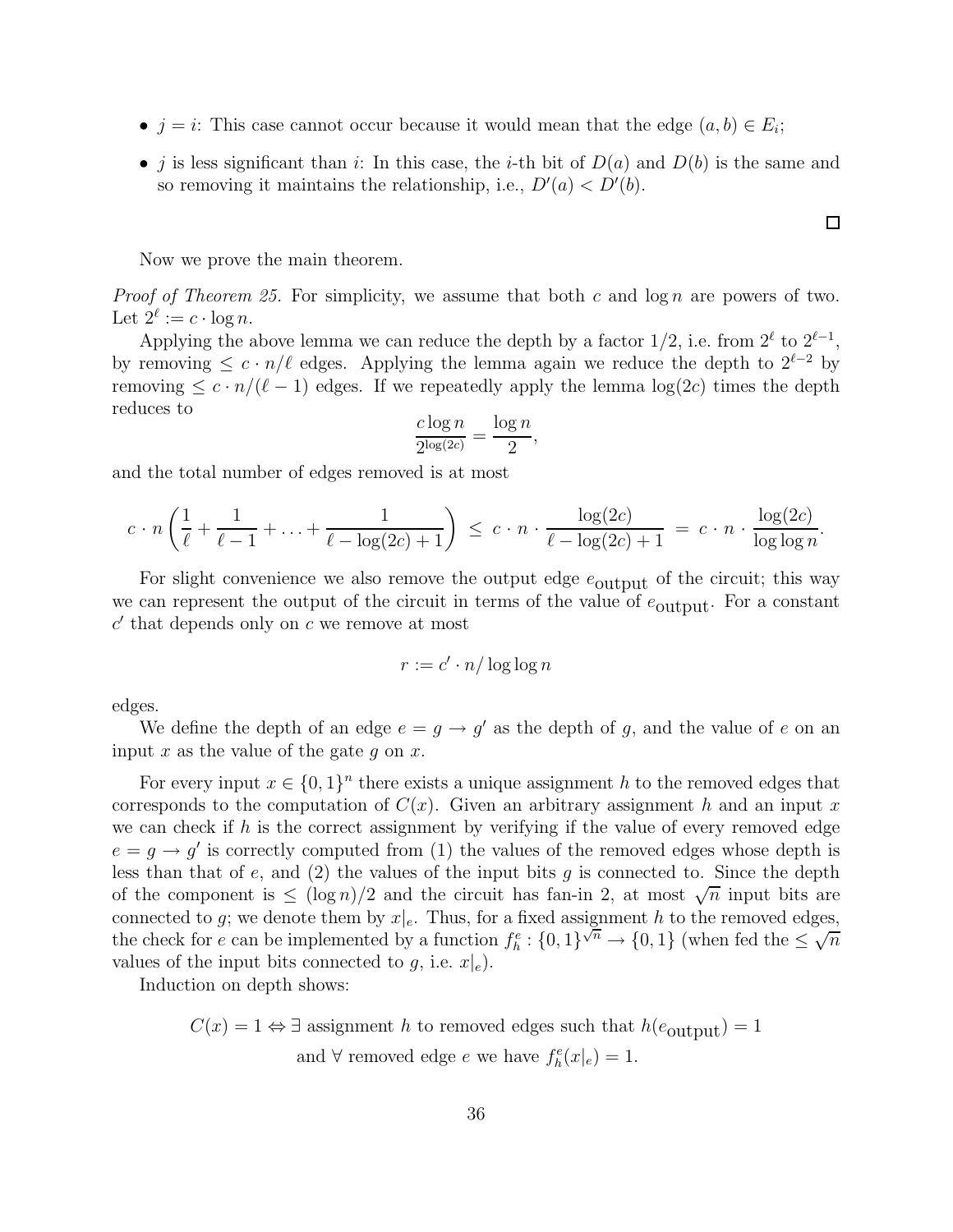- $j = i$: This case cannot occur because it would mean that the edge $(a, b) \in E_i$;
- $j$ is less significant than $i$: In this case, the $i$-th bit of $D(a)$ and $D(b)$ is the same and so removing it maintains the relationship, i.e., $D'(a) < D'(b)$.

□

Now we prove the main theorem.

*Proof of Theorem 25.* For simplicity, we assume that both $c$ and $\log n$ are powers of two. Let $2^\ell := c \cdot \log n$.

Applying the above lemma we can reduce the depth by a factor $1/2$, i.e. from $2^\ell$ to $2^{\ell-1}$, by removing $\leq c \cdot n/\ell$ edges. Applying the lemma again we reduce the depth to $2^{\ell-2}$ by removing $\leq c \cdot n/(\ell - 1)$ edges. If we repeatedly apply the lemma $\log(2c)$ times the depth reduces to

$$\frac{c \log n}{2^{\log(2c)}} = \frac{\log n}{2},$$

and the total number of edges removed is at most

$$c \cdot n \left( \frac{1}{\ell} + \frac{1}{\ell - 1} + \ldots + \frac{1}{\ell - \log(2c) + 1} \right) \leq c \cdot n \cdot \frac{\log(2c)}{\ell - \log(2c) + 1} = c \cdot n \cdot \frac{\log(2c)}{\log \log n}.$$

For slight convenience we also remove the output edge $e_{\text{output}}$ of the circuit; this way we can represent the output of the circuit in terms of the value of $e_{\text{output}}$. For a constant $c'$ that depends only on $c$ we remove at most

$$r := c' \cdot n / \log \log n$$

edges.

We define the depth of an edge $e = g \to g'$ as the depth of $g$, and the value of $e$ on an input $x$ as the value of the gate $g$ on $x$.

For every input $x \in \{0,1\}^n$ there exists a unique assignment $h$ to the removed edges that corresponds to the computation of $C(x)$. Given an arbitrary assignment $h$ and an input $x$ we can check if $h$ is the correct assignment by verifying if the value of every removed edge $e = g \to g'$ is correctly computed from (1) the values of the removed edges whose depth is less than that of $e$, and (2) the values of the input bits $g$ is connected to. Since the depth of the component is $\leq (\log n)/2$ and the circuit has fan-in 2, at most $\sqrt{n}$ input bits are connected to $g$; we denote them by $x|_e$. Thus, for a fixed assignment $h$ to the removed edges, the check for $e$ can be implemented by a function $f_h^e : \{0,1\}^{\sqrt{n}} \to \{0,1\}$ (when fed the $\leq \sqrt{n}$ values of the input bits connected to $g$, i.e. $x|_e$).

Induction on depth shows:

$$C(x) = 1 \Leftrightarrow \exists \text{ assignment } h \text{ to removed edges such that } h(e_{\text{output}}) = 1$$
$$\text{and } \forall \text{ removed edge } e \text{ we have } f_h^e(x|_e) = 1.$$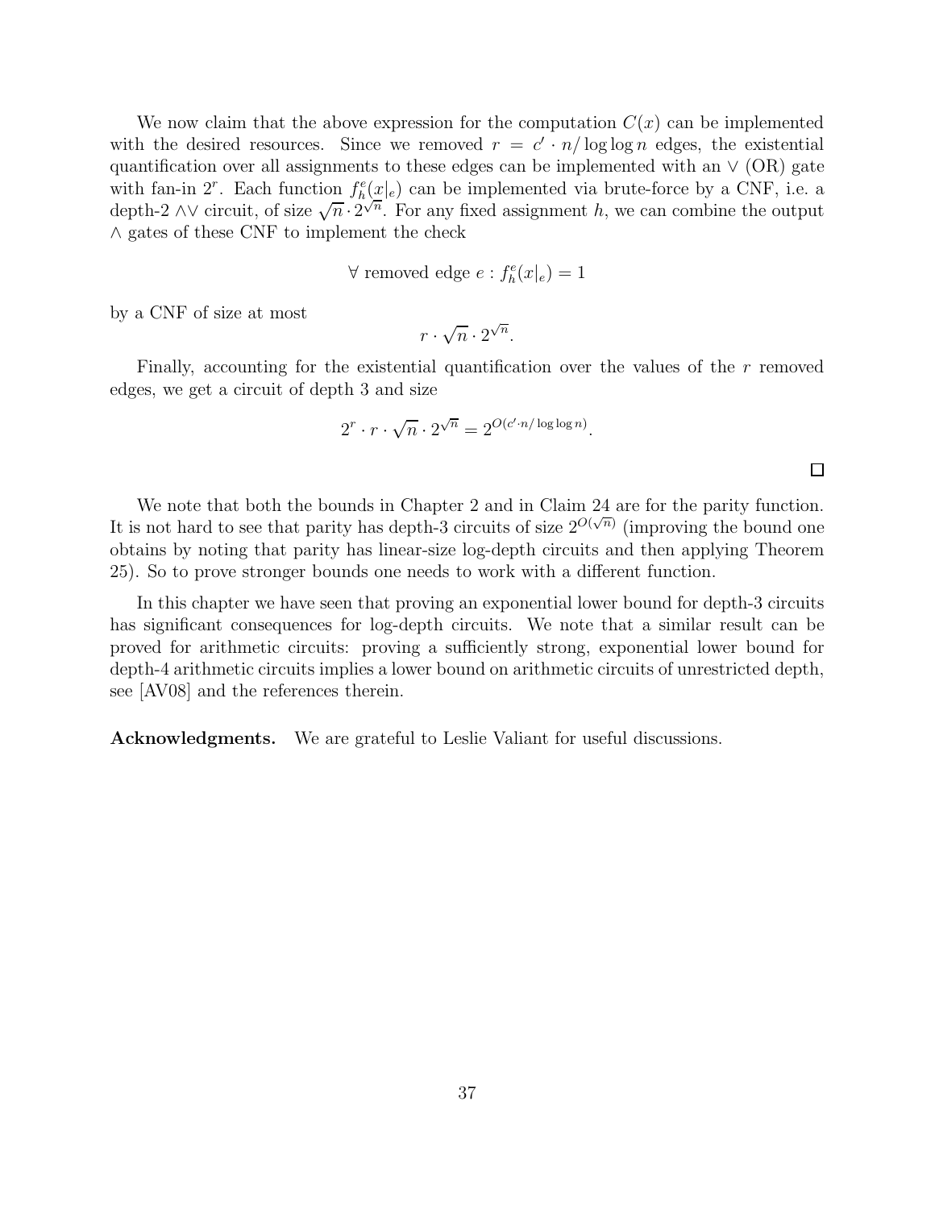We now claim that the above expression for the computation $C(x)$ can be implemented with the desired resources. Since we removed $r = c' \cdot n/\log\log n$ edges, the existential quantification over all assignments to these edges can be implemented with an $\vee$ (OR) gate with fan-in $2^r$. Each function $f_h^e(x|_e)$ can be implemented via brute-force by a CNF, i.e. a depth-2 $\wedge\vee$ circuit, of size $\sqrt{n} \cdot 2^{\sqrt{n}}$. For any fixed assignment $h$, we can combine the output $\wedge$ gates of these CNF to implement the check

$$\forall \text{ removed edge } e : f_h^e(x|_e) = 1$$

by a CNF of size at most

$$r \cdot \sqrt{n} \cdot 2^{\sqrt{n}}.$$

Finally, accounting for the existential quantification over the values of the $r$ removed edges, we get a circuit of depth 3 and size

$$2^r \cdot r \cdot \sqrt{n} \cdot 2^{\sqrt{n}} = 2^{O(c' \cdot n/\log\log n)}.$$

□

We note that both the bounds in Chapter 2 and in Claim 24 are for the parity function. It is not hard to see that parity has depth-3 circuits of size $2^{O(\sqrt{n})}$ (improving the bound one obtains by noting that parity has linear-size log-depth circuits and then applying Theorem 25). So to prove stronger bounds one needs to work with a different function.

In this chapter we have seen that proving an exponential lower bound for depth-3 circuits has significant consequences for log-depth circuits. We note that a similar result can be proved for arithmetic circuits: proving a sufficiently strong, exponential lower bound for depth-4 arithmetic circuits implies a lower bound on arithmetic circuits of unrestricted depth, see [AV08] and the references therein.

**Acknowledgments.** We are grateful to Leslie Valiant for useful discussions.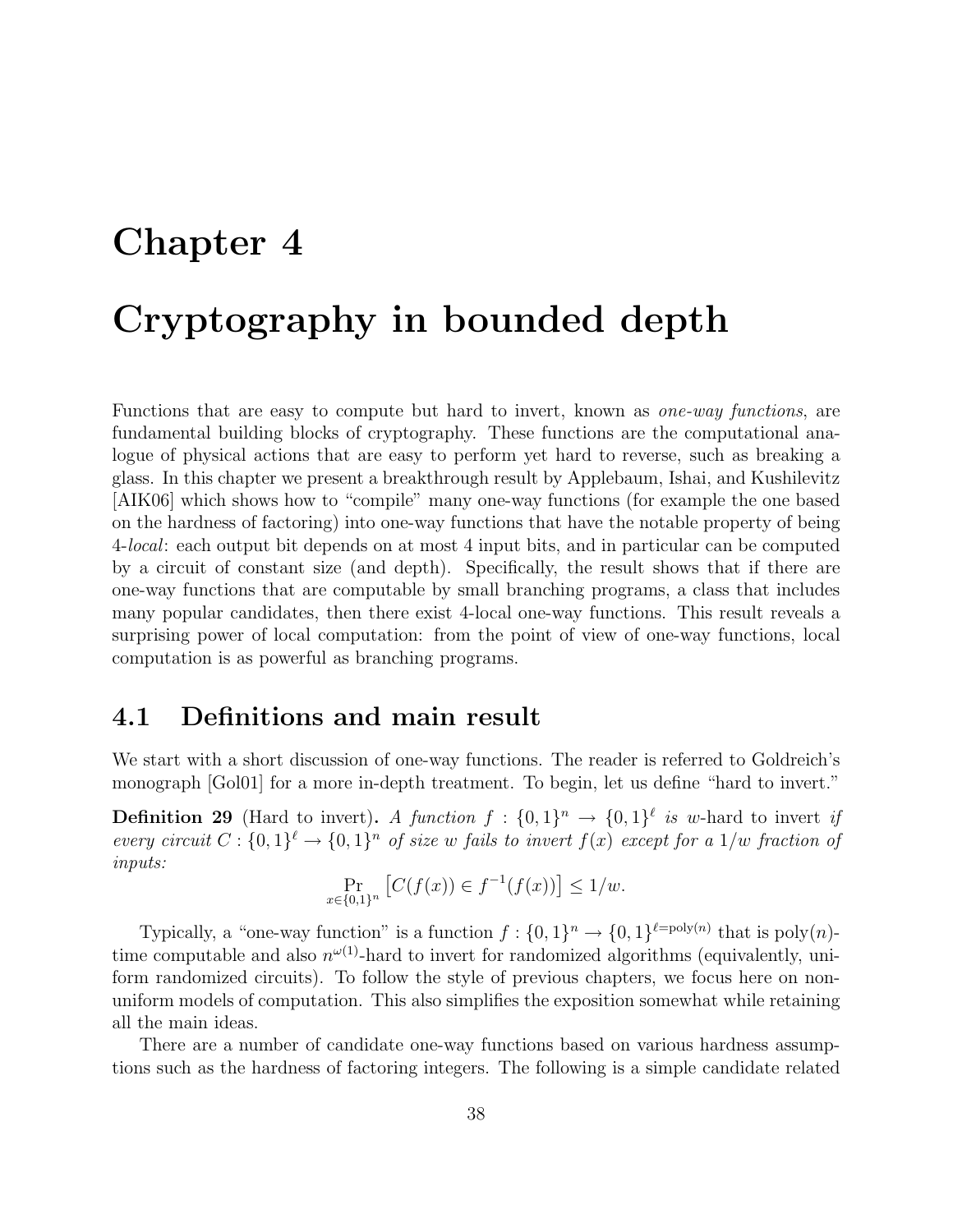# Chapter 4

# Cryptography in bounded depth

Functions that are easy to compute but hard to invert, known as *one-way functions*, are fundamental building blocks of cryptography. These functions are the computational analogue of physical actions that are easy to perform yet hard to reverse, such as breaking a glass. In this chapter we present a breakthrough result by Applebaum, Ishai, and Kushilevitz [AIK06] which shows how to "compile" many one-way functions (for example the one based on the hardness of factoring) into one-way functions that have the notable property of being 4-*local*: each output bit depends on at most 4 input bits, and in particular can be computed by a circuit of constant size (and depth). Specifically, the result shows that if there are one-way functions that are computable by small branching programs, a class that includes many popular candidates, then there exist 4-local one-way functions. This result reveals a surprising power of local computation: from the point of view of one-way functions, local computation is as powerful as branching programs.

## 4.1 Definitions and main result

We start with a short discussion of one-way functions. The reader is referred to Goldreich's monograph [Gol01] for a more in-depth treatment. To begin, let us define "hard to invert."

**Definition 29** (Hard to invert)**.** *A function $f : \{0,1\}^n \to \{0,1\}^\ell$ is* $w$-hard to invert *if every circuit $C : \{0,1\}^\ell \to \{0,1\}^n$ of size $w$ fails to invert $f(x)$ except for a $1/w$ fraction of inputs:*

$$\Pr_{x \in \{0,1\}^n}\left[C(f(x)) \in f^{-1}(f(x))\right] \leq 1/w.$$

Typically, a "one-way function" is a function $f : \{0,1\}^n \to \{0,1\}^{\ell = \mathrm{poly}(n)}$ that is $\mathrm{poly}(n)$-time computable and also $n^{\omega(1)}$-hard to invert for randomized algorithms (equivalently, uniform randomized circuits). To follow the style of previous chapters, we focus here on non-uniform models of computation. This also simplifies the exposition somewhat while retaining all the main ideas.

There are a number of candidate one-way functions based on various hardness assumptions such as the hardness of factoring integers. The following is a simple candidate related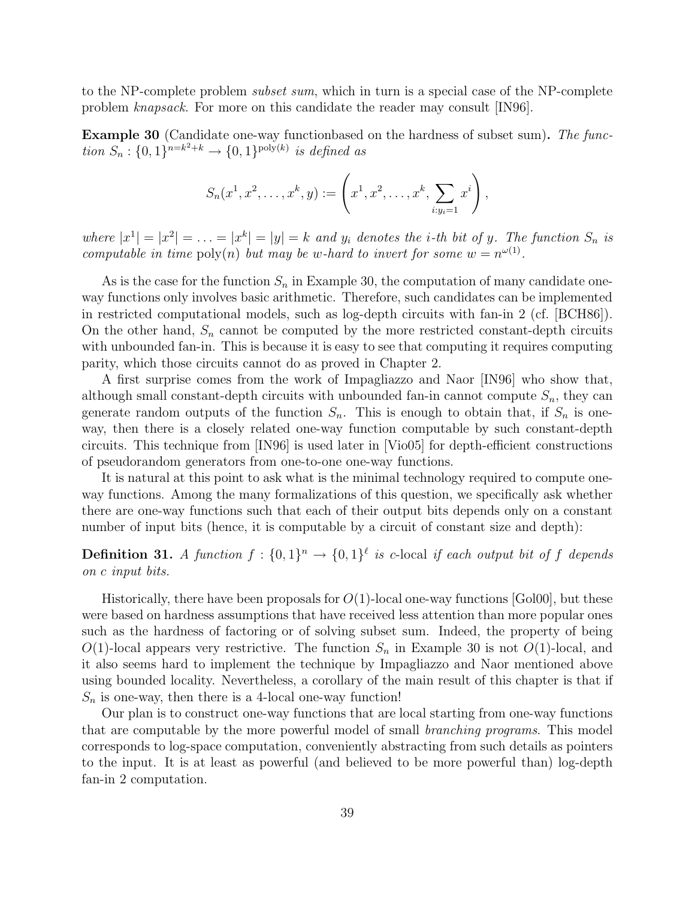to the NP-complete problem *subset sum*, which in turn is a special case of the NP-complete problem *knapsack*. For more on this candidate the reader may consult [IN96].

**Example 30** (Candidate one-way functionbased on the hardness of subset sum)**.** *The function* $S_n : \{0,1\}^{n=k^2+k} \to \{0,1\}^{\mathrm{poly}(k)}$ *is defined as*

$$S_n(x^1, x^2, \ldots, x^k, y) := \left( x^1, x^2, \ldots, x^k, \sum_{i:y_i=1} x^i \right),$$

*where* $|x^1| = |x^2| = \ldots = |x^k| = |y| = k$ *and* $y_i$ *denotes the* $i$*-th bit of* $y$*. The function* $S_n$ *is computable in time* $\mathrm{poly}(n)$ *but may be* $w$*-hard to invert for some* $w = n^{\omega(1)}$*.*

As is the case for the function $S_n$ in Example 30, the computation of many candidate one-way functions only involves basic arithmetic. Therefore, such candidates can be implemented in restricted computational models, such as log-depth circuits with fan-in 2 (cf. [BCH86]). On the other hand, $S_n$ cannot be computed by the more restricted constant-depth circuits with unbounded fan-in. This is because it is easy to see that computing it requires computing parity, which those circuits cannot do as proved in Chapter 2.

A first surprise comes from the work of Impagliazzo and Naor [IN96] who show that, although small constant-depth circuits with unbounded fan-in cannot compute $S_n$, they can generate random outputs of the function $S_n$. This is enough to obtain that, if $S_n$ is one-way, then there is a closely related one-way function computable by such constant-depth circuits. This technique from [IN96] is used later in [Vio05] for depth-efficient constructions of pseudorandom generators from one-to-one one-way functions.

It is natural at this point to ask what is the minimal technology required to compute one-way functions. Among the many formalizations of this question, we specifically ask whether there are one-way functions such that each of their output bits depends only on a constant number of input bits (hence, it is computable by a circuit of constant size and depth):

**Definition 31.** *A function* $f : \{0,1\}^n \to \{0,1\}^\ell$ *is* $c$-local *if each output bit of* $f$ *depends on* $c$ *input bits.*

Historically, there have been proposals for $O(1)$-local one-way functions [Gol00], but these were based on hardness assumptions that have received less attention than more popular ones such as the hardness of factoring or of solving subset sum. Indeed, the property of being $O(1)$-local appears very restrictive. The function $S_n$ in Example 30 is not $O(1)$-local, and it also seems hard to implement the technique by Impagliazzo and Naor mentioned above using bounded locality. Nevertheless, a corollary of the main result of this chapter is that if $S_n$ is one-way, then there is a 4-local one-way function!

Our plan is to construct one-way functions that are local starting from one-way functions that are computable by the more powerful model of small *branching programs*. This model corresponds to log-space computation, conveniently abstracting from such details as pointers to the input. It is at least as powerful (and believed to be more powerful than) log-depth fan-in 2 computation.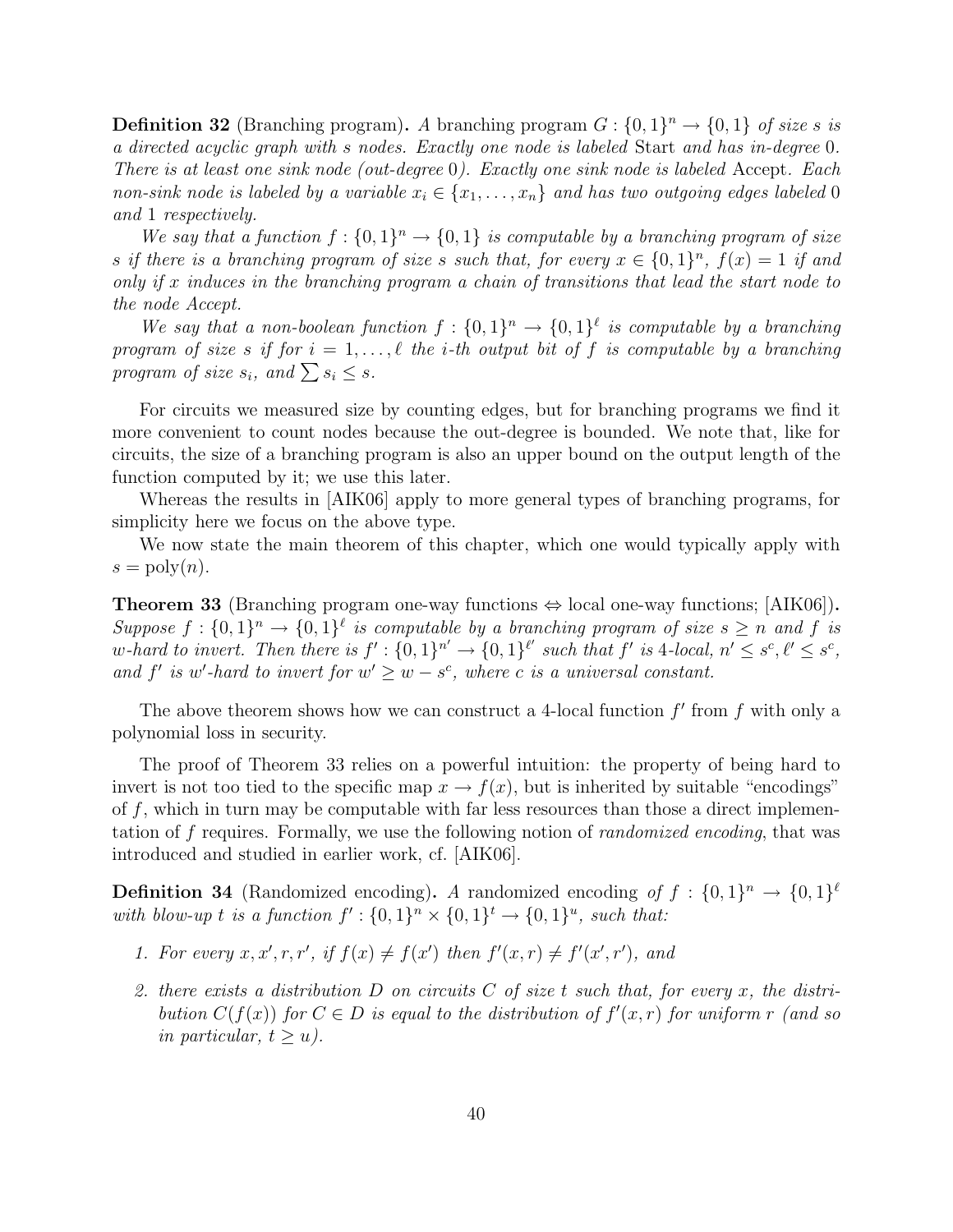**Definition 32** (Branching program)**.** *A branching program $G : \{0,1\}^n \to \{0,1\}$ of size $s$ is a directed acyclic graph with $s$ nodes. Exactly one node is labeled* Start *and has in-degree* 0*. There is at least one sink node (out-degree* 0*). Exactly one sink node is labeled* Accept*. Each non-sink node is labeled by a variable $x_i \in \{x_1, \ldots, x_n\}$ and has two outgoing edges labeled* 0 *and* 1 *respectively.*

*We say that a function $f : \{0,1\}^n \to \{0,1\}$ is computable by a branching program of size $s$ if there is a branching program of size $s$ such that, for every $x \in \{0,1\}^n$, $f(x) = 1$ if and only if $x$ induces in the branching program a chain of transitions that lead the start node to the node Accept.*

*We say that a non-boolean function $f : \{0,1\}^n \to \{0,1\}^\ell$ is computable by a branching program of size $s$ if for $i = 1, \ldots, \ell$ the $i$-th output bit of $f$ is computable by a branching program of size $s_i$, and $\sum s_i \leq s$.*

For circuits we measured size by counting edges, but for branching programs we find it more convenient to count nodes because the out-degree is bounded. We note that, like for circuits, the size of a branching program is also an upper bound on the output length of the function computed by it; we use this later.

Whereas the results in [AIK06] apply to more general types of branching programs, for simplicity here we focus on the above type.

We now state the main theorem of this chapter, which one would typically apply with $s = \text{poly}(n)$.

**Theorem 33** (Branching program one-way functions $\Leftrightarrow$ local one-way functions; [AIK06])**.** *Suppose $f : \{0,1\}^n \to \{0,1\}^\ell$ is computable by a branching program of size $s \geq n$ and $f$ is $w$-hard to invert. Then there is $f' : \{0,1\}^{n'} \to \{0,1\}^{\ell'}$ such that $f'$ is 4-local, $n' \leq s^c, \ell' \leq s^c$, and $f'$ is $w'$-hard to invert for $w' \geq w - s^c$, where $c$ is a universal constant.*

The above theorem shows how we can construct a 4-local function $f'$ from $f$ with only a polynomial loss in security.

The proof of Theorem 33 relies on a powerful intuition: the property of being hard to invert is not too tied to the specific map $x \to f(x)$, but is inherited by suitable "encodings" of $f$, which in turn may be computable with far less resources than those a direct implementation of $f$ requires. Formally, we use the following notion of *randomized encoding*, that was introduced and studied in earlier work, cf. [AIK06].

**Definition 34** (Randomized encoding)**.** *A randomized encoding of $f : \{0,1\}^n \to \{0,1\}^\ell$ with blow-up $t$ is a function $f' : \{0,1\}^n \times \{0,1\}^t \to \{0,1\}^u$, such that:*

1. *For every $x, x', r, r'$, if $f(x) \neq f(x')$ then $f'(x, r) \neq f'(x', r')$, and*
2. *there exists a distribution $D$ on circuits $C$ of size $t$ such that, for every $x$, the distribution $C(f(x))$ for $C \in D$ is equal to the distribution of $f'(x, r)$ for uniform $r$ (and so in particular, $t \geq u$).*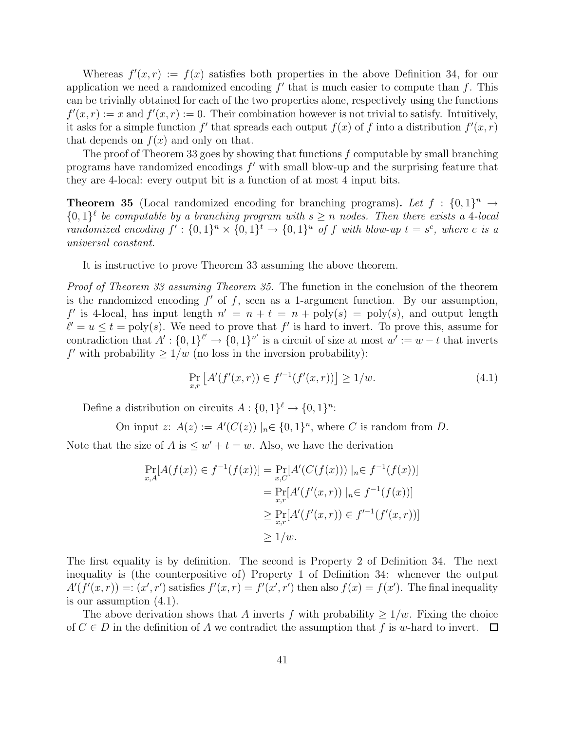Whereas $f'(x, r) := f(x)$ satisfies both properties in the above Definition 34, for our application we need a randomized encoding $f'$ that is much easier to compute than $f$. This can be trivially obtained for each of the two properties alone, respectively using the functions $f'(x, r) := x$ and $f'(x, r) := 0$. Their combination however is not trivial to satisfy. Intuitively, it asks for a simple function $f'$ that spreads each output $f(x)$ of $f$ into a distribution $f'(x, r)$ that depends on $f(x)$ and only on that.

The proof of Theorem 33 goes by showing that functions $f$ computable by small branching programs have randomized encodings $f'$ with small blow-up and the surprising feature that they are 4-local: every output bit is a function of at most 4 input bits.

**Theorem 35** (Local randomized encoding for branching programs)**.** *Let $f : \{0,1\}^n \to \{0,1\}^\ell$ be computable by a branching program with $s \geq n$ nodes. Then there exists a 4-local randomized encoding $f' : \{0,1\}^n \times \{0,1\}^t \to \{0,1\}^u$ of $f$ with blow-up $t = s^c$, where $c$ is a universal constant.*

It is instructive to prove Theorem 33 assuming the above theorem.

*Proof of Theorem 33 assuming Theorem 35.* The function in the conclusion of the theorem is the randomized encoding $f'$ of $f$, seen as a 1-argument function. By our assumption, $f'$ is 4-local, has input length $n' = n + t = n + \text{poly}(s) = \text{poly}(s)$, and output length $\ell' = u \leq t = \text{poly}(s)$. We need to prove that $f'$ is hard to invert. To prove this, assume for contradiction that $A' : \{0,1\}^{\ell'} \to \{0,1\}^{n'}$ is a circuit of size at most $w' := w - t$ that inverts $f'$ with probability $\geq 1/w$ (no loss in the inversion probability):

$$\Pr_{x,r}\left[A'(f'(x,r)) \in f'^{-1}(f'(x,r))\right] \geq 1/w. \tag{4.1}$$

Define a distribution on circuits $A : \{0,1\}^\ell \to \{0,1\}^n$:

On input $z$: $A(z) := A'(C(z)) \mid_n \in \{0,1\}^n$, where $C$ is random from $D$.

Note that the size of $A$ is $\leq w' + t = w$. Also, we have the derivation

$$\begin{aligned}
\Pr_{x,A}[A(f(x)) \in f^{-1}(f(x))] &= \Pr_{x,C}[A'(C(f(x))) \mid_n \in f^{-1}(f(x))] \\
&= \Pr_{x,r}[A'(f'(x,r)) \mid_n \in f^{-1}(f(x))] \\
&\geq \Pr_{x,r}[A'(f'(x,r)) \in f'^{-1}(f'(x,r))] \\
&\geq 1/w.
\end{aligned}$$

The first equality is by definition. The second is Property 2 of Definition 34. The next inequality is (the counterpositive of) Property 1 of Definition 34: whenever the output $A'(f'(x,r)) =: (x', r')$ satisfies $f'(x,r) = f'(x', r')$ then also $f(x) = f(x')$. The final inequality is our assumption (4.1).

The above derivation shows that $A$ inverts $f$ with probability $\geq 1/w$. Fixing the choice of $C \in D$ in the definition of $A$ we contradict the assumption that $f$ is $w$-hard to invert. $\square$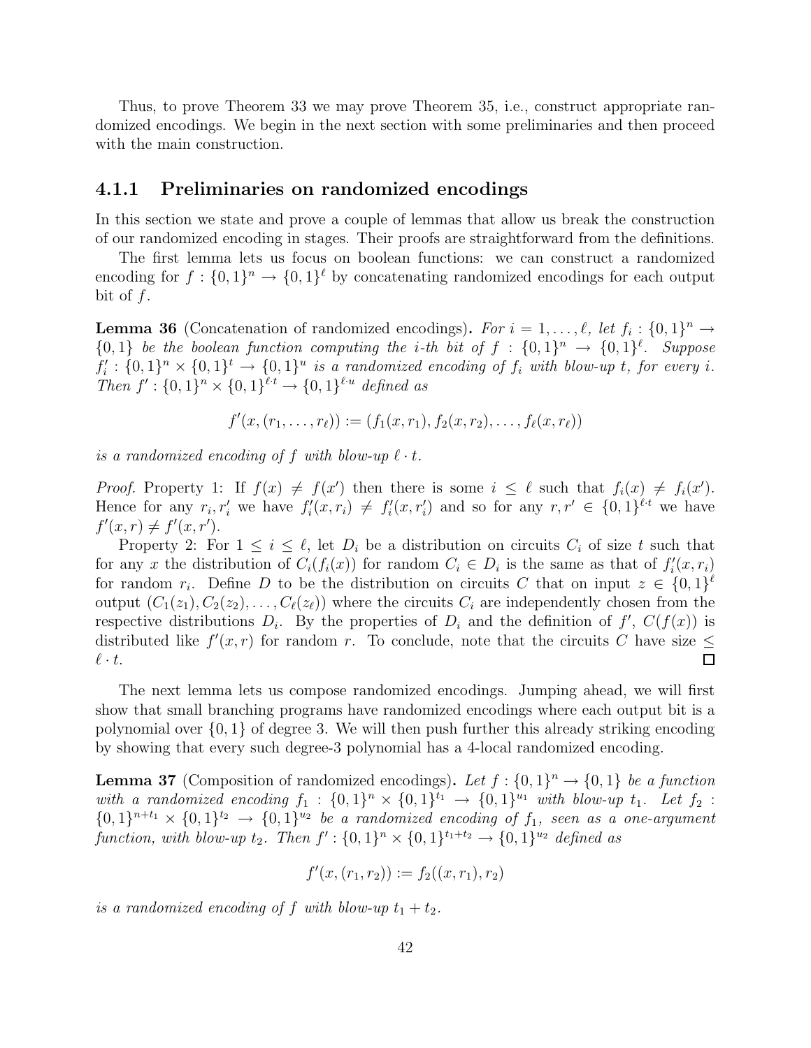Thus, to prove Theorem 33 we may prove Theorem 35, i.e., construct appropriate randomized encodings. We begin in the next section with some preliminaries and then proceed with the main construction.

### 4.1.1 Preliminaries on randomized encodings

In this section we state and prove a couple of lemmas that allow us break the construction of our randomized encoding in stages. Their proofs are straightforward from the definitions.

The first lemma lets us focus on boolean functions: we can construct a randomized encoding for $f : \{0,1\}^n \to \{0,1\}^\ell$ by concatenating randomized encodings for each output bit of $f$.

**Lemma 36** (Concatenation of randomized encodings)**.** *For $i = 1, \ldots, \ell$, let $f_i : \{0,1\}^n \to \{0,1\}$ be the boolean function computing the $i$-th bit of $f : \{0,1\}^n \to \{0,1\}^\ell$. Suppose $f'_i : \{0,1\}^n \times \{0,1\}^t \to \{0,1\}^u$ is a randomized encoding of $f_i$ with blow-up $t$, for every $i$. Then $f' : \{0,1\}^n \times \{0,1\}^{\ell \cdot t} \to \{0,1\}^{\ell \cdot u}$ defined as*

$$f'(x, (r_1, \ldots, r_\ell)) := (f_1(x, r_1), f_2(x, r_2), \ldots, f_\ell(x, r_\ell))$$

*is a randomized encoding of $f$ with blow-up $\ell \cdot t$.*

*Proof.* Property 1: If $f(x) \neq f(x')$ then there is some $i \leq \ell$ such that $f_i(x) \neq f_i(x')$. Hence for any $r_i, r'_i$ we have $f'_i(x, r_i) \neq f'_i(x, r'_i)$ and so for any $r, r' \in \{0,1\}^{\ell \cdot t}$ we have $f'(x, r) \neq f'(x, r')$.

Property 2: For $1 \leq i \leq \ell$, let $D_i$ be a distribution on circuits $C_i$ of size $t$ such that for any $x$ the distribution of $C_i(f_i(x))$ for random $C_i \in D_i$ is the same as that of $f'_i(x, r_i)$ for random $r_i$. Define $D$ to be the distribution on circuits $C$ that on input $z \in \{0,1\}^\ell$ output $(C_1(z_1), C_2(z_2), \ldots, C_\ell(z_\ell))$ where the circuits $C_i$ are independently chosen from the respective distributions $D_i$. By the properties of $D_i$ and the definition of $f'$, $C(f(x))$ is distributed like $f'(x, r)$ for random $r$. To conclude, note that the circuits $C$ have size $\leq \ell \cdot t$. ☐

The next lemma lets us compose randomized encodings. Jumping ahead, we will first show that small branching programs have randomized encodings where each output bit is a polynomial over $\{0,1\}$ of degree 3. We will then push further this already striking encoding by showing that every such degree-3 polynomial has a 4-local randomized encoding.

**Lemma 37** (Composition of randomized encodings)**.** *Let $f : \{0,1\}^n \to \{0,1\}$ be a function with a randomized encoding $f_1 : \{0,1\}^n \times \{0,1\}^{t_1} \to \{0,1\}^{u_1}$ with blow-up $t_1$. Let $f_2 : \{0,1\}^{n+t_1} \times \{0,1\}^{t_2} \to \{0,1\}^{u_2}$ be a randomized encoding of $f_1$, seen as a one-argument function, with blow-up $t_2$. Then $f' : \{0,1\}^n \times \{0,1\}^{t_1+t_2} \to \{0,1\}^{u_2}$ defined as*

$$f'(x, (r_1, r_2)) := f_2((x, r_1), r_2)$$

*is a randomized encoding of $f$ with blow-up $t_1 + t_2$.*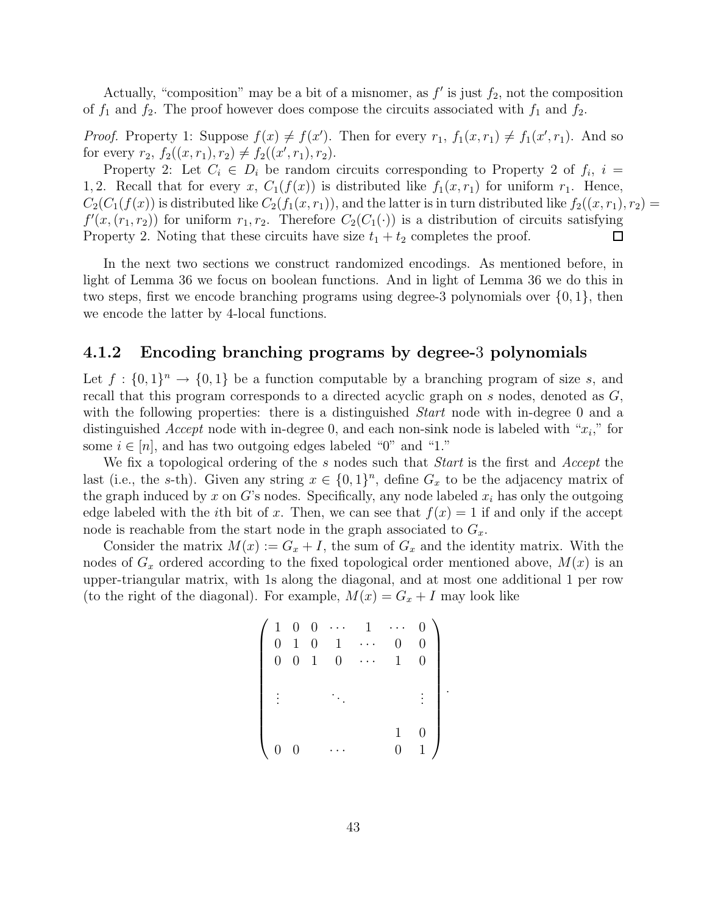Actually, "composition" may be a bit of a misnomer, as $f'$ is just $f_2$, not the composition of $f_1$ and $f_2$. The proof however does compose the circuits associated with $f_1$ and $f_2$.

*Proof.* Property 1: Suppose $f(x) \neq f(x')$. Then for every $r_1$, $f_1(x, r_1) \neq f_1(x', r_1)$. And so for every $r_2$, $f_2((x, r_1), r_2) \neq f_2((x', r_1), r_2)$.

Property 2: Let $C_i \in D_i$ be random circuits corresponding to Property 2 of $f_i$, $i = 1, 2$. Recall that for every $x$, $C_1(f(x))$ is distributed like $f_1(x, r_1)$ for uniform $r_1$. Hence, $C_2(C_1(f(x))$ is distributed like $C_2(f_1(x, r_1))$, and the latter is in turn distributed like $f_2((x, r_1), r_2) = f'(x, (r_1, r_2))$ for uniform $r_1, r_2$. Therefore $C_2(C_1(\cdot))$ is a distribution of circuits satisfying Property 2. Noting that these circuits have size $t_1 + t_2$ completes the proof. □

In the next two sections we construct randomized encodings. As mentioned before, in light of Lemma 36 we focus on boolean functions. And in light of Lemma 36 we do this in two steps, first we encode branching programs using degree-3 polynomials over $\{0, 1\}$, then we encode the latter by 4-local functions.

### 4.1.2 Encoding branching programs by degree-3 polynomials

Let $f : \{0, 1\}^n \to \{0, 1\}$ be a function computable by a branching program of size $s$, and recall that this program corresponds to a directed acyclic graph on $s$ nodes, denoted as $G$, with the following properties: there is a distinguished *Start* node with in-degree 0 and a distinguished *Accept* node with in-degree 0, and each non-sink node is labeled with "$x_i$," for some $i \in [n]$, and has two outgoing edges labeled "0" and "1."

We fix a topological ordering of the $s$ nodes such that *Start* is the first and *Accept* the last (i.e., the $s$-th). Given any string $x \in \{0, 1\}^n$, define $G_x$ to be the adjacency matrix of the graph induced by $x$ on $G$'s nodes. Specifically, any node labeled $x_i$ has only the outgoing edge labeled with the $i$th bit of $x$. Then, we can see that $f(x) = 1$ if and only if the accept node is reachable from the start node in the graph associated to $G_x$.

Consider the matrix $M(x) := G_x + I$, the sum of $G_x$ and the identity matrix. With the nodes of $G_x$ ordered according to the fixed topological order mentioned above, $M(x)$ is an upper-triangular matrix, with 1s along the diagonal, and at most one additional 1 per row (to the right of the diagonal). For example, $M(x) = G_x + I$ may look like

$$\begin{pmatrix} 1 & 0 & 0 & \cdots & 1 & \cdots & 0 \\ 0 & 1 & 0 & 1 & \cdots & 0 & 0 \\ 0 & 0 & 1 & 0 & \cdots & 1 & 0 \\ & & & & & & \\ \vdots & & & \ddots & & & \vdots \\ & & & & & & \\ & & & & & 1 & 0 \\ 0 & 0 & & \cdots & & 0 & 1 \end{pmatrix}.$$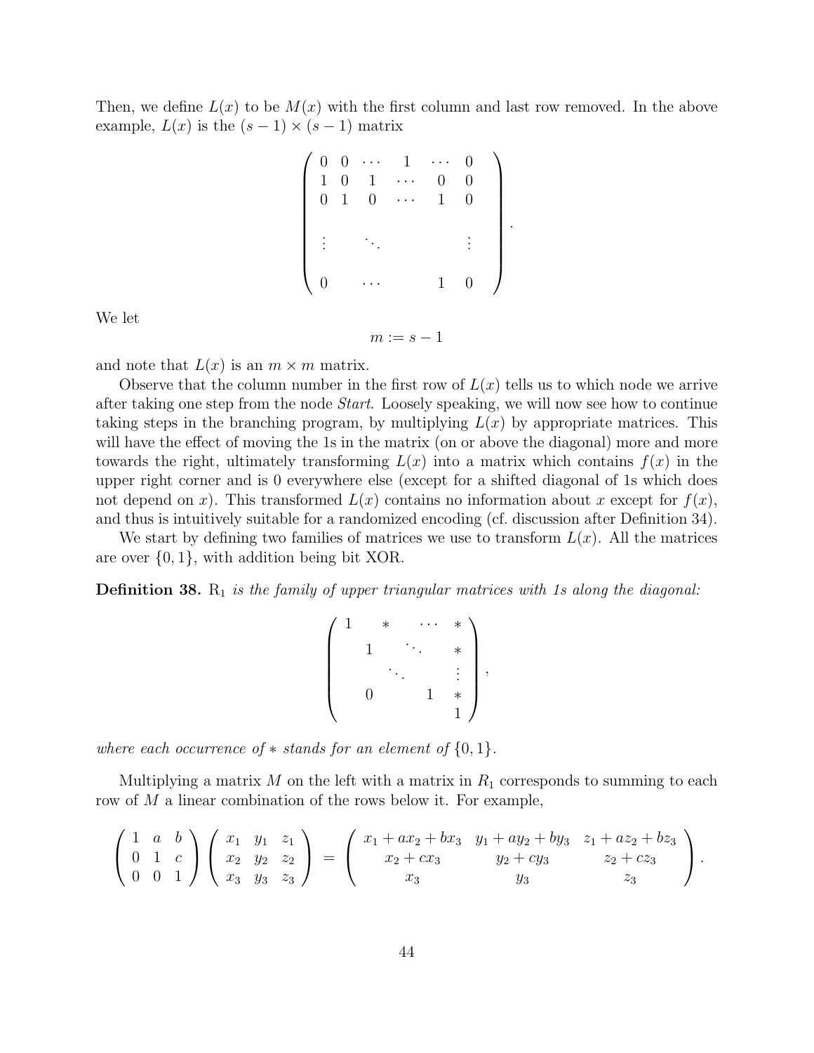Then, we define $L(x)$ to be $M(x)$ with the first column and last row removed. In the above example, $L(x)$ is the $(s-1) \times (s-1)$ matrix

$$
\begin{pmatrix}
0 & 0 & \cdots & 1 & \cdots & 0 \\
1 & 0 & 1 & \cdots & 0 & 0 \\
0 & 1 & 0 & \cdots & 1 & 0 \\
 & & & & & \\
\vdots & & \ddots & & & \vdots \\
 & & & & & \\
0 & & \cdots & & 1 & 0
\end{pmatrix}.
$$

We let

$$
m := s - 1
$$

and note that $L(x)$ is an $m \times m$ matrix.

Observe that the column number in the first row of $L(x)$ tells us to which node we arrive after taking one step from the node *Start*. Loosely speaking, we will now see how to continue taking steps in the branching program, by multiplying $L(x)$ by appropriate matrices. This will have the effect of moving the 1s in the matrix (on or above the diagonal) more and more towards the right, ultimately transforming $L(x)$ into a matrix which contains $f(x)$ in the upper right corner and is 0 everywhere else (except for a shifted diagonal of 1s which does not depend on $x$). This transformed $L(x)$ contains no information about $x$ except for $f(x)$, and thus is intuitively suitable for a randomized encoding (cf. discussion after Definition 34).

We start by defining two families of matrices we use to transform $L(x)$. All the matrices are over $\{0, 1\}$, with addition being bit XOR.

**Definition 38.** *$\mathrm{R}_1$ is the family of upper triangular matrices with 1s along the diagonal:*

$$
\begin{pmatrix}
1 & * & \cdots & * \\
 & 1 & \ddots & * \\
 & & \ddots & \vdots \\
 & 0 & 1 & * \\
 & & & 1
\end{pmatrix},
$$

*where each occurrence of $*$ stands for an element of $\{0, 1\}$.*

Multiplying a matrix $M$ on the left with a matrix in $R_1$ corresponds to summing to each row of $M$ a linear combination of the rows below it. For example,

$$
\begin{pmatrix}
1 & a & b \\
0 & 1 & c \\
0 & 0 & 1
\end{pmatrix}
\begin{pmatrix}
x_1 & y_1 & z_1 \\
x_2 & y_2 & z_2 \\
x_3 & y_3 & z_3
\end{pmatrix}
=
\begin{pmatrix}
x_1 + ax_2 + bx_3 & y_1 + ay_2 + by_3 & z_1 + az_2 + bz_3 \\
x_2 + cx_3 & y_2 + cy_3 & z_2 + cz_3 \\
x_3 & y_3 & z_3
\end{pmatrix}.
$$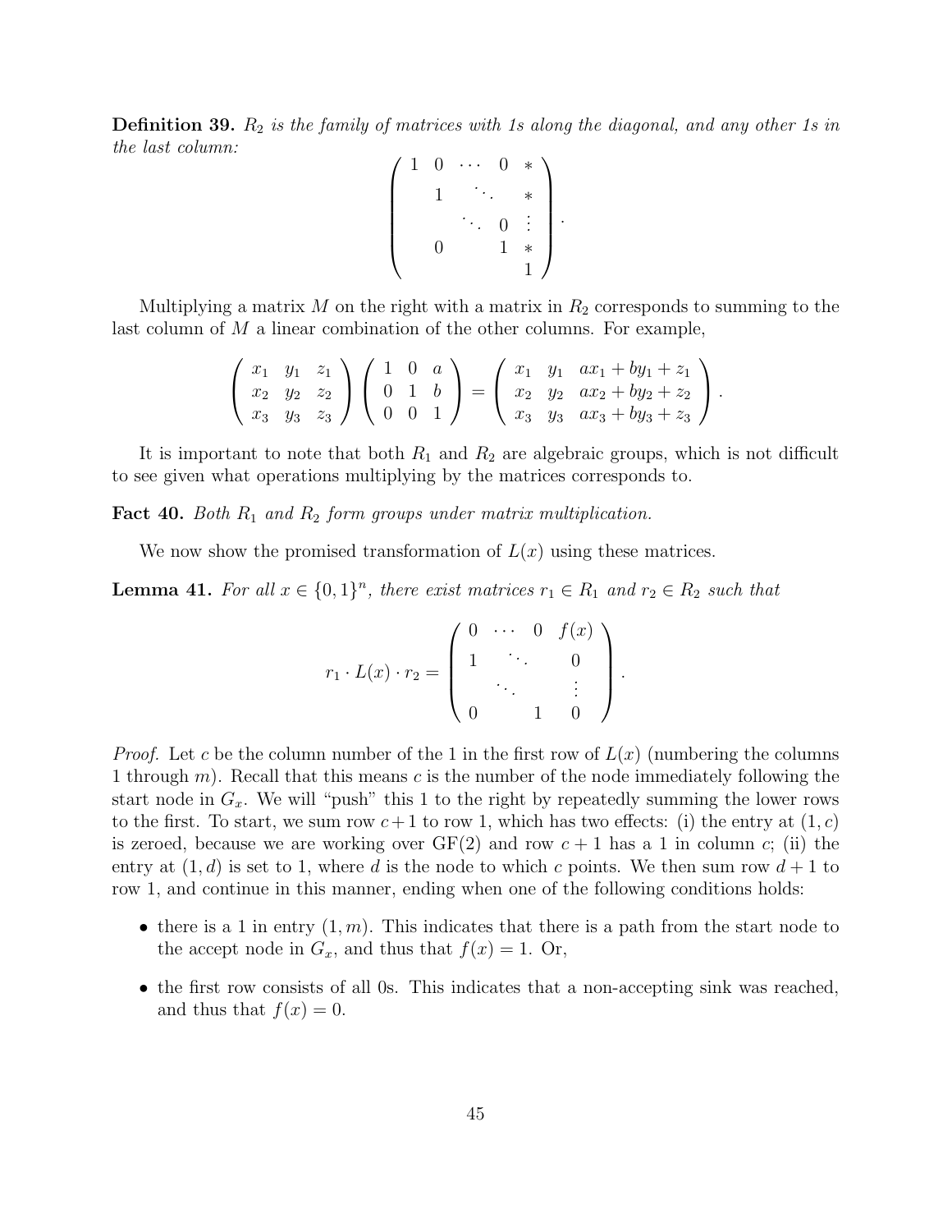**Definition 39.** *$R_2$ is the family of matrices with 1s along the diagonal, and any other 1s in the last column:*

$$\begin{pmatrix} 1 & 0 & \cdots & 0 & * \\ & 1 & \ddots & & * \\ & & \ddots & 0 & \vdots \\ & 0 & & 1 & * \\ & & & & 1 \end{pmatrix}.$$

Multiplying a matrix $M$ on the right with a matrix in $R_2$ corresponds to summing to the last column of $M$ a linear combination of the other columns. For example,

$$\begin{pmatrix} x_1 & y_1 & z_1 \\ x_2 & y_2 & z_2 \\ x_3 & y_3 & z_3 \end{pmatrix} \begin{pmatrix} 1 & 0 & a \\ 0 & 1 & b \\ 0 & 0 & 1 \end{pmatrix} = \begin{pmatrix} x_1 & y_1 & ax_1 + by_1 + z_1 \\ x_2 & y_2 & ax_2 + by_2 + z_2 \\ x_3 & y_3 & ax_3 + by_3 + z_3 \end{pmatrix}.$$

It is important to note that both $R_1$ and $R_2$ are algebraic groups, which is not difficult to see given what operations multiplying by the matrices corresponds to.

**Fact 40.** *Both $R_1$ and $R_2$ form groups under matrix multiplication.*

We now show the promised transformation of $L(x)$ using these matrices.

**Lemma 41.** *For all $x \in \{0,1\}^n$, there exist matrices $r_1 \in R_1$ and $r_2 \in R_2$ such that*

$$r_1 \cdot L(x) \cdot r_2 = \begin{pmatrix} 0 & \cdots & 0 & f(x) \\ 1 & \ddots & & 0 \\ & \ddots & & \vdots \\ 0 & & 1 & 0 \end{pmatrix}.$$

*Proof.* Let $c$ be the column number of the 1 in the first row of $L(x)$ (numbering the columns 1 through $m$). Recall that this means $c$ is the number of the node immediately following the start node in $G_x$. We will "push" this 1 to the right by repeatedly summing the lower rows to the first. To start, we sum row $c+1$ to row 1, which has two effects: (i) the entry at $(1, c)$ is zeroed, because we are working over GF(2) and row $c+1$ has a 1 in column $c$; (ii) the entry at $(1, d)$ is set to 1, where $d$ is the node to which $c$ points. We then sum row $d+1$ to row 1, and continue in this manner, ending when one of the following conditions holds:

- there is a 1 in entry $(1, m)$. This indicates that there is a path from the start node to the accept node in $G_x$, and thus that $f(x) = 1$. Or,
- the first row consists of all 0s. This indicates that a non-accepting sink was reached, and thus that $f(x) = 0$.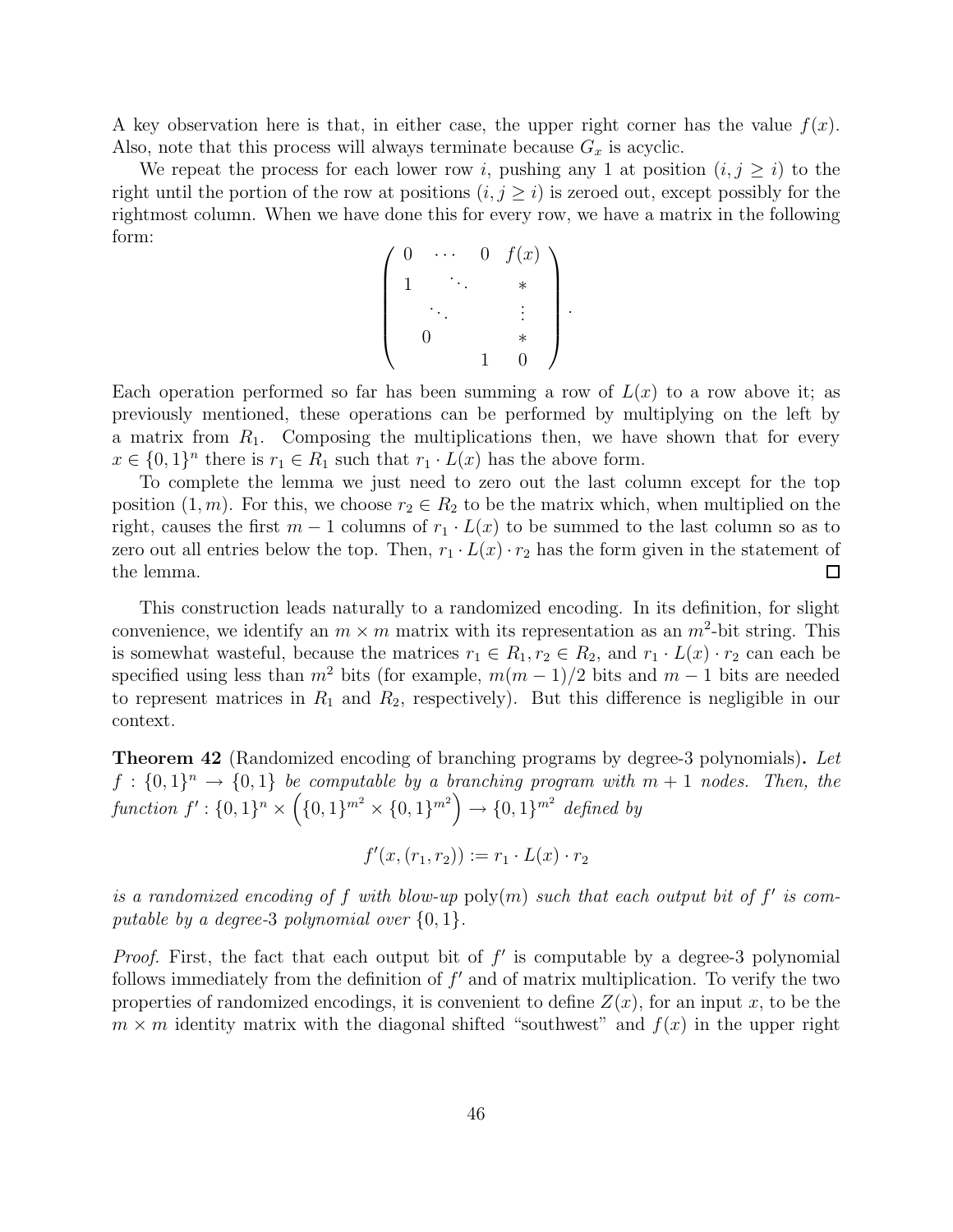A key observation here is that, in either case, the upper right corner has the value $f(x)$. Also, note that this process will always terminate because $G_x$ is acyclic.

We repeat the process for each lower row $i$, pushing any 1 at position $(i, j \geq i)$ to the right until the portion of the row at positions $(i, j \geq i)$ is zeroed out, except possibly for the rightmost column. When we have done this for every row, we have a matrix in the following form:

$$\begin{pmatrix} 0 & \cdots & 0 & f(x) \\ 1 & \ddots & & * \\ & \ddots & & \vdots \\ 0 & & & * \\ & & 1 & 0 \end{pmatrix}.$$

Each operation performed so far has been summing a row of $L(x)$ to a row above it; as previously mentioned, these operations can be performed by multiplying on the left by a matrix from $R_1$. Composing the multiplications then, we have shown that for every $x \in \{0,1\}^n$ there is $r_1 \in R_1$ such that $r_1 \cdot L(x)$ has the above form.

To complete the lemma we just need to zero out the last column except for the top position $(1, m)$. For this, we choose $r_2 \in R_2$ to be the matrix which, when multiplied on the right, causes the first $m-1$ columns of $r_1 \cdot L(x)$ to be summed to the last column so as to zero out all entries below the top. Then, $r_1 \cdot L(x) \cdot r_2$ has the form given in the statement of the lemma. ☐

This construction leads naturally to a randomized encoding. In its definition, for slight convenience, we identify an $m \times m$ matrix with its representation as an $m^2$-bit string. This is somewhat wasteful, because the matrices $r_1 \in R_1, r_2 \in R_2$, and $r_1 \cdot L(x) \cdot r_2$ can each be specified using less than $m^2$ bits (for example, $m(m-1)/2$ bits and $m-1$ bits are needed to represent matrices in $R_1$ and $R_2$, respectively). But this difference is negligible in our context.

**Theorem 42** (Randomized encoding of branching programs by degree-3 polynomials)**.** *Let $f : \{0,1\}^n \to \{0,1\}$ be computable by a branching program with $m+1$ nodes. Then, the function $f' : \{0,1\}^n \times \left(\{0,1\}^{m^2} \times \{0,1\}^{m^2}\right) \to \{0,1\}^{m^2}$ defined by*

$$f'(x, (r_1, r_2)) := r_1 \cdot L(x) \cdot r_2$$

*is a randomized encoding of $f$ with blow-up* $\mathrm{poly}(m)$ *such that each output bit of $f'$ is computable by a degree-3 polynomial over $\{0,1\}$.*

*Proof.* First, the fact that each output bit of $f'$ is computable by a degree-3 polynomial follows immediately from the definition of $f'$ and of matrix multiplication. To verify the two properties of randomized encodings, it is convenient to define $Z(x)$, for an input $x$, to be the $m \times m$ identity matrix with the diagonal shifted "southwest" and $f(x)$ in the upper right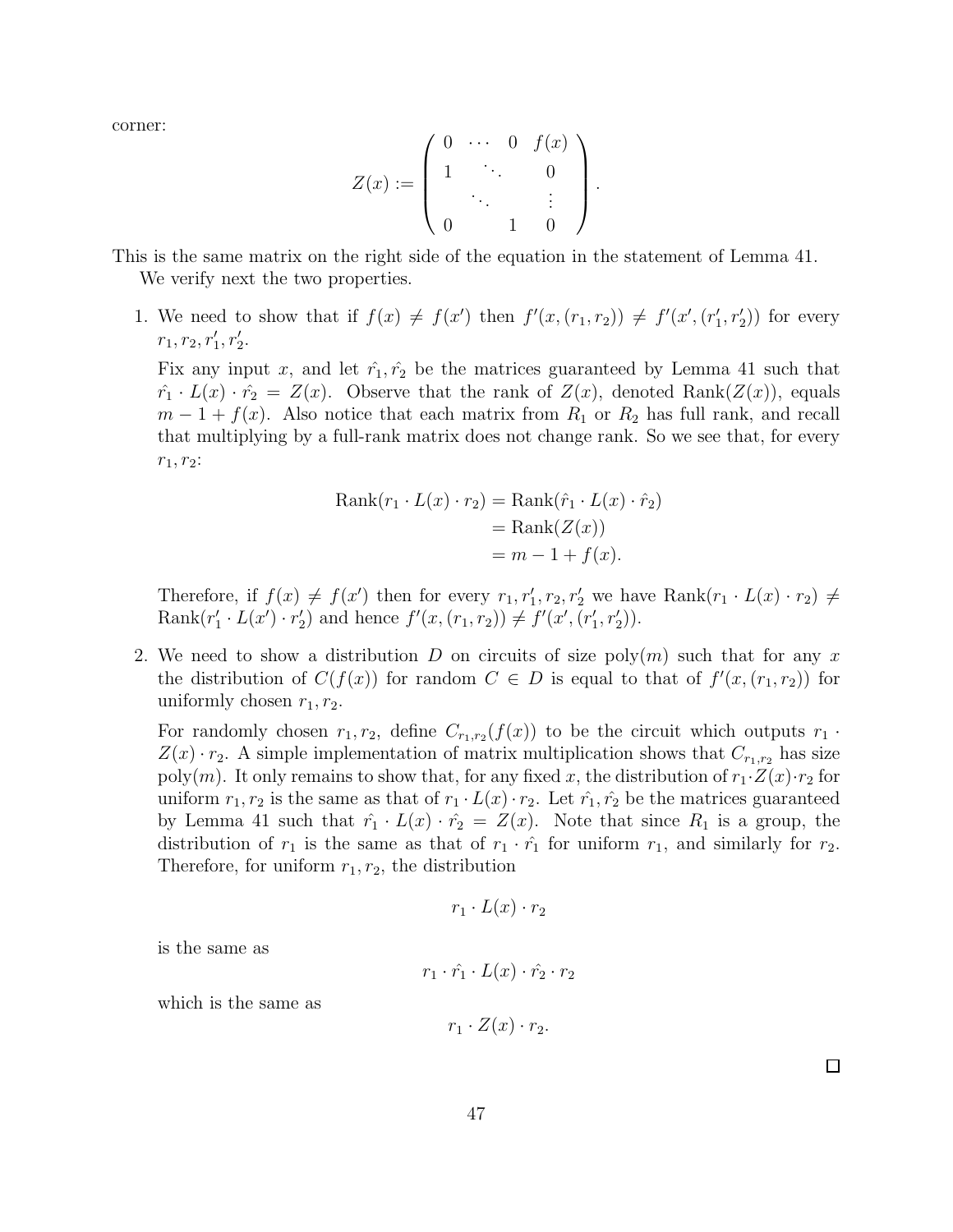corner:

$$Z(x) := \begin{pmatrix} 0 & \cdots & 0 & f(x) \\ 1 & \ddots & & 0 \\ & \ddots & & \vdots \\ 0 & & 1 & 0 \end{pmatrix}.$$

This is the same matrix on the right side of the equation in the statement of Lemma 41.

We verify next the two properties.

1. We need to show that if $f(x) \neq f(x')$ then $f'(x,(r_1,r_2)) \neq f'(x',(r_1',r_2'))$ for every $r_1, r_2, r_1', r_2'$.

   Fix any input $x$, and let $\hat{r_1}, \hat{r_2}$ be the matrices guaranteed by Lemma 41 such that $\hat{r_1} \cdot L(x) \cdot \hat{r_2} = Z(x)$. Observe that the rank of $Z(x)$, denoted $\text{Rank}(Z(x))$, equals $m - 1 + f(x)$. Also notice that each matrix from $R_1$ or $R_2$ has full rank, and recall that multiplying by a full-rank matrix does not change rank. So we see that, for every $r_1, r_2$:

   $$\begin{aligned} \text{Rank}(r_1 \cdot L(x) \cdot r_2) &= \text{Rank}(\hat{r_1} \cdot L(x) \cdot \hat{r_2}) \\ &= \text{Rank}(Z(x)) \\ &= m - 1 + f(x). \end{aligned}$$

   Therefore, if $f(x) \neq f(x')$ then for every $r_1, r_1', r_2, r_2'$ we have $\text{Rank}(r_1 \cdot L(x) \cdot r_2) \neq \text{Rank}(r_1' \cdot L(x') \cdot r_2')$ and hence $f'(x,(r_1,r_2)) \neq f'(x',(r_1',r_2'))$.

2. We need to show a distribution $D$ on circuits of size $\text{poly}(m)$ such that for any $x$ the distribution of $C(f(x))$ for random $C \in D$ is equal to that of $f'(x,(r_1,r_2))$ for uniformly chosen $r_1, r_2$.

   For randomly chosen $r_1, r_2$, define $C_{r_1,r_2}(f(x))$ to be the circuit which outputs $r_1 \cdot Z(x) \cdot r_2$. A simple implementation of matrix multiplication shows that $C_{r_1,r_2}$ has size $\text{poly}(m)$. It only remains to show that, for any fixed $x$, the distribution of $r_1 \cdot Z(x) \cdot r_2$ for uniform $r_1, r_2$ is the same as that of $r_1 \cdot L(x) \cdot r_2$. Let $\hat{r_1}, \hat{r_2}$ be the matrices guaranteed by Lemma 41 such that $\hat{r_1} \cdot L(x) \cdot \hat{r_2} = Z(x)$. Note that since $R_1$ is a group, the distribution of $r_1$ is the same as that of $r_1 \cdot \hat{r_1}$ for uniform $r_1$, and similarly for $r_2$. Therefore, for uniform $r_1, r_2$, the distribution

   $$r_1 \cdot L(x) \cdot r_2$$

   is the same as

   $$r_1 \cdot \hat{r_1} \cdot L(x) \cdot \hat{r_2} \cdot r_2$$

   which is the same as

   $$r_1 \cdot Z(x) \cdot r_2.$$

□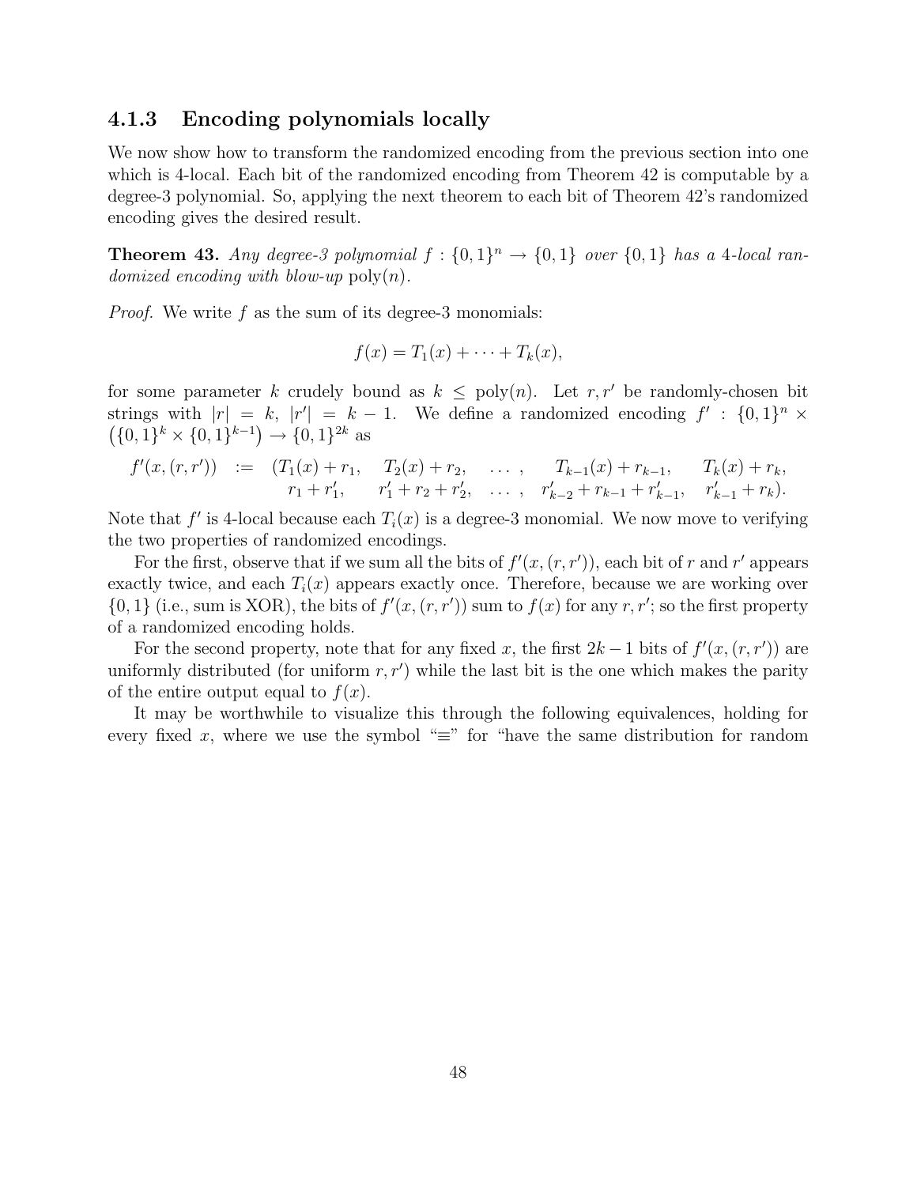### 4.1.3 Encoding polynomials locally

We now show how to transform the randomized encoding from the previous section into one which is 4-local. Each bit of the randomized encoding from Theorem 42 is computable by a degree-3 polynomial. So, applying the next theorem to each bit of Theorem 42's randomized encoding gives the desired result.

**Theorem 43.** *Any degree-3 polynomial $f : \{0,1\}^n \to \{0,1\}$ over $\{0,1\}$ has a 4-local randomized encoding with blow-up $\text{poly}(n)$.*

*Proof.* We write $f$ as the sum of its degree-3 monomials:

$$f(x) = T_1(x) + \cdots + T_k(x),$$

for some parameter $k$ crudely bound as $k \leq \text{poly}(n)$. Let $r, r'$ be randomly-chosen bit strings with $|r| = k$, $|r'| = k - 1$. We define a randomized encoding $f' : \{0,1\}^n \times \left(\{0,1\}^k \times \{0,1\}^{k-1}\right) \to \{0,1\}^{2k}$ as

$$\begin{aligned} f'(x,(r,r')) \;\; := \;\; (&T_1(x) + r_1, \quad T_2(x) + r_2, \quad \ldots, \quad T_{k-1}(x) + r_{k-1}, \quad T_k(x) + r_k, \\ &r_1 + r'_1, \quad r'_1 + r_2 + r'_2, \quad \ldots, \quad r'_{k-2} + r_{k-1} + r'_{k-1}, \quad r'_{k-1} + r_k). \end{aligned}$$

Note that $f'$ is 4-local because each $T_i(x)$ is a degree-3 monomial. We now move to verifying the two properties of randomized encodings.

For the first, observe that if we sum all the bits of $f'(x,(r,r'))$, each bit of $r$ and $r'$ appears exactly twice, and each $T_i(x)$ appears exactly once. Therefore, because we are working over $\{0,1\}$ (i.e., sum is XOR), the bits of $f'(x,(r,r'))$ sum to $f(x)$ for any $r, r'$; so the first property of a randomized encoding holds.

For the second property, note that for any fixed $x$, the first $2k-1$ bits of $f'(x,(r,r'))$ are uniformly distributed (for uniform $r, r'$) while the last bit is the one which makes the parity of the entire output equal to $f(x)$.

It may be worthwhile to visualize this through the following equivalences, holding for every fixed $x$, where we use the symbol "$\equiv$" for "have the same distribution for random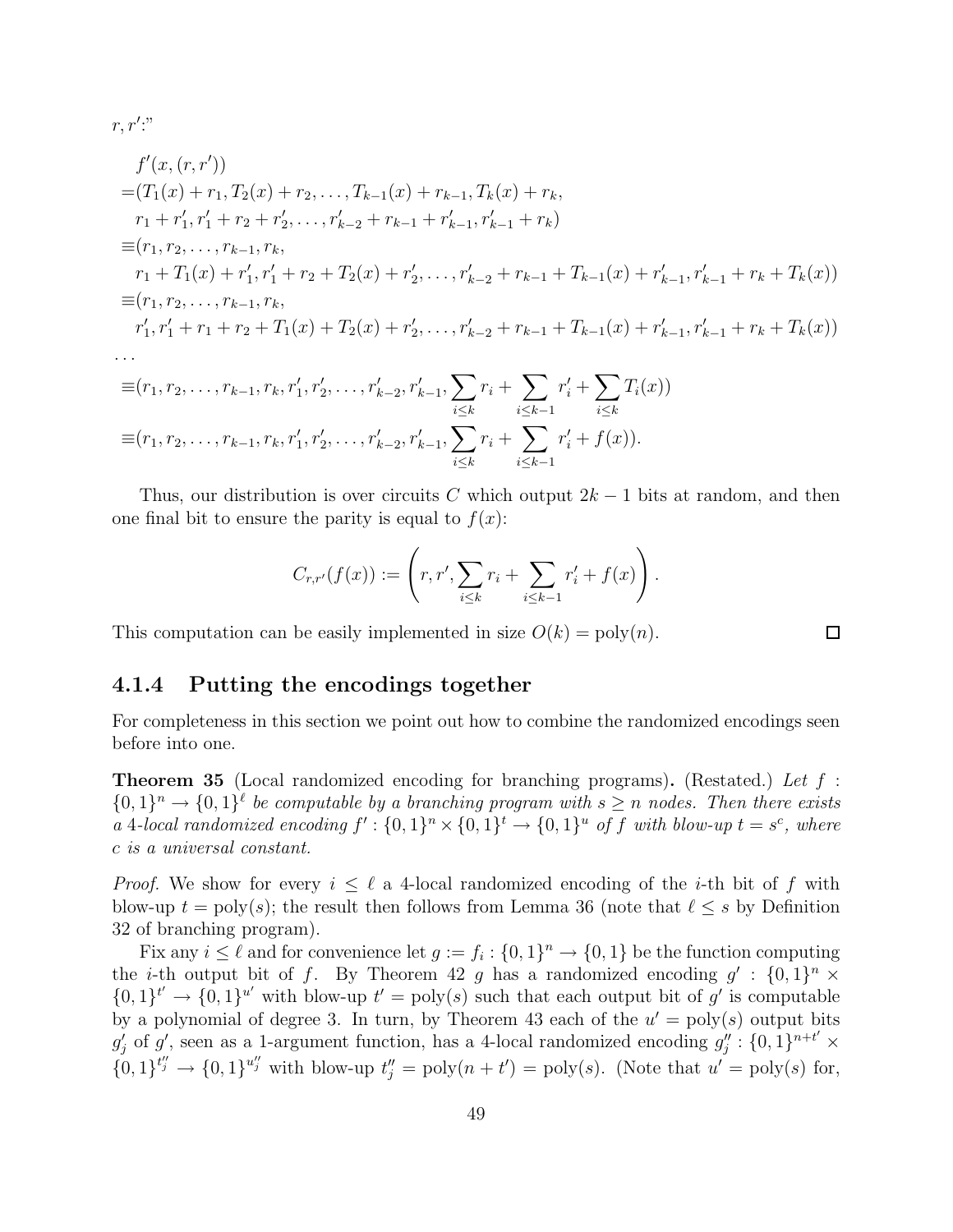$r, r'$:"

$$
\begin{aligned}
&f'(x,(r,r'))\\
=&(T_1(x)+r_1, T_2(x)+r_2, \ldots, T_{k-1}(x)+r_{k-1}, T_k(x)+r_k,\\
&\ r_1+r'_1, r'_1+r_2+r'_2, \ldots, r'_{k-2}+r_{k-1}+r'_{k-1}, r'_{k-1}+r_k)\\
\equiv&(r_1, r_2, \ldots, r_{k-1}, r_k,\\
&\ r_1+T_1(x)+r'_1, r'_1+r_2+T_2(x)+r'_2, \ldots, r'_{k-2}+r_{k-1}+T_{k-1}(x)+r'_{k-1}, r'_{k-1}+r_k+T_k(x))\\
\equiv&(r_1, r_2, \ldots, r_{k-1}, r_k,\\
&\ r'_1, r'_1+r_1+r_2+T_1(x)+T_2(x)+r'_2, \ldots, r'_{k-2}+r_{k-1}+T_{k-1}(x)+r'_{k-1}, r'_{k-1}+r_k+T_k(x))\\
\ldots&\\
\equiv&(r_1, r_2, \ldots, r_{k-1}, r_k, r'_1, r'_2, \ldots, r'_{k-2}, r'_{k-1}, \sum_{i\le k} r_i + \sum_{i\le k-1} r'_i + \sum_{i \le k} T_i(x))\\
\equiv&(r_1, r_2, \ldots, r_{k-1}, r_k, r'_1, r'_2, \ldots, r'_{k-2}, r'_{k-1}, \sum_{i\le k} r_i + \sum_{i\le k-1} r'_i + f(x)).
\end{aligned}
$$

Thus, our distribution is over circuits $C$ which output $2k-1$ bits at random, and then one final bit to ensure the parity is equal to $f(x)$:

$$
C_{r,r'}(f(x)) := \left( r, r', \sum_{i\le k} r_i + \sum_{i\le k-1} r'_i + f(x) \right).
$$

This computation can be easily implemented in size $O(k) = \mathrm{poly}(n)$. □

### 4.1.4 Putting the encodings together

For completeness in this section we point out how to combine the randomized encodings seen before into one.

**Theorem 35** (Local randomized encoding for branching programs)**.** (Restated.) *Let $f : \{0,1\}^n \to \{0,1\}^\ell$ be computable by a branching program with $s \ge n$ nodes. Then there exists a 4-local randomized encoding $f' : \{0,1\}^n \times \{0,1\}^t \to \{0,1\}^u$ of $f$ with blow-up $t = s^c$, where $c$ is a universal constant.*

*Proof.* We show for every $i \le \ell$ a 4-local randomized encoding of the $i$-th bit of $f$ with blow-up $t = \mathrm{poly}(s)$; the result then follows from Lemma 36 (note that $\ell \le s$ by Definition 32 of branching program).

Fix any $i \le \ell$ and for convenience let $g := f_i : \{0,1\}^n \to \{0,1\}$ be the function computing the $i$-th output bit of $f$. By Theorem 42 $g$ has a randomized encoding $g' : \{0,1\}^n \times \{0,1\}^{t'} \to \{0,1\}^{u'}$ with blow-up $t' = \mathrm{poly}(s)$ such that each output bit of $g'$ is computable by a polynomial of degree 3. In turn, by Theorem 43 each of the $u' = \mathrm{poly}(s)$ output bits $g'_j$ of $g'$, seen as a 1-argument function, has a 4-local randomized encoding $g''_j : \{0,1\}^{n+t'} \times \{0,1\}^{t''_j} \to \{0,1\}^{u''_j}$ with blow-up $t''_j = \mathrm{poly}(n+t') = \mathrm{poly}(s)$. (Note that $u' = \mathrm{poly}(s)$ for,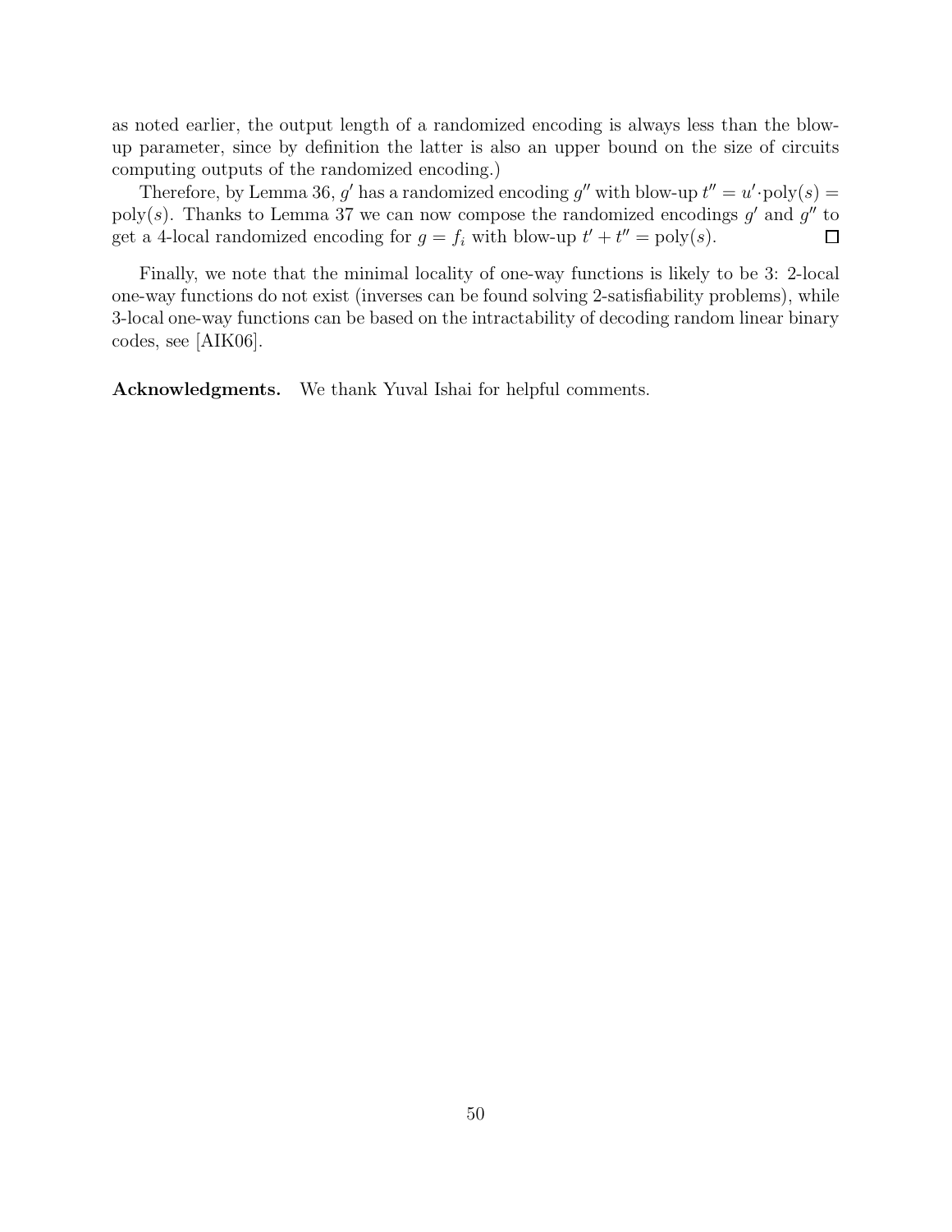as noted earlier, the output length of a randomized encoding is always less than the blow-up parameter, since by definition the latter is also an upper bound on the size of circuits computing outputs of the randomized encoding.)

Therefore, by Lemma 36, $g'$ has a randomized encoding $g''$ with blow-up $t'' = u' \cdot \text{poly}(s) = \text{poly}(s)$. Thanks to Lemma 37 we can now compose the randomized encodings $g'$ and $g''$ to get a 4-local randomized encoding for $g = f_i$ with blow-up $t' + t'' = \text{poly}(s)$. ☐

Finally, we note that the minimal locality of one-way functions is likely to be 3: 2-local one-way functions do not exist (inverses can be found solving 2-satisfiability problems), while 3-local one-way functions can be based on the intractability of decoding random linear binary codes, see [AIK06].

**Acknowledgments.** We thank Yuval Ishai for helpful comments.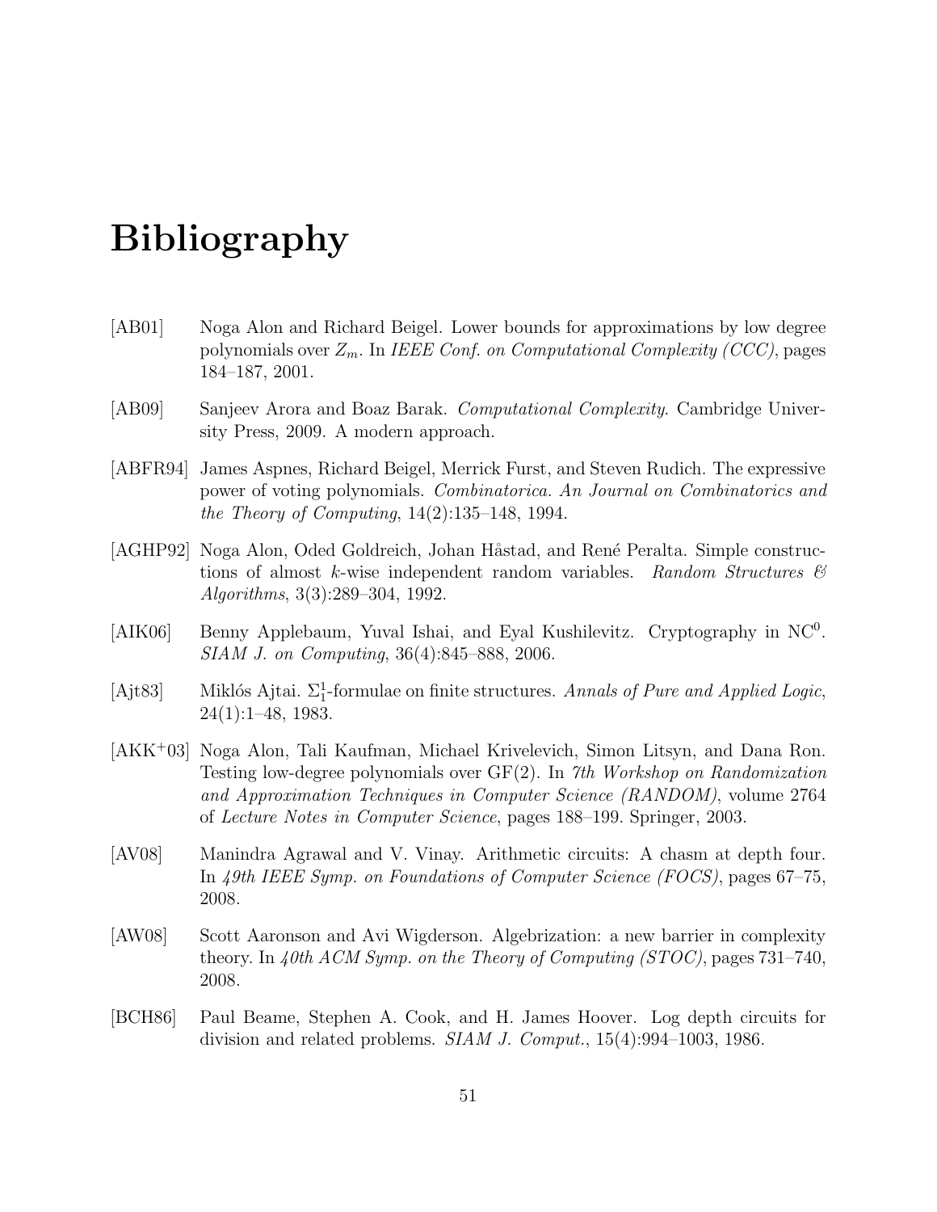# Bibliography

[AB01] Noga Alon and Richard Beigel. Lower bounds for approximations by low degree polynomials over $Z_m$. In *IEEE Conf. on Computational Complexity (CCC)*, pages 184–187, 2001.

[AB09] Sanjeev Arora and Boaz Barak. *Computational Complexity*. Cambridge University Press, 2009. A modern approach.

[ABFR94] James Aspnes, Richard Beigel, Merrick Furst, and Steven Rudich. The expressive power of voting polynomials. *Combinatorica. An Journal on Combinatorics and the Theory of Computing*, 14(2):135–148, 1994.

[AGHP92] Noga Alon, Oded Goldreich, Johan Håstad, and René Peralta. Simple constructions of almost $k$-wise independent random variables. *Random Structures & Algorithms*, 3(3):289–304, 1992.

[AIK06] Benny Applebaum, Yuval Ishai, and Eyal Kushilevitz. Cryptography in $\mathrm{NC}^0$. *SIAM J. on Computing*, 36(4):845–888, 2006.

[Ajt83] Miklós Ajtai. $\Sigma_1^1$-formulae on finite structures. *Annals of Pure and Applied Logic*, 24(1):1–48, 1983.

[AKK+03] Noga Alon, Tali Kaufman, Michael Krivelevich, Simon Litsyn, and Dana Ron. Testing low-degree polynomials over GF(2). In *7th Workshop on Randomization and Approximation Techniques in Computer Science (RANDOM)*, volume 2764 of *Lecture Notes in Computer Science*, pages 188–199. Springer, 2003.

[AV08] Manindra Agrawal and V. Vinay. Arithmetic circuits: A chasm at depth four. In *49th IEEE Symp. on Foundations of Computer Science (FOCS)*, pages 67–75, 2008.

[AW08] Scott Aaronson and Avi Wigderson. Algebrization: a new barrier in complexity theory. In *40th ACM Symp. on the Theory of Computing (STOC)*, pages 731–740, 2008.

[BCH86] Paul Beame, Stephen A. Cook, and H. James Hoover. Log depth circuits for division and related problems. *SIAM J. Comput.*, 15(4):994–1003, 1986.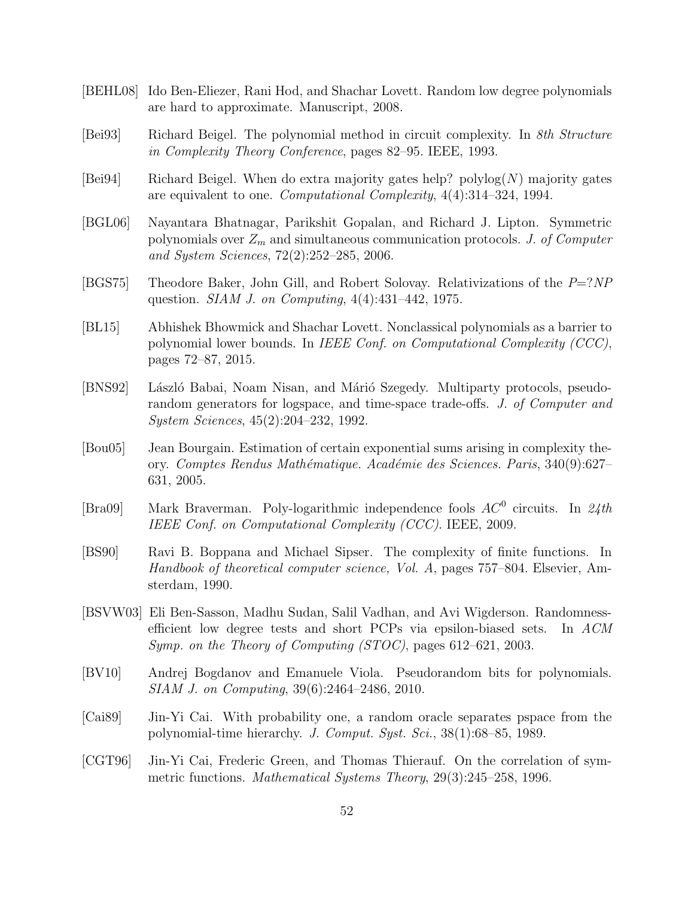[BEHL08] Ido Ben-Eliezer, Rani Hod, and Shachar Lovett. Random low degree polynomials are hard to approximate. Manuscript, 2008.

[Bei93] Richard Beigel. The polynomial method in circuit complexity. In *8th Structure in Complexity Theory Conference*, pages 82–95. IEEE, 1993.

[Bei94] Richard Beigel. When do extra majority gates help? polylog($N$) majority gates are equivalent to one. *Computational Complexity*, 4(4):314–324, 1994.

[BGL06] Nayantara Bhatnagar, Parikshit Gopalan, and Richard J. Lipton. Symmetric polynomials over $Z_m$ and simultaneous communication protocols. *J. of Computer and System Sciences*, 72(2):252–285, 2006.

[BGS75] Theodore Baker, John Gill, and Robert Solovay. Relativizations of the $P{=}?NP$ question. *SIAM J. on Computing*, 4(4):431–442, 1975.

[BL15] Abhishek Bhowmick and Shachar Lovett. Nonclassical polynomials as a barrier to polynomial lower bounds. In *IEEE Conf. on Computational Complexity (CCC)*, pages 72–87, 2015.

[BNS92] László Babai, Noam Nisan, and Márió Szegedy. Multiparty protocols, pseudorandom generators for logspace, and time-space trade-offs. *J. of Computer and System Sciences*, 45(2):204–232, 1992.

[Bou05] Jean Bourgain. Estimation of certain exponential sums arising in complexity theory. *Comptes Rendus Mathématique. Académie des Sciences. Paris*, 340(9):627–631, 2005.

[Bra09] Mark Braverman. Poly-logarithmic independence fools $AC^0$ circuits. In *24th IEEE Conf. on Computational Complexity (CCC)*. IEEE, 2009.

[BS90] Ravi B. Boppana and Michael Sipser. The complexity of finite functions. In *Handbook of theoretical computer science, Vol. A*, pages 757–804. Elsevier, Amsterdam, 1990.

[BSVW03] Eli Ben-Sasson, Madhu Sudan, Salil Vadhan, and Avi Wigderson. Randomness-efficient low degree tests and short PCPs via epsilon-biased sets. In *ACM Symp. on the Theory of Computing (STOC)*, pages 612–621, 2003.

[BV10] Andrej Bogdanov and Emanuele Viola. Pseudorandom bits for polynomials. *SIAM J. on Computing*, 39(6):2464–2486, 2010.

[Cai89] Jin-Yi Cai. With probability one, a random oracle separates pspace from the polynomial-time hierarchy. *J. Comput. Syst. Sci.*, 38(1):68–85, 1989.

[CGT96] Jin-Yi Cai, Frederic Green, and Thomas Thierauf. On the correlation of symmetric functions. *Mathematical Systems Theory*, 29(3):245–258, 1996.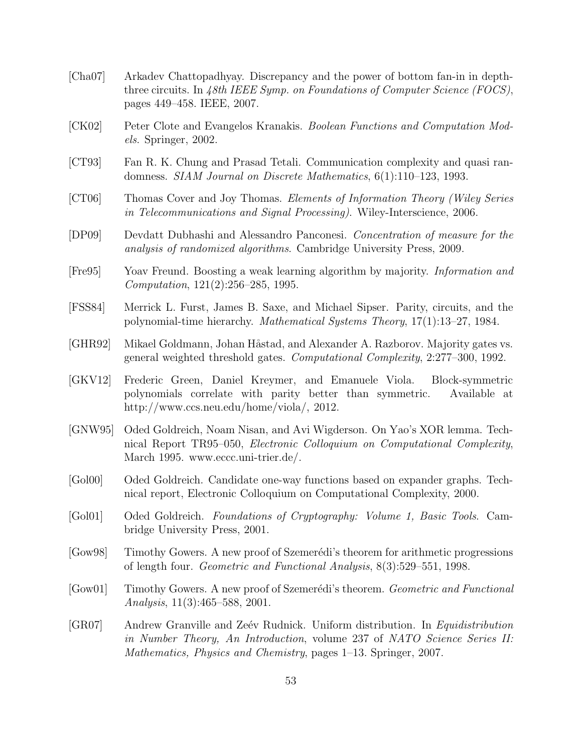[Cha07] Arkadev Chattopadhyay. Discrepancy and the power of bottom fan-in in depth-three circuits. In *48th IEEE Symp. on Foundations of Computer Science (FOCS)*, pages 449–458. IEEE, 2007.

[CK02] Peter Clote and Evangelos Kranakis. *Boolean Functions and Computation Models*. Springer, 2002.

[CT93] Fan R. K. Chung and Prasad Tetali. Communication complexity and quasi randomness. *SIAM Journal on Discrete Mathematics*, 6(1):110–123, 1993.

[CT06] Thomas Cover and Joy Thomas. *Elements of Information Theory (Wiley Series in Telecommunications and Signal Processing)*. Wiley-Interscience, 2006.

[DP09] Devdatt Dubhashi and Alessandro Panconesi. *Concentration of measure for the analysis of randomized algorithms*. Cambridge University Press, 2009.

[Fre95] Yoav Freund. Boosting a weak learning algorithm by majority. *Information and Computation*, 121(2):256–285, 1995.

[FSS84] Merrick L. Furst, James B. Saxe, and Michael Sipser. Parity, circuits, and the polynomial-time hierarchy. *Mathematical Systems Theory*, 17(1):13–27, 1984.

[GHR92] Mikael Goldmann, Johan Håstad, and Alexander A. Razborov. Majority gates vs. general weighted threshold gates. *Computational Complexity*, 2:277–300, 1992.

[GKV12] Frederic Green, Daniel Kreymer, and Emanuele Viola. Block-symmetric polynomials correlate with parity better than symmetric. Available at http://www.ccs.neu.edu/home/viola/, 2012.

[GNW95] Oded Goldreich, Noam Nisan, and Avi Wigderson. On Yao's XOR lemma. Technical Report TR95–050, *Electronic Colloquium on Computational Complexity*, March 1995. www.eccc.uni-trier.de/.

[Gol00] Oded Goldreich. Candidate one-way functions based on expander graphs. Technical report, Electronic Colloquium on Computational Complexity, 2000.

[Gol01] Oded Goldreich. *Foundations of Cryptography: Volume 1, Basic Tools*. Cambridge University Press, 2001.

[Gow98] Timothy Gowers. A new proof of Szemerédi's theorem for arithmetic progressions of length four. *Geometric and Functional Analysis*, 8(3):529–551, 1998.

[Gow01] Timothy Gowers. A new proof of Szemerédi's theorem. *Geometric and Functional Analysis*, 11(3):465–588, 2001.

[GR07] Andrew Granville and Zeév Rudnick. Uniform distribution. In *Equidistribution in Number Theory, An Introduction*, volume 237 of *NATO Science Series II: Mathematics, Physics and Chemistry*, pages 1–13. Springer, 2007.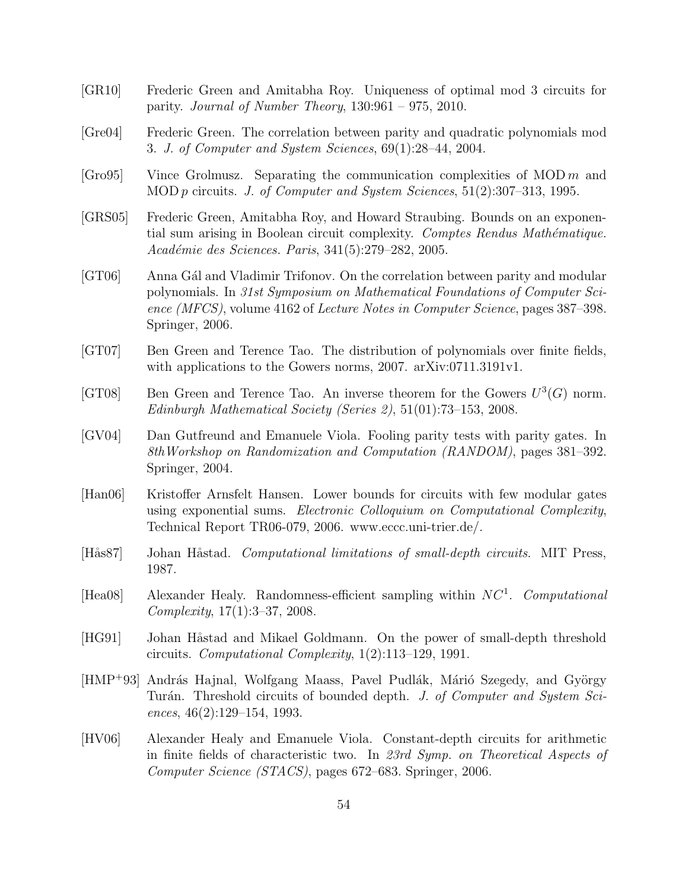[GR10] Frederic Green and Amitabha Roy. Uniqueness of optimal mod 3 circuits for parity. *Journal of Number Theory*, 130:961 – 975, 2010.

[Gre04] Frederic Green. The correlation between parity and quadratic polynomials mod 3. *J. of Computer and System Sciences*, 69(1):28–44, 2004.

[Gro95] Vince Grolmusz. Separating the communication complexities of MOD $m$ and MOD $p$ circuits. *J. of Computer and System Sciences*, 51(2):307–313, 1995.

[GRS05] Frederic Green, Amitabha Roy, and Howard Straubing. Bounds on an exponential sum arising in Boolean circuit complexity. *Comptes Rendus Mathématique. Académie des Sciences. Paris*, 341(5):279–282, 2005.

[GT06] Anna Gál and Vladimir Trifonov. On the correlation between parity and modular polynomials. In *31st Symposium on Mathematical Foundations of Computer Science (MFCS)*, volume 4162 of *Lecture Notes in Computer Science*, pages 387–398. Springer, 2006.

[GT07] Ben Green and Terence Tao. The distribution of polynomials over finite fields, with applications to the Gowers norms, 2007. arXiv:0711.3191v1.

[GT08] Ben Green and Terence Tao. An inverse theorem for the Gowers $U^3(G)$ norm. *Edinburgh Mathematical Society (Series 2)*, 51(01):73–153, 2008.

[GV04] Dan Gutfreund and Emanuele Viola. Fooling parity tests with parity gates. In *8thWorkshop on Randomization and Computation (RANDOM)*, pages 381–392. Springer, 2004.

[Han06] Kristoffer Arnsfelt Hansen. Lower bounds for circuits with few modular gates using exponential sums. *Electronic Colloquium on Computational Complexity*, Technical Report TR06-079, 2006. www.eccc.uni-trier.de/.

[Hås87] Johan Håstad. *Computational limitations of small-depth circuits*. MIT Press, 1987.

[Hea08] Alexander Healy. Randomness-efficient sampling within $NC^1$. *Computational Complexity*, 17(1):3–37, 2008.

[HG91] Johan Håstad and Mikael Goldmann. On the power of small-depth threshold circuits. *Computational Complexity*, 1(2):113–129, 1991.

[HMP+93] András Hajnal, Wolfgang Maass, Pavel Pudlák, Márió Szegedy, and György Turán. Threshold circuits of bounded depth. *J. of Computer and System Sciences*, 46(2):129–154, 1993.

[HV06] Alexander Healy and Emanuele Viola. Constant-depth circuits for arithmetic in finite fields of characteristic two. In *23rd Symp. on Theoretical Aspects of Computer Science (STACS)*, pages 672–683. Springer, 2006.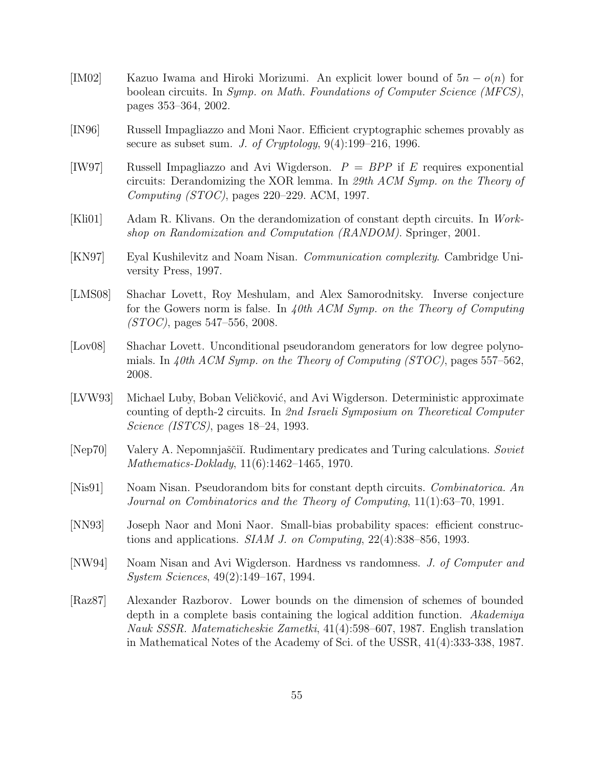[IM02] Kazuo Iwama and Hiroki Morizumi. An explicit lower bound of $5n - o(n)$ for boolean circuits. In *Symp. on Math. Foundations of Computer Science (MFCS)*, pages 353–364, 2002.

[IN96] Russell Impagliazzo and Moni Naor. Efficient cryptographic schemes provably as secure as subset sum. *J. of Cryptology*, 9(4):199–216, 1996.

[IW97] Russell Impagliazzo and Avi Wigderson. $P = BPP$ if $E$ requires exponential circuits: Derandomizing the XOR lemma. In *29th ACM Symp. on the Theory of Computing (STOC)*, pages 220–229. ACM, 1997.

[Kli01] Adam R. Klivans. On the derandomization of constant depth circuits. In *Workshop on Randomization and Computation (RANDOM)*. Springer, 2001.

[KN97] Eyal Kushilevitz and Noam Nisan. *Communication complexity*. Cambridge University Press, 1997.

[LMS08] Shachar Lovett, Roy Meshulam, and Alex Samorodnitsky. Inverse conjecture for the Gowers norm is false. In *40th ACM Symp. on the Theory of Computing (STOC)*, pages 547–556, 2008.

[Lov08] Shachar Lovett. Unconditional pseudorandom generators for low degree polynomials. In *40th ACM Symp. on the Theory of Computing (STOC)*, pages 557–562, 2008.

[LVW93] Michael Luby, Boban Veličković, and Avi Wigderson. Deterministic approximate counting of depth-2 circuits. In *2nd Israeli Symposium on Theoretical Computer Science (ISTCS)*, pages 18–24, 1993.

[Nep70] Valery A. Nepomnjaščiĭ. Rudimentary predicates and Turing calculations. *Soviet Mathematics-Doklady*, 11(6):1462–1465, 1970.

[Nis91] Noam Nisan. Pseudorandom bits for constant depth circuits. *Combinatorica. An Journal on Combinatorics and the Theory of Computing*, 11(1):63–70, 1991.

[NN93] Joseph Naor and Moni Naor. Small-bias probability spaces: efficient constructions and applications. *SIAM J. on Computing*, 22(4):838–856, 1993.

[NW94] Noam Nisan and Avi Wigderson. Hardness vs randomness. *J. of Computer and System Sciences*, 49(2):149–167, 1994.

[Raz87] Alexander Razborov. Lower bounds on the dimension of schemes of bounded depth in a complete basis containing the logical addition function. *Akademiya Nauk SSSR. Matematicheskie Zametki*, 41(4):598–607, 1987. English translation in Mathematical Notes of the Academy of Sci. of the USSR, 41(4):333-338, 1987.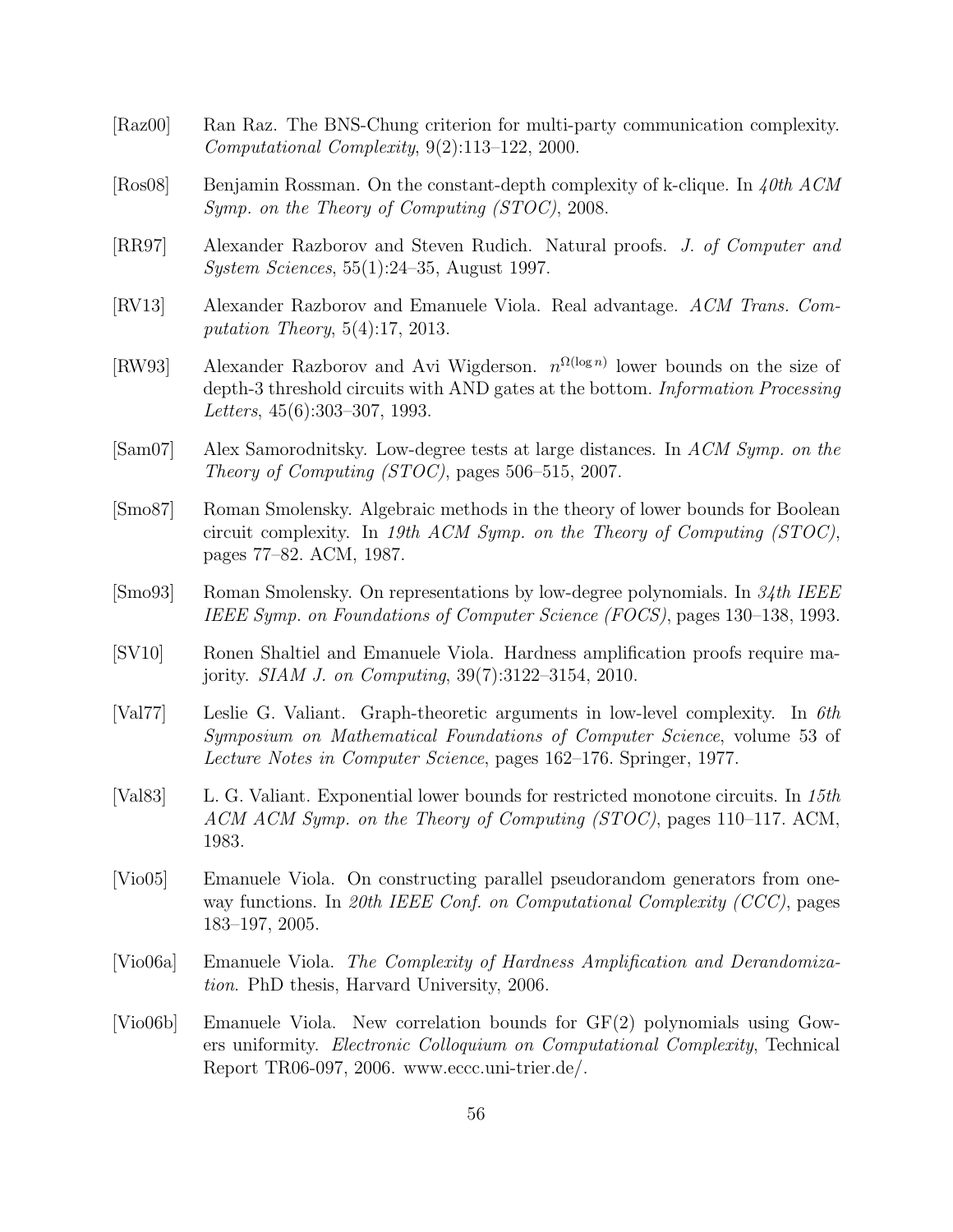[Raz00] Ran Raz. The BNS-Chung criterion for multi-party communication complexity. *Computational Complexity*, 9(2):113–122, 2000.

[Ros08] Benjamin Rossman. On the constant-depth complexity of k-clique. In *40th ACM Symp. on the Theory of Computing (STOC)*, 2008.

[RR97] Alexander Razborov and Steven Rudich. Natural proofs. *J. of Computer and System Sciences*, 55(1):24–35, August 1997.

[RV13] Alexander Razborov and Emanuele Viola. Real advantage. *ACM Trans. Computation Theory*, 5(4):17, 2013.

[RW93] Alexander Razborov and Avi Wigderson. $n^{\Omega(\log n)}$ lower bounds on the size of depth-3 threshold circuits with AND gates at the bottom. *Information Processing Letters*, 45(6):303–307, 1993.

[Sam07] Alex Samorodnitsky. Low-degree tests at large distances. In *ACM Symp. on the Theory of Computing (STOC)*, pages 506–515, 2007.

[Smo87] Roman Smolensky. Algebraic methods in the theory of lower bounds for Boolean circuit complexity. In *19th ACM Symp. on the Theory of Computing (STOC)*, pages 77–82. ACM, 1987.

[Smo93] Roman Smolensky. On representations by low-degree polynomials. In *34th IEEE IEEE Symp. on Foundations of Computer Science (FOCS)*, pages 130–138, 1993.

[SV10] Ronen Shaltiel and Emanuele Viola. Hardness amplification proofs require majority. *SIAM J. on Computing*, 39(7):3122–3154, 2010.

[Val77] Leslie G. Valiant. Graph-theoretic arguments in low-level complexity. In *6th Symposium on Mathematical Foundations of Computer Science*, volume 53 of *Lecture Notes in Computer Science*, pages 162–176. Springer, 1977.

[Val83] L. G. Valiant. Exponential lower bounds for restricted monotone circuits. In *15th ACM ACM Symp. on the Theory of Computing (STOC)*, pages 110–117. ACM, 1983.

[Vio05] Emanuele Viola. On constructing parallel pseudorandom generators from one-way functions. In *20th IEEE Conf. on Computational Complexity (CCC)*, pages 183–197, 2005.

[Vio06a] Emanuele Viola. *The Complexity of Hardness Amplification and Derandomization*. PhD thesis, Harvard University, 2006.

[Vio06b] Emanuele Viola. New correlation bounds for GF(2) polynomials using Gowers uniformity. *Electronic Colloquium on Computational Complexity*, Technical Report TR06-097, 2006. www.eccc.uni-trier.de/.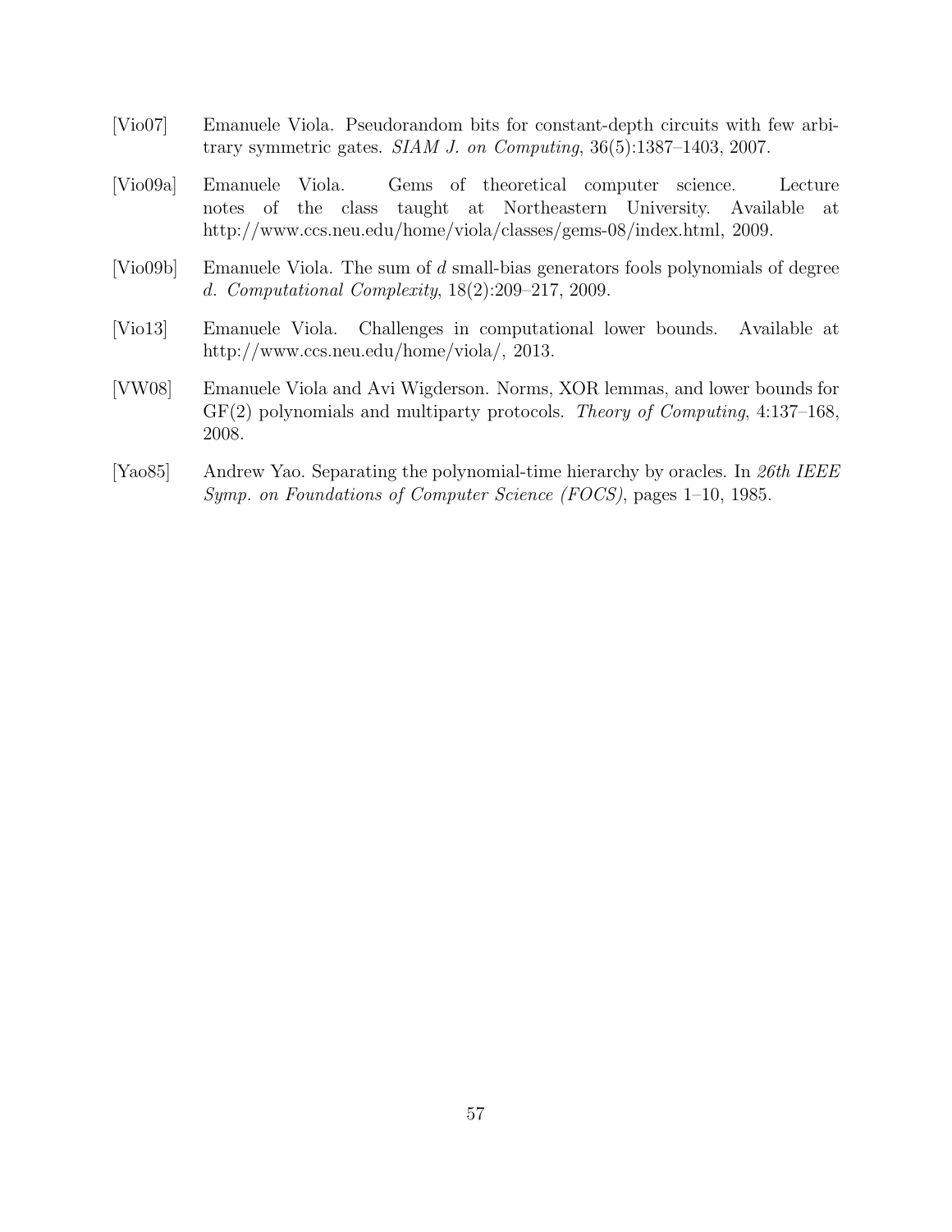[Vio07] Emanuele Viola. Pseudorandom bits for constant-depth circuits with few arbitrary symmetric gates. *SIAM J. on Computing*, 36(5):1387–1403, 2007.

[Vio09a] Emanuele Viola. Gems of theoretical computer science. Lecture notes of the class taught at Northeastern University. Available at http://www.ccs.neu.edu/home/viola/classes/gems-08/index.html, 2009.

[Vio09b] Emanuele Viola. The sum of $d$ small-bias generators fools polynomials of degree $d$. *Computational Complexity*, 18(2):209–217, 2009.

[Vio13] Emanuele Viola. Challenges in computational lower bounds. Available at http://www.ccs.neu.edu/home/viola/, 2013.

[VW08] Emanuele Viola and Avi Wigderson. Norms, XOR lemmas, and lower bounds for GF(2) polynomials and multiparty protocols. *Theory of Computing*, 4:137–168, 2008.

[Yao85] Andrew Yao. Separating the polynomial-time hierarchy by oracles. In *26th IEEE Symp. on Foundations of Computer Science (FOCS)*, pages 1–10, 1985.